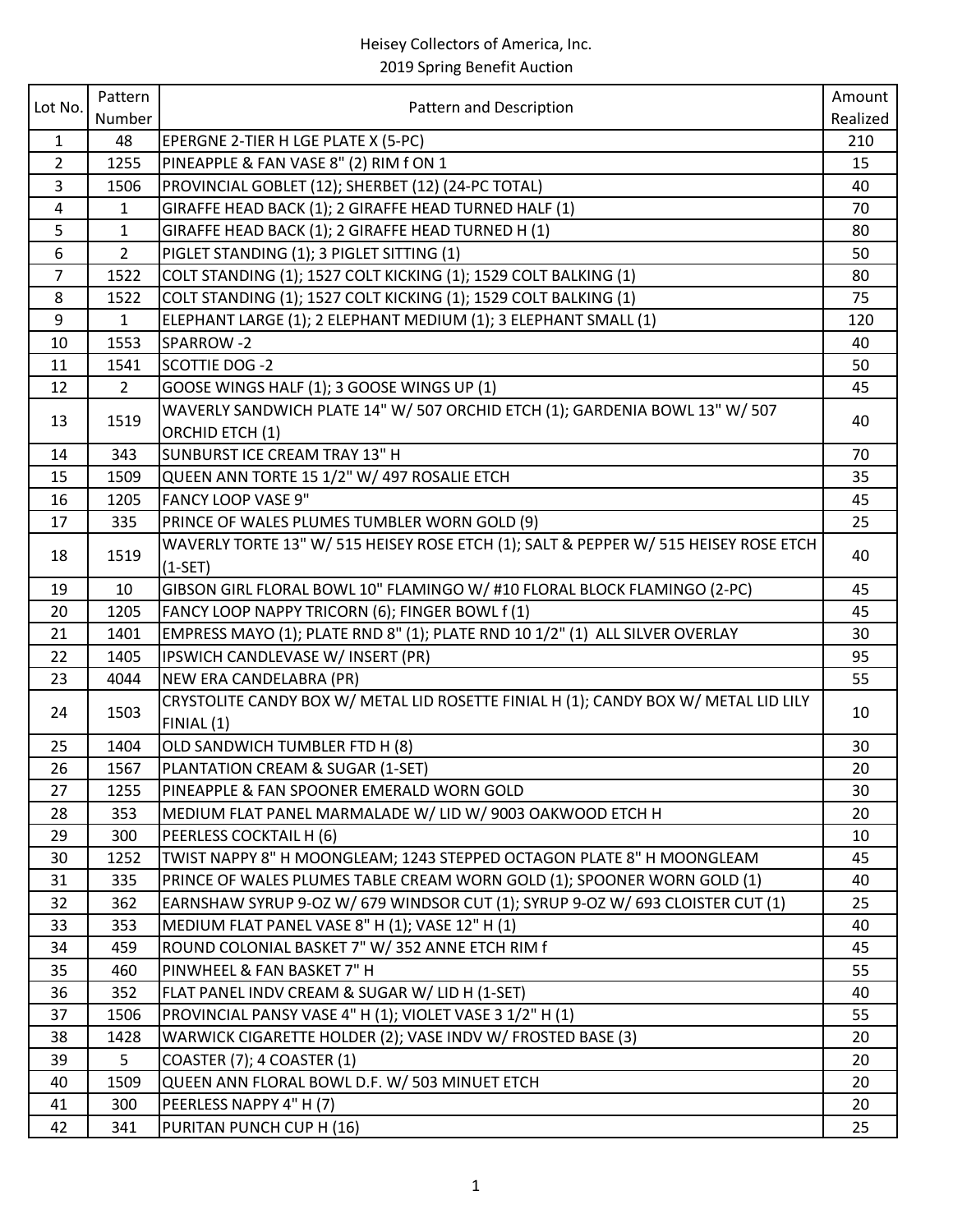Heisey Collectors of America, Inc.
2019 Spring Benefit Auction

| Lot No. | Pattern Number | Pattern and Description | Amount Realized |
|---|---|---|---|
| 1 | 48 | EPERGNE 2-TIER H LGE PLATE X (5-PC) | 210 |
| 2 | 1255 | PINEAPPLE & FAN VASE 8" (2) RIM f ON 1 | 15 |
| 3 | 1506 | PROVINCIAL GOBLET (12); SHERBET (12) (24-PC TOTAL) | 40 |
| 4 | 1 | GIRAFFE HEAD BACK (1); 2 GIRAFFE HEAD TURNED HALF (1) | 70 |
| 5 | 1 | GIRAFFE HEAD BACK (1); 2 GIRAFFE HEAD TURNED H (1) | 80 |
| 6 | 2 | PIGLET STANDING (1); 3 PIGLET SITTING (1) | 50 |
| 7 | 1522 | COLT STANDING (1); 1527 COLT KICKING (1); 1529 COLT BALKING (1) | 80 |
| 8 | 1522 | COLT STANDING (1); 1527 COLT KICKING (1); 1529 COLT BALKING (1) | 75 |
| 9 | 1 | ELEPHANT LARGE (1); 2 ELEPHANT MEDIUM (1); 3 ELEPHANT SMALL (1) | 120 |
| 10 | 1553 | SPARROW -2 | 40 |
| 11 | 1541 | SCOTTIE DOG -2 | 50 |
| 12 | 2 | GOOSE WINGS HALF (1); 3 GOOSE WINGS UP (1) | 45 |
| 13 | 1519 | WAVERLY SANDWICH PLATE 14" W/ 507 ORCHID ETCH (1); GARDENIA BOWL 13" W/ 507 ORCHID ETCH (1) | 40 |
| 14 | 343 | SUNBURST ICE CREAM TRAY 13" H | 70 |
| 15 | 1509 | QUEEN ANN TORTE 15 1/2" W/ 497 ROSALIE ETCH | 35 |
| 16 | 1205 | FANCY LOOP VASE 9" | 45 |
| 17 | 335 | PRINCE OF WALES PLUMES TUMBLER WORN GOLD (9) | 25 |
| 18 | 1519 | WAVERLY TORTE 13" W/ 515 HEISEY ROSE ETCH (1); SALT & PEPPER W/ 515 HEISEY ROSE ETCH (1-SET) | 40 |
| 19 | 10 | GIBSON GIRL FLORAL BOWL 10" FLAMINGO W/ #10 FLORAL BLOCK FLAMINGO (2-PC) | 45 |
| 20 | 1205 | FANCY LOOP NAPPY TRICORN (6); FINGER BOWL f (1) | 45 |
| 21 | 1401 | EMPRESS MAYO (1); PLATE RND 8" (1); PLATE RND 10 1/2" (1) ALL SILVER OVERLAY | 30 |
| 22 | 1405 | IPSWICH CANDLEVASE W/ INSERT (PR) | 95 |
| 23 | 4044 | NEW ERA CANDELABRA (PR) | 55 |
| 24 | 1503 | CRYSTOLITE CANDY BOX W/ METAL LID ROSETTE FINIAL H (1); CANDY BOX W/ METAL LID LILY FINIAL (1) | 10 |
| 25 | 1404 | OLD SANDWICH TUMBLER FTD H (8) | 30 |
| 26 | 1567 | PLANTATION CREAM & SUGAR (1-SET) | 20 |
| 27 | 1255 | PINEAPPLE & FAN SPOONER EMERALD WORN GOLD | 30 |
| 28 | 353 | MEDIUM FLAT PANEL MARMALADE W/ LID W/ 9003 OAKWOOD ETCH H | 20 |
| 29 | 300 | PEERLESS COCKTAIL H (6) | 10 |
| 30 | 1252 | TWIST NAPPY 8" H MOONGLEAM; 1243 STEPPED OCTAGON PLATE 8" H MOONGLEAM | 45 |
| 31 | 335 | PRINCE OF WALES PLUMES TABLE CREAM WORN GOLD (1); SPOONER WORN GOLD (1) | 40 |
| 32 | 362 | EARNSHAW SYRUP 9-OZ W/ 679 WINDSOR CUT (1); SYRUP 9-OZ W/ 693 CLOISTER CUT (1) | 25 |
| 33 | 353 | MEDIUM FLAT PANEL VASE 8" H (1); VASE 12" H (1) | 40 |
| 34 | 459 | ROUND COLONIAL BASKET 7" W/ 352 ANNE ETCH RIM f | 45 |
| 35 | 460 | PINWHEEL & FAN BASKET 7" H | 55 |
| 36 | 352 | FLAT PANEL INDV CREAM & SUGAR W/ LID H (1-SET) | 40 |
| 37 | 1506 | PROVINCIAL PANSY VASE 4" H (1); VIOLET VASE 3 1/2" H (1) | 55 |
| 38 | 1428 | WARWICK CIGARETTE HOLDER (2); VASE INDV W/ FROSTED BASE (3) | 20 |
| 39 | 5 | COASTER (7); 4 COASTER (1) | 20 |
| 40 | 1509 | QUEEN ANN FLORAL BOWL D.F. W/ 503 MINUET ETCH | 20 |
| 41 | 300 | PEERLESS NAPPY 4" H (7) | 20 |
| 42 | 341 | PURITAN PUNCH CUP H (16) | 25 |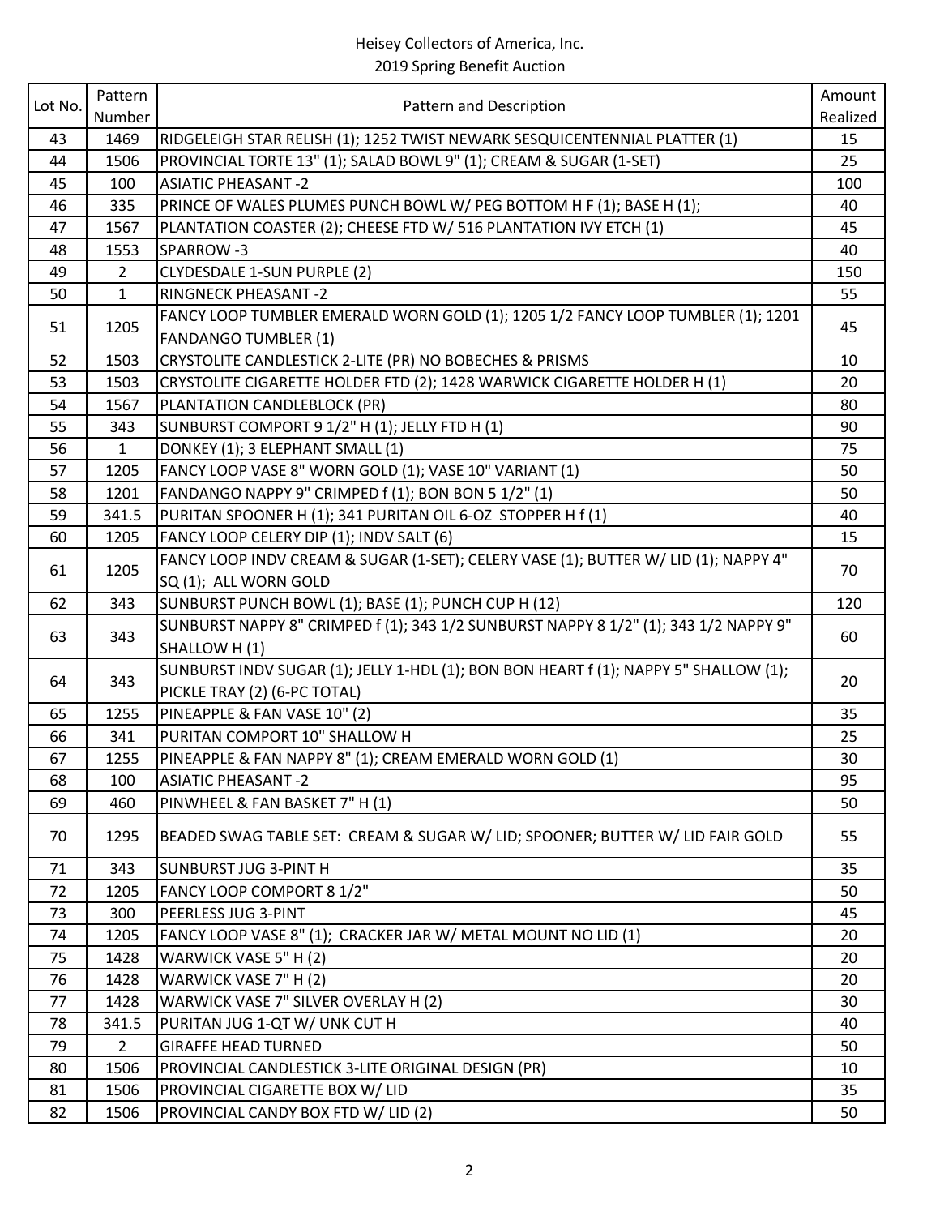Heisey Collectors of America, Inc.
2019 Spring Benefit Auction

| Lot No. | Pattern Number | Pattern and Description | Amount Realized |
|---|---|---|---|
| 43 | 1469 | RIDGELEIGH STAR RELISH (1); 1252 TWIST NEWARK SESQUICENTENNIAL PLATTER (1) | 15 |
| 44 | 1506 | PROVINCIAL TORTE 13" (1); SALAD BOWL 9" (1); CREAM & SUGAR (1-SET) | 25 |
| 45 | 100 | ASIATIC PHEASANT -2 | 100 |
| 46 | 335 | PRINCE OF WALES PLUMES PUNCH BOWL W/ PEG BOTTOM H F (1); BASE H (1); | 40 |
| 47 | 1567 | PLANTATION COASTER (2); CHEESE FTD W/ 516 PLANTATION IVY ETCH (1) | 45 |
| 48 | 1553 | SPARROW -3 | 40 |
| 49 | 2 | CLYDESDALE 1-SUN PURPLE (2) | 150 |
| 50 | 1 | RINGNECK PHEASANT -2 | 55 |
| 51 | 1205 | FANCY LOOP TUMBLER EMERALD WORN GOLD (1); 1205 1/2 FANCY LOOP TUMBLER (1); 1201 FANDANGO TUMBLER (1) | 45 |
| 52 | 1503 | CRYSTOLITE CANDLESTICK 2-LITE (PR) NO BOBECHES & PRISMS | 10 |
| 53 | 1503 | CRYSTOLITE CIGARETTE HOLDER FTD (2); 1428 WARWICK CIGARETTE HOLDER H (1) | 20 |
| 54 | 1567 | PLANTATION CANDLEBLOCK (PR) | 80 |
| 55 | 343 | SUNBURST COMPORT 9 1/2" H (1); JELLY FTD H (1) | 90 |
| 56 | 1 | DONKEY (1); 3 ELEPHANT SMALL (1) | 75 |
| 57 | 1205 | FANCY LOOP VASE 8" WORN GOLD (1); VASE 10" VARIANT (1) | 50 |
| 58 | 1201 | FANDANGO NAPPY 9" CRIMPED f (1); BON BON 5 1/2" (1) | 50 |
| 59 | 341.5 | PURITAN SPOONER H (1); 341 PURITAN OIL 6-OZ STOPPER H f (1) | 40 |
| 60 | 1205 | FANCY LOOP CELERY DIP (1); INDV SALT (6) | 15 |
| 61 | 1205 | FANCY LOOP INDV CREAM & SUGAR (1-SET); CELERY VASE (1); BUTTER W/ LID (1); NAPPY 4" SQ (1); ALL WORN GOLD | 70 |
| 62 | 343 | SUNBURST PUNCH BOWL (1); BASE (1); PUNCH CUP H (12) | 120 |
| 63 | 343 | SUNBURST NAPPY 8" CRIMPED f (1); 343 1/2 SUNBURST NAPPY 8 1/2" (1); 343 1/2 NAPPY 9" SHALLOW H (1) | 60 |
| 64 | 343 | SUNBURST INDV SUGAR (1); JELLY 1-HDL (1); BON BON HEART f (1); NAPPY 5" SHALLOW (1); PICKLE TRAY (2) (6-PC TOTAL) | 20 |
| 65 | 1255 | PINEAPPLE & FAN VASE 10" (2) | 35 |
| 66 | 341 | PURITAN COMPORT 10" SHALLOW H | 25 |
| 67 | 1255 | PINEAPPLE & FAN NAPPY 8" (1); CREAM EMERALD WORN GOLD (1) | 30 |
| 68 | 100 | ASIATIC PHEASANT -2 | 95 |
| 69 | 460 | PINWHEEL & FAN BASKET 7" H (1) | 50 |
| 70 | 1295 | BEADED SWAG TABLE SET: CREAM & SUGAR W/ LID; SPOONER; BUTTER W/ LID FAIR GOLD | 55 |
| 71 | 343 | SUNBURST JUG 3-PINT H | 35 |
| 72 | 1205 | FANCY LOOP COMPORT 8 1/2" | 50 |
| 73 | 300 | PEERLESS JUG 3-PINT | 45 |
| 74 | 1205 | FANCY LOOP VASE 8" (1); CRACKER JAR W/ METAL MOUNT NO LID (1) | 20 |
| 75 | 1428 | WARWICK VASE 5" H (2) | 20 |
| 76 | 1428 | WARWICK VASE 7" H (2) | 20 |
| 77 | 1428 | WARWICK VASE 7" SILVER OVERLAY H (2) | 30 |
| 78 | 341.5 | PURITAN JUG 1-QT W/ UNK CUT H | 40 |
| 79 | 2 | GIRAFFE HEAD TURNED | 50 |
| 80 | 1506 | PROVINCIAL CANDLESTICK 3-LITE ORIGINAL DESIGN (PR) | 10 |
| 81 | 1506 | PROVINCIAL CIGARETTE BOX W/ LID | 35 |
| 82 | 1506 | PROVINCIAL CANDY BOX FTD W/ LID (2) | 50 |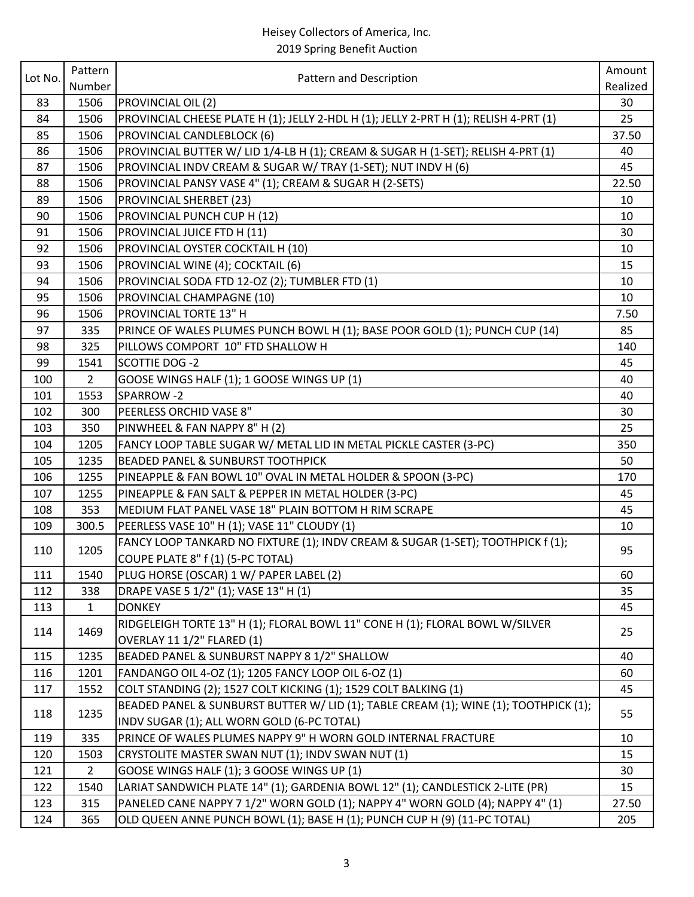# Heisey Collectors of America, Inc.
## 2019 Spring Benefit Auction

| Lot No. | Pattern Number | Pattern and Description | Amount Realized |
|---|---|---|---|
| 83 | 1506 | PROVINCIAL OIL (2) | 30 |
| 84 | 1506 | PROVINCIAL CHEESE PLATE H (1); JELLY 2-HDL H (1); JELLY 2-PRT H (1); RELISH 4-PRT (1) | 25 |
| 85 | 1506 | PROVINCIAL CANDLEBLOCK (6) | 37.50 |
| 86 | 1506 | PROVINCIAL BUTTER W/ LID 1/4-LB H (1); CREAM & SUGAR H (1-SET); RELISH 4-PRT (1) | 40 |
| 87 | 1506 | PROVINCIAL INDV CREAM & SUGAR W/ TRAY (1-SET); NUT INDV H (6) | 45 |
| 88 | 1506 | PROVINCIAL PANSY VASE 4" (1); CREAM & SUGAR H (2-SETS) | 22.50 |
| 89 | 1506 | PROVINCIAL SHERBET (23) | 10 |
| 90 | 1506 | PROVINCIAL PUNCH CUP H (12) | 10 |
| 91 | 1506 | PROVINCIAL JUICE FTD H (11) | 30 |
| 92 | 1506 | PROVINCIAL OYSTER COCKTAIL H (10) | 10 |
| 93 | 1506 | PROVINCIAL WINE (4); COCKTAIL (6) | 15 |
| 94 | 1506 | PROVINCIAL SODA FTD 12-OZ (2); TUMBLER FTD (1) | 10 |
| 95 | 1506 | PROVINCIAL CHAMPAGNE (10) | 10 |
| 96 | 1506 | PROVINCIAL TORTE 13" H | 7.50 |
| 97 | 335 | PRINCE OF WALES PLUMES PUNCH BOWL H (1); BASE POOR GOLD (1); PUNCH CUP (14) | 85 |
| 98 | 325 | PILLOWS COMPORT 10" FTD SHALLOW H | 140 |
| 99 | 1541 | SCOTTIE DOG -2 | 45 |
| 100 | 2 | GOOSE WINGS HALF (1); 1 GOOSE WINGS UP (1) | 40 |
| 101 | 1553 | SPARROW -2 | 40 |
| 102 | 300 | PEERLESS ORCHID VASE 8" | 30 |
| 103 | 350 | PINWHEEL & FAN NAPPY 8" H (2) | 25 |
| 104 | 1205 | FANCY LOOP TABLE SUGAR W/ METAL LID IN METAL PICKLE CASTER (3-PC) | 350 |
| 105 | 1235 | BEADED PANEL & SUNBURST TOOTHPICK | 50 |
| 106 | 1255 | PINEAPPLE & FAN BOWL 10" OVAL IN METAL HOLDER & SPOON (3-PC) | 170 |
| 107 | 1255 | PINEAPPLE & FAN SALT & PEPPER IN METAL HOLDER (3-PC) | 45 |
| 108 | 353 | MEDIUM FLAT PANEL VASE 18" PLAIN BOTTOM H RIM SCRAPE | 45 |
| 109 | 300.5 | PEERLESS VASE 10" H (1); VASE 11" CLOUDY (1) | 10 |
| 110 | 1205 | FANCY LOOP TANKARD NO FIXTURE (1); INDV CREAM & SUGAR (1-SET); TOOTHPICK f (1); COUPE PLATE 8" f (1) (5-PC TOTAL) | 95 |
| 111 | 1540 | PLUG HORSE (OSCAR) 1 W/ PAPER LABEL (2) | 60 |
| 112 | 338 | DRAPE VASE 5 1/2" (1); VASE 13" H (1) | 35 |
| 113 | 1 | DONKEY | 45 |
| 114 | 1469 | RIDGELEIGH TORTE 13" H (1); FLORAL BOWL 11" CONE H (1); FLORAL BOWL W/SILVER OVERLAY 11 1/2" FLARED (1) | 25 |
| 115 | 1235 | BEADED PANEL & SUNBURST NAPPY 8 1/2" SHALLOW | 40 |
| 116 | 1201 | FANDANGO OIL 4-OZ (1); 1205 FANCY LOOP OIL 6-OZ (1) | 60 |
| 117 | 1552 | COLT STANDING (2); 1527 COLT KICKING (1); 1529 COLT BALKING (1) | 45 |
| 118 | 1235 | BEADED PANEL & SUNBURST BUTTER W/ LID (1); TABLE CREAM (1); WINE (1); TOOTHPICK (1); INDV SUGAR (1); ALL WORN GOLD (6-PC TOTAL) | 55 |
| 119 | 335 | PRINCE OF WALES PLUMES NAPPY 9" H WORN GOLD INTERNAL FRACTURE | 10 |
| 120 | 1503 | CRYSTOLITE MASTER SWAN NUT (1); INDV SWAN NUT (1) | 15 |
| 121 | 2 | GOOSE WINGS HALF (1); 3 GOOSE WINGS UP (1) | 30 |
| 122 | 1540 | LARIAT SANDWICH PLATE 14" (1); GARDENIA BOWL 12" (1); CANDLESTICK 2-LITE (PR) | 15 |
| 123 | 315 | PANELED CANE NAPPY 7 1/2" WORN GOLD (1); NAPPY 4" WORN GOLD (4); NAPPY 4" (1) | 27.50 |
| 124 | 365 | OLD QUEEN ANNE PUNCH BOWL (1); BASE H (1); PUNCH CUP H (9) (11-PC TOTAL) | 205 |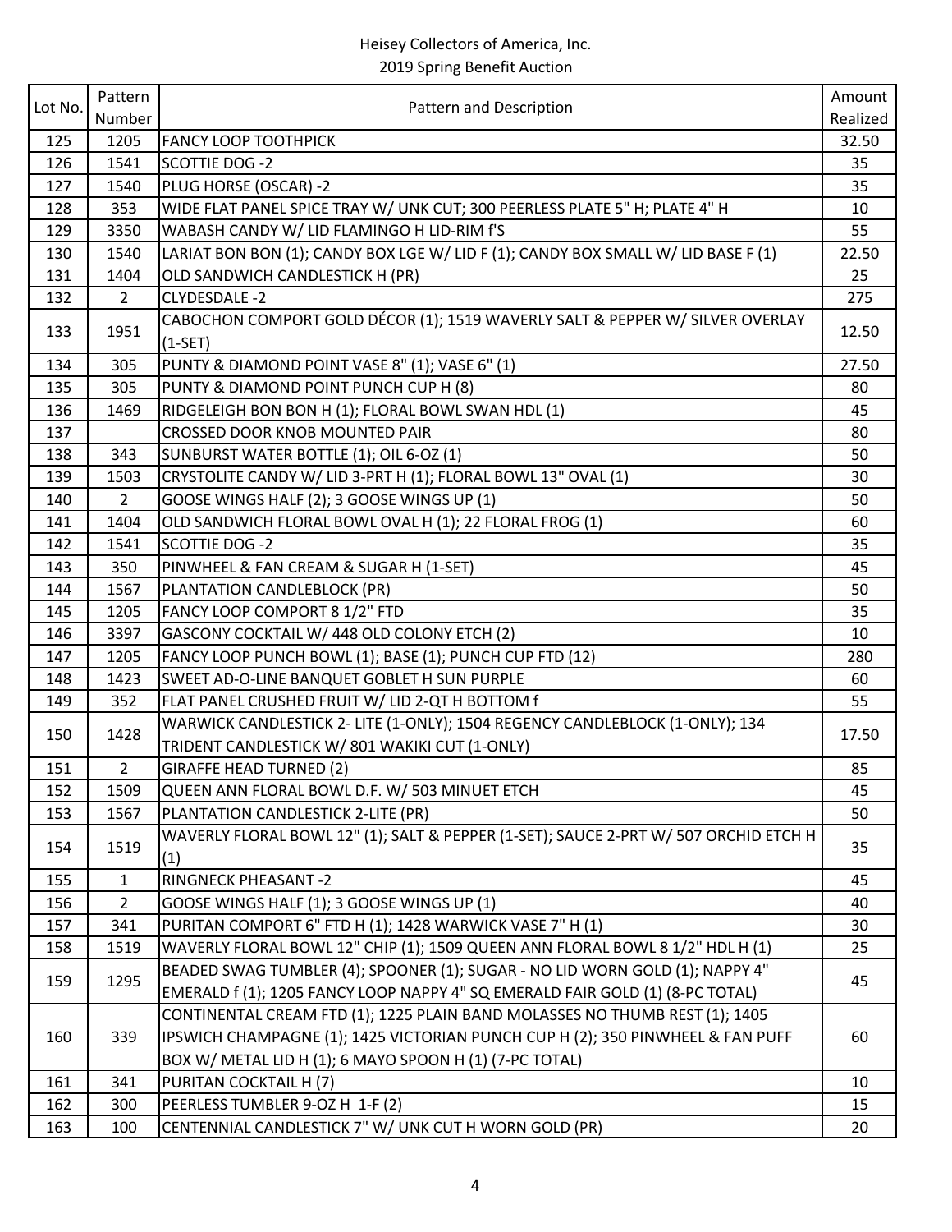Heisey Collectors of America, Inc.
2019 Spring Benefit Auction

| Lot No. | Pattern Number | Pattern and Description | Amount Realized |
|---|---|---|---|
| 125 | 1205 | FANCY LOOP TOOTHPICK | 32.50 |
| 126 | 1541 | SCOTTIE DOG -2 | 35 |
| 127 | 1540 | PLUG HORSE (OSCAR) -2 | 35 |
| 128 | 353 | WIDE FLAT PANEL SPICE TRAY W/ UNK CUT; 300 PEERLESS PLATE 5" H; PLATE 4" H | 10 |
| 129 | 3350 | WABASH CANDY W/ LID FLAMINGO H LID-RIM f'S | 55 |
| 130 | 1540 | LARIAT BON BON (1); CANDY BOX LGE W/ LID F (1); CANDY BOX SMALL W/ LID BASE F (1) | 22.50 |
| 131 | 1404 | OLD SANDWICH CANDLESTICK H (PR) | 25 |
| 132 | 2 | CLYDESDALE -2 | 275 |
| 133 | 1951 | CABOCHON COMPORT GOLD DÉCOR (1); 1519 WAVERLY SALT & PEPPER W/ SILVER OVERLAY (1-SET) | 12.50 |
| 134 | 305 | PUNTY & DIAMOND POINT VASE 8" (1); VASE 6" (1) | 27.50 |
| 135 | 305 | PUNTY & DIAMOND POINT PUNCH CUP H (8) | 80 |
| 136 | 1469 | RIDGELEIGH BON BON H (1); FLORAL BOWL SWAN HDL (1) | 45 |
| 137 | | CROSSED DOOR KNOB MOUNTED PAIR | 80 |
| 138 | 343 | SUNBURST WATER BOTTLE (1); OIL 6-OZ (1) | 50 |
| 139 | 1503 | CRYSTOLITE CANDY W/ LID 3-PRT H (1); FLORAL BOWL 13" OVAL (1) | 30 |
| 140 | 2 | GOOSE WINGS HALF (2); 3 GOOSE WINGS UP (1) | 50 |
| 141 | 1404 | OLD SANDWICH FLORAL BOWL OVAL H (1); 22 FLORAL FROG (1) | 60 |
| 142 | 1541 | SCOTTIE DOG -2 | 35 |
| 143 | 350 | PINWHEEL & FAN CREAM & SUGAR H (1-SET) | 45 |
| 144 | 1567 | PLANTATION CANDLEBLOCK (PR) | 50 |
| 145 | 1205 | FANCY LOOP COMPORT 8 1/2" FTD | 35 |
| 146 | 3397 | GASCONY COCKTAIL W/ 448 OLD COLONY ETCH (2) | 10 |
| 147 | 1205 | FANCY LOOP PUNCH BOWL (1); BASE (1); PUNCH CUP FTD (12) | 280 |
| 148 | 1423 | SWEET AD-O-LINE BANQUET GOBLET H SUN PURPLE | 60 |
| 149 | 352 | FLAT PANEL CRUSHED FRUIT W/ LID 2-QT H BOTTOM f | 55 |
| 150 | 1428 | WARWICK CANDLESTICK 2- LITE (1-ONLY); 1504 REGENCY CANDLEBLOCK (1-ONLY); 134 TRIDENT CANDLESTICK W/ 801 WAKIKI CUT (1-ONLY) | 17.50 |
| 151 | 2 | GIRAFFE HEAD TURNED (2) | 85 |
| 152 | 1509 | QUEEN ANN FLORAL BOWL D.F. W/ 503 MINUET ETCH | 45 |
| 153 | 1567 | PLANTATION CANDLESTICK 2-LITE (PR) | 50 |
| 154 | 1519 | WAVERLY FLORAL BOWL 12" (1); SALT & PEPPER (1-SET); SAUCE 2-PRT W/ 507 ORCHID ETCH H (1) | 35 |
| 155 | 1 | RINGNECK PHEASANT -2 | 45 |
| 156 | 2 | GOOSE WINGS HALF (1); 3 GOOSE WINGS UP (1) | 40 |
| 157 | 341 | PURITAN COMPORT 6" FTD H (1); 1428 WARWICK VASE 7" H (1) | 30 |
| 158 | 1519 | WAVERLY FLORAL BOWL 12" CHIP (1); 1509 QUEEN ANN FLORAL BOWL 8 1/2" HDL H (1) | 25 |
| 159 | 1295 | BEADED SWAG TUMBLER (4); SPOONER (1); SUGAR - NO LID WORN GOLD (1); NAPPY 4" EMERALD f (1); 1205 FANCY LOOP NAPPY 4" SQ EMERALD FAIR GOLD (1) (8-PC TOTAL) | 45 |
| 160 | 339 | CONTINENTAL CREAM FTD (1); 1225 PLAIN BAND MOLASSES NO THUMB REST (1); 1405 IPSWICH CHAMPAGNE (1); 1425 VICTORIAN PUNCH CUP H (2); 350 PINWHEEL & FAN PUFF BOX W/ METAL LID H (1); 6 MAYO SPOON H (1) (7-PC TOTAL) | 60 |
| 161 | 341 | PURITAN COCKTAIL H (7) | 10 |
| 162 | 300 | PEERLESS TUMBLER 9-OZ H 1-F (2) | 15 |
| 163 | 100 | CENTENNIAL CANDLESTICK 7" W/ UNK CUT H WORN GOLD (PR) | 20 |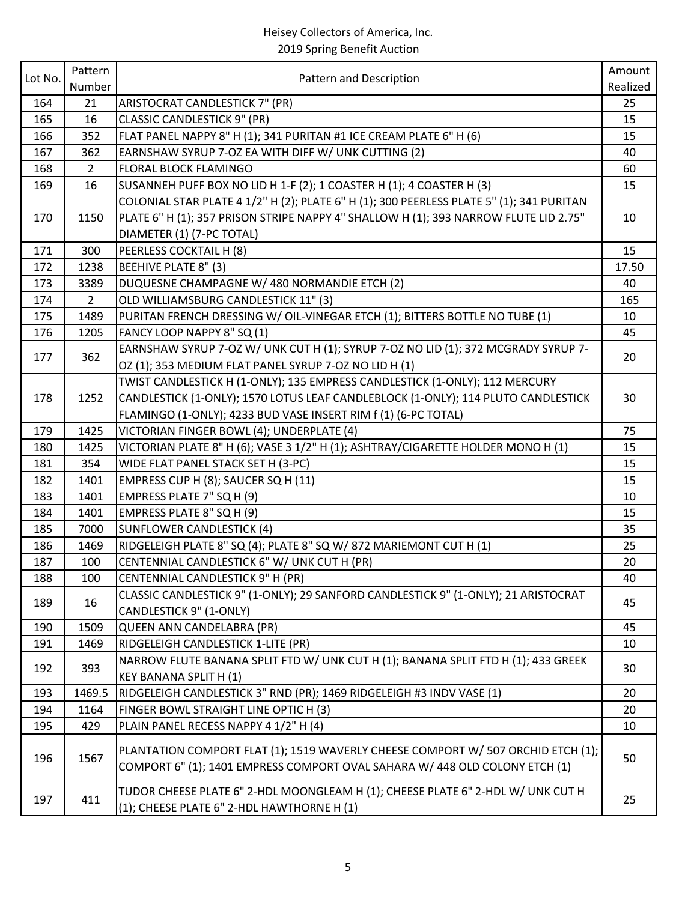# Heisey Collectors of America, Inc.
## 2019 Spring Benefit Auction

| Lot No. | Pattern Number | Pattern and Description | Amount Realized |
|---|---|---|---|
| 164 | 21 | ARISTOCRAT CANDLESTICK 7" (PR) | 25 |
| 165 | 16 | CLASSIC CANDLESTICK 9" (PR) | 15 |
| 166 | 352 | FLAT PANEL NAPPY 8" H (1); 341 PURITAN #1 ICE CREAM PLATE 6" H (6) | 15 |
| 167 | 362 | EARNSHAW SYRUP 7-OZ EA WITH DIFF W/ UNK CUTTING (2) | 40 |
| 168 | 2 | FLORAL BLOCK FLAMINGO | 60 |
| 169 | 16 | SUSANNEH PUFF BOX NO LID H 1-F (2); 1 COASTER H (1); 4 COASTER H (3) | 15 |
| 170 | 1150 | COLONIAL STAR PLATE 4 1/2" H (2); PLATE 6" H (1); 300 PEERLESS PLATE 5" (1); 341 PURITAN PLATE 6" H (1); 357 PRISON STRIPE NAPPY 4" SHALLOW H (1); 393 NARROW FLUTE LID 2.75" DIAMETER (1) (7-PC TOTAL) | 10 |
| 171 | 300 | PEERLESS COCKTAIL H (8) | 15 |
| 172 | 1238 | BEEHIVE PLATE 8" (3) | 17.50 |
| 173 | 3389 | DUQUESNE CHAMPAGNE W/ 480 NORMANDIE ETCH (2) | 40 |
| 174 | 2 | OLD WILLIAMSBURG CANDLESTICK 11" (3) | 165 |
| 175 | 1489 | PURITAN FRENCH DRESSING W/ OIL-VINEGAR ETCH (1); BITTERS BOTTLE NO TUBE (1) | 10 |
| 176 | 1205 | FANCY LOOP NAPPY 8" SQ (1) | 45 |
| 177 | 362 | EARNSHAW SYRUP 7-OZ W/ UNK CUT H (1); SYRUP 7-OZ NO LID (1); 372 MCGRADY SYRUP 7-OZ (1); 353 MEDIUM FLAT PANEL SYRUP 7-OZ NO LID H (1) | 20 |
| 178 | 1252 | TWIST CANDLESTICK H (1-ONLY); 135 EMPRESS CANDLESTICK (1-ONLY); 112 MERCURY CANDLESTICK (1-ONLY); 1570 LOTUS LEAF CANDLEBLOCK (1-ONLY); 114 PLUTO CANDLESTICK FLAMINGO (1-ONLY); 4233 BUD VASE INSERT RIM f (1) (6-PC TOTAL) | 30 |
| 179 | 1425 | VICTORIAN FINGER BOWL (4); UNDERPLATE (4) | 75 |
| 180 | 1425 | VICTORIAN PLATE 8" H (6); VASE 3 1/2" H (1); ASHTRAY/CIGARETTE HOLDER MONO H (1) | 15 |
| 181 | 354 | WIDE FLAT PANEL STACK SET H (3-PC) | 15 |
| 182 | 1401 | EMPRESS CUP H (8); SAUCER SQ H (11) | 15 |
| 183 | 1401 | EMPRESS PLATE 7" SQ H (9) | 10 |
| 184 | 1401 | EMPRESS PLATE 8" SQ H (9) | 15 |
| 185 | 7000 | SUNFLOWER CANDLESTICK (4) | 35 |
| 186 | 1469 | RIDGELEIGH PLATE 8" SQ (4); PLATE 8" SQ W/ 872 MARIEMONT CUT H (1) | 25 |
| 187 | 100 | CENTENNIAL CANDLESTICK 6" W/ UNK CUT H (PR) | 20 |
| 188 | 100 | CENTENNIAL CANDLESTICK 9" H (PR) | 40 |
| 189 | 16 | CLASSIC CANDLESTICK 9" (1-ONLY); 29 SANFORD CANDLESTICK 9" (1-ONLY); 21 ARISTOCRAT CANDLESTICK 9" (1-ONLY) | 45 |
| 190 | 1509 | QUEEN ANN CANDELABRA (PR) | 45 |
| 191 | 1469 | RIDGELEIGH CANDLESTICK 1-LITE (PR) | 10 |
| 192 | 393 | NARROW FLUTE BANANA SPLIT FTD W/ UNK CUT H (1); BANANA SPLIT FTD H (1); 433 GREEK KEY BANANA SPLIT H (1) | 30 |
| 193 | 1469.5 | RIDGELEIGH CANDLESTICK 3" RND (PR); 1469 RIDGELEIGH #3 INDV VASE (1) | 20 |
| 194 | 1164 | FINGER BOWL STRAIGHT LINE OPTIC H (3) | 20 |
| 195 | 429 | PLAIN PANEL RECESS NAPPY 4 1/2" H (4) | 10 |
| 196 | 1567 | PLANTATION COMPORT FLAT (1); 1519 WAVERLY CHEESE COMPORT W/ 507 ORCHID ETCH (1); COMPORT 6" (1); 1401 EMPRESS COMPORT OVAL SAHARA W/ 448 OLD COLONY ETCH (1) | 50 |
| 197 | 411 | TUDOR CHEESE PLATE 6" 2-HDL MOONGLEAM H (1); CHEESE PLATE 6" 2-HDL W/ UNK CUT H (1); CHEESE PLATE 6" 2-HDL HAWTHORNE H (1) | 25 |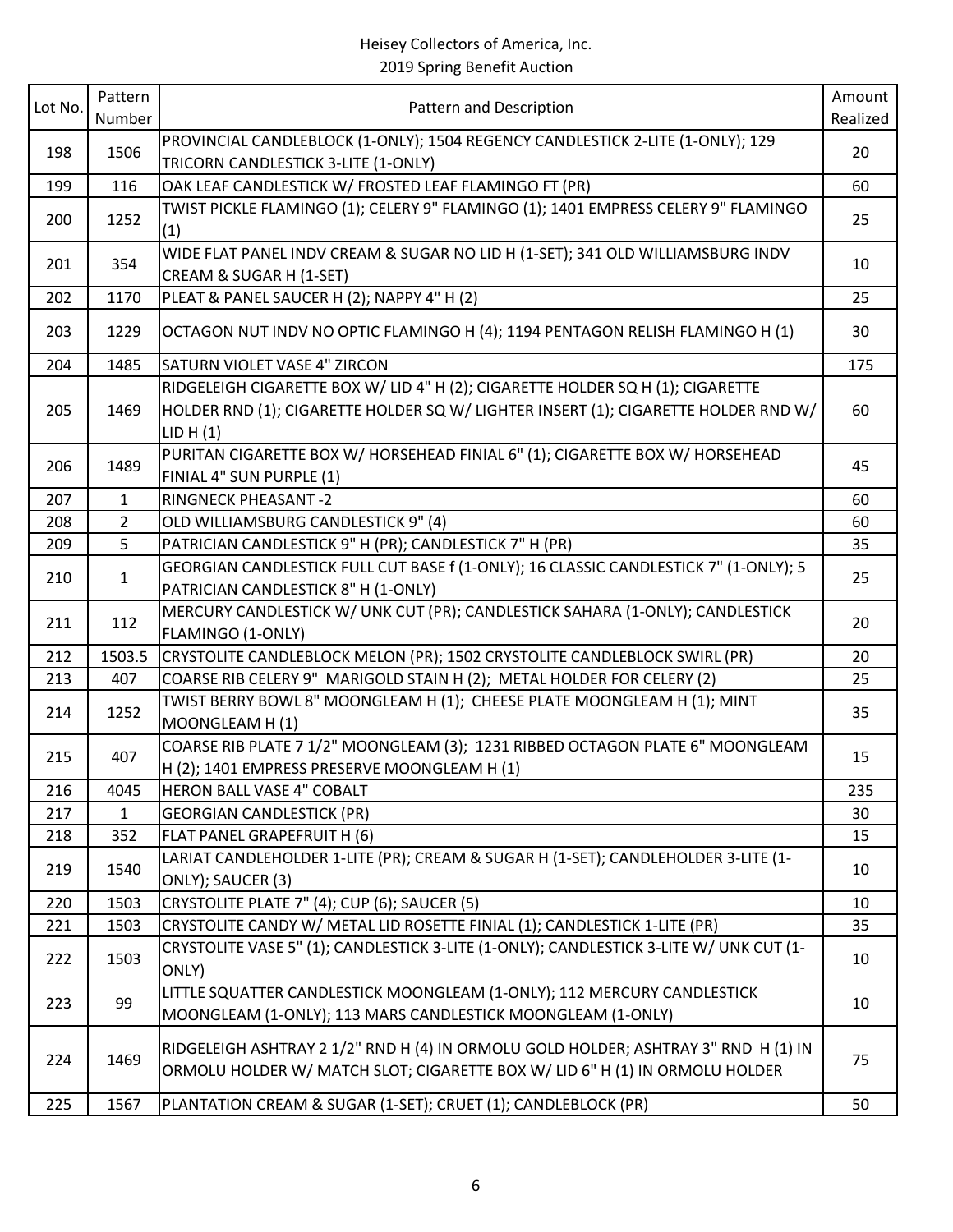Heisey Collectors of America, Inc.
2019 Spring Benefit Auction

| Lot No. | Pattern Number | Pattern and Description | Amount Realized |
|---|---|---|---|
| 198 | 1506 | PROVINCIAL CANDLEBLOCK (1-ONLY); 1504 REGENCY CANDLESTICK 2-LITE (1-ONLY); 129 TRICORN CANDLESTICK 3-LITE (1-ONLY) | 20 |
| 199 | 116 | OAK LEAF CANDLESTICK W/ FROSTED LEAF FLAMINGO FT (PR) | 60 |
| 200 | 1252 | TWIST PICKLE FLAMINGO (1); CELERY 9" FLAMINGO (1); 1401 EMPRESS CELERY 9" FLAMINGO (1) | 25 |
| 201 | 354 | WIDE FLAT PANEL INDV CREAM & SUGAR NO LID H (1-SET); 341 OLD WILLIAMSBURG INDV CREAM & SUGAR H (1-SET) | 10 |
| 202 | 1170 | PLEAT & PANEL SAUCER H (2); NAPPY 4" H (2) | 25 |
| 203 | 1229 | OCTAGON NUT INDV NO OPTIC FLAMINGO H (4); 1194 PENTAGON RELISH FLAMINGO H (1) | 30 |
| 204 | 1485 | SATURN VIOLET VASE 4" ZIRCON | 175 |
| 205 | 1469 | RIDGELEIGH CIGARETTE BOX W/ LID 4" H (2); CIGARETTE HOLDER SQ H (1); CIGARETTE HOLDER RND (1); CIGARETTE HOLDER SQ W/ LIGHTER INSERT (1); CIGARETTE HOLDER RND W/ LID H (1) | 60 |
| 206 | 1489 | PURITAN CIGARETTE BOX W/ HORSEHEAD FINIAL 6" (1); CIGARETTE BOX W/ HORSEHEAD FINIAL 4" SUN PURPLE (1) | 45 |
| 207 | 1 | RINGNECK PHEASANT -2 | 60 |
| 208 | 2 | OLD WILLIAMSBURG CANDLESTICK 9" (4) | 60 |
| 209 | 5 | PATRICIAN CANDLESTICK 9" H (PR); CANDLESTICK 7" H (PR) | 35 |
| 210 | 1 | GEORGIAN CANDLESTICK FULL CUT BASE f (1-ONLY); 16 CLASSIC CANDLESTICK 7" (1-ONLY); 5 PATRICIAN CANDLESTICK 8" H (1-ONLY) | 25 |
| 211 | 112 | MERCURY CANDLESTICK W/ UNK CUT (PR); CANDLESTICK SAHARA (1-ONLY); CANDLESTICK FLAMINGO (1-ONLY) | 20 |
| 212 | 1503.5 | CRYSTOLITE CANDLEBLOCK MELON (PR); 1502 CRYSTOLITE CANDLEBLOCK SWIRL (PR) | 20 |
| 213 | 407 | COARSE RIB CELERY 9" MARIGOLD STAIN H (2); METAL HOLDER FOR CELERY (2) | 25 |
| 214 | 1252 | TWIST BERRY BOWL 8" MOONGLEAM H (1); CHEESE PLATE MOONGLEAM H (1); MINT MOONGLEAM H (1) | 35 |
| 215 | 407 | COARSE RIB PLATE 7 1/2" MOONGLEAM (3); 1231 RIBBED OCTAGON PLATE 6" MOONGLEAM H (2); 1401 EMPRESS PRESERVE MOONGLEAM H (1) | 15 |
| 216 | 4045 | HERON BALL VASE 4" COBALT | 235 |
| 217 | 1 | GEORGIAN CANDLESTICK (PR) | 30 |
| 218 | 352 | FLAT PANEL GRAPEFRUIT H (6) | 15 |
| 219 | 1540 | LARIAT CANDLEHOLDER 1-LITE (PR); CREAM & SUGAR H (1-SET); CANDLEHOLDER 3-LITE (1-ONLY); SAUCER (3) | 10 |
| 220 | 1503 | CRYSTOLITE PLATE 7" (4); CUP (6); SAUCER (5) | 10 |
| 221 | 1503 | CRYSTOLITE CANDY W/ METAL LID ROSETTE FINIAL (1); CANDLESTICK 1-LITE (PR) | 35 |
| 222 | 1503 | CRYSTOLITE VASE 5" (1); CANDLESTICK 3-LITE (1-ONLY); CANDLESTICK 3-LITE W/ UNK CUT (1-ONLY) | 10 |
| 223 | 99 | LITTLE SQUATTER CANDLESTICK MOONGLEAM (1-ONLY); 112 MERCURY CANDLESTICK MOONGLEAM (1-ONLY); 113 MARS CANDLESTICK MOONGLEAM (1-ONLY) | 10 |
| 224 | 1469 | RIDGELEIGH ASHTRAY 2 1/2" RND H (4) IN ORMOLU GOLD HOLDER; ASHTRAY 3" RND H (1) IN ORMOLU HOLDER W/ MATCH SLOT; CIGARETTE BOX W/ LID 6" H (1) IN ORMOLU HOLDER | 75 |
| 225 | 1567 | PLANTATION CREAM & SUGAR (1-SET); CRUET (1); CANDLEBLOCK (PR) | 50 |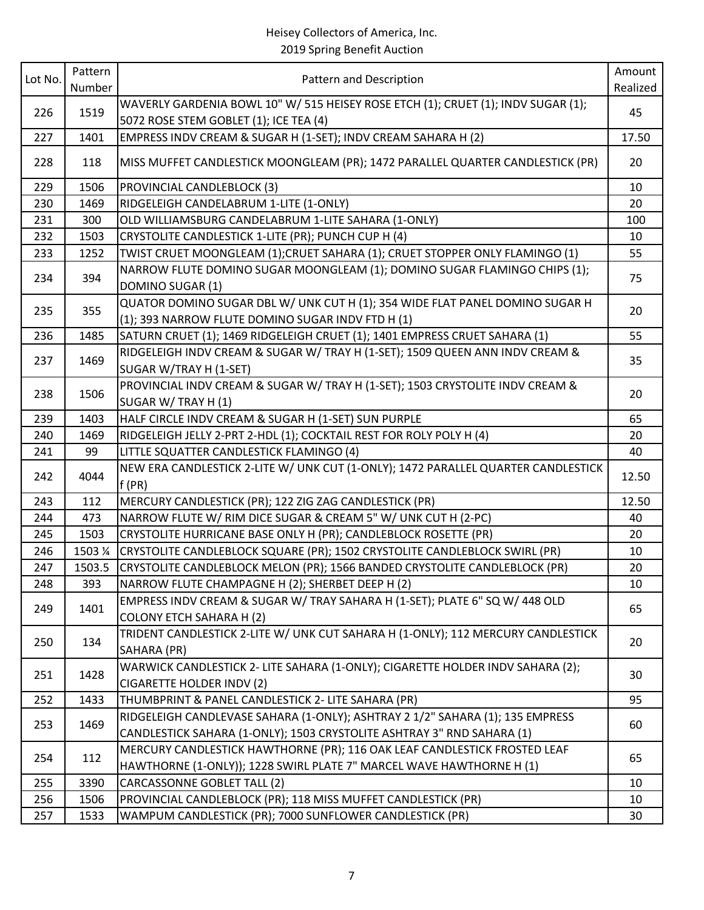Heisey Collectors of America, Inc.
2019 Spring Benefit Auction

| Lot No. | Pattern Number | Pattern and Description | Amount Realized |
|---|---|---|---|
| 226 | 1519 | WAVERLY GARDENIA BOWL 10" W/ 515 HEISEY ROSE ETCH (1); CRUET (1); INDV SUGAR (1); 5072 ROSE STEM GOBLET (1); ICE TEA (4) | 45 |
| 227 | 1401 | EMPRESS INDV CREAM & SUGAR H (1-SET); INDV CREAM SAHARA H (2) | 17.50 |
| 228 | 118 | MISS MUFFET CANDLESTICK MOONGLEAM (PR); 1472 PARALLEL QUARTER CANDLESTICK (PR) | 20 |
| 229 | 1506 | PROVINCIAL CANDLEBLOCK (3) | 10 |
| 230 | 1469 | RIDGELEIGH CANDELABRUM 1-LITE (1-ONLY) | 20 |
| 231 | 300 | OLD WILLIAMSBURG CANDELABRUM 1-LITE SAHARA (1-ONLY) | 100 |
| 232 | 1503 | CRYSTOLITE CANDLESTICK 1-LITE (PR); PUNCH CUP H (4) | 10 |
| 233 | 1252 | TWIST CRUET MOONGLEAM (1);CRUET SAHARA (1); CRUET STOPPER ONLY FLAMINGO (1) | 55 |
| 234 | 394 | NARROW FLUTE DOMINO SUGAR MOONGLEAM (1); DOMINO SUGAR FLAMINGO CHIPS (1); DOMINO SUGAR (1) | 75 |
| 235 | 355 | QUATOR DOMINO SUGAR DBL W/ UNK CUT H (1); 354 WIDE FLAT PANEL DOMINO SUGAR H (1); 393 NARROW FLUTE DOMINO SUGAR INDV FTD H (1) | 20 |
| 236 | 1485 | SATURN CRUET (1); 1469 RIDGELEIGH CRUET (1); 1401 EMPRESS CRUET SAHARA (1) | 55 |
| 237 | 1469 | RIDGELEIGH INDV CREAM & SUGAR W/ TRAY H (1-SET); 1509 QUEEN ANN INDV CREAM & SUGAR W/TRAY H (1-SET) | 35 |
| 238 | 1506 | PROVINCIAL INDV CREAM & SUGAR W/ TRAY H (1-SET); 1503 CRYSTOLITE INDV CREAM & SUGAR W/ TRAY H (1) | 20 |
| 239 | 1403 | HALF CIRCLE INDV CREAM & SUGAR H (1-SET) SUN PURPLE | 65 |
| 240 | 1469 | RIDGELEIGH JELLY 2-PRT 2-HDL (1); COCKTAIL REST FOR ROLY POLY H (4) | 20 |
| 241 | 99 | LITTLE SQUATTER CANDLESTICK FLAMINGO (4) | 40 |
| 242 | 4044 | NEW ERA CANDLESTICK 2-LITE W/ UNK CUT (1-ONLY); 1472 PARALLEL QUARTER CANDLESTICK f (PR) | 12.50 |
| 243 | 112 | MERCURY CANDLESTICK (PR); 122 ZIG ZAG CANDLESTICK (PR) | 12.50 |
| 244 | 473 | NARROW FLUTE W/ RIM DICE SUGAR & CREAM 5" W/ UNK CUT H (2-PC) | 40 |
| 245 | 1503 | CRYSTOLITE HURRICANE BASE ONLY H (PR); CANDLEBLOCK ROSETTE (PR) | 20 |
| 246 | 1503 ¼ | CRYSTOLITE CANDLEBLOCK SQUARE (PR); 1502 CRYSTOLITE CANDLEBLOCK SWIRL (PR) | 10 |
| 247 | 1503.5 | CRYSTOLITE CANDLEBLOCK MELON (PR); 1566 BANDED CRYSTOLITE CANDLEBLOCK (PR) | 20 |
| 248 | 393 | NARROW FLUTE CHAMPAGNE H (2); SHERBET DEEP H (2) | 10 |
| 249 | 1401 | EMPRESS INDV CREAM & SUGAR W/ TRAY SAHARA H (1-SET); PLATE 6" SQ W/ 448 OLD COLONY ETCH SAHARA H (2) | 65 |
| 250 | 134 | TRIDENT CANDLESTICK 2-LITE W/ UNK CUT SAHARA H (1-ONLY); 112 MERCURY CANDLESTICK SAHARA (PR) | 20 |
| 251 | 1428 | WARWICK CANDLESTICK 2- LITE SAHARA (1-ONLY); CIGARETTE HOLDER INDV SAHARA (2); CIGARETTE HOLDER INDV (2) | 30 |
| 252 | 1433 | THUMBPRINT & PANEL CANDLESTICK 2- LITE SAHARA (PR) | 95 |
| 253 | 1469 | RIDGELEIGH CANDLEVASE SAHARA (1-ONLY); ASHTRAY 2 1/2" SAHARA (1); 135 EMPRESS CANDLESTICK SAHARA (1-ONLY); 1503 CRYSTOLITE ASHTRAY 3" RND SAHARA (1) | 60 |
| 254 | 112 | MERCURY CANDLESTICK HAWTHORNE (PR); 116 OAK LEAF CANDLESTICK FROSTED LEAF HAWTHORNE (1-ONLY)); 1228 SWIRL PLATE 7" MARCEL WAVE HAWTHORNE H (1) | 65 |
| 255 | 3390 | CARCASSONNE GOBLET TALL (2) | 10 |
| 256 | 1506 | PROVINCIAL CANDLEBLOCK (PR); 118 MISS MUFFET CANDLESTICK (PR) | 10 |
| 257 | 1533 | WAMPUM CANDLESTICK (PR); 7000 SUNFLOWER CANDLESTICK (PR) | 30 |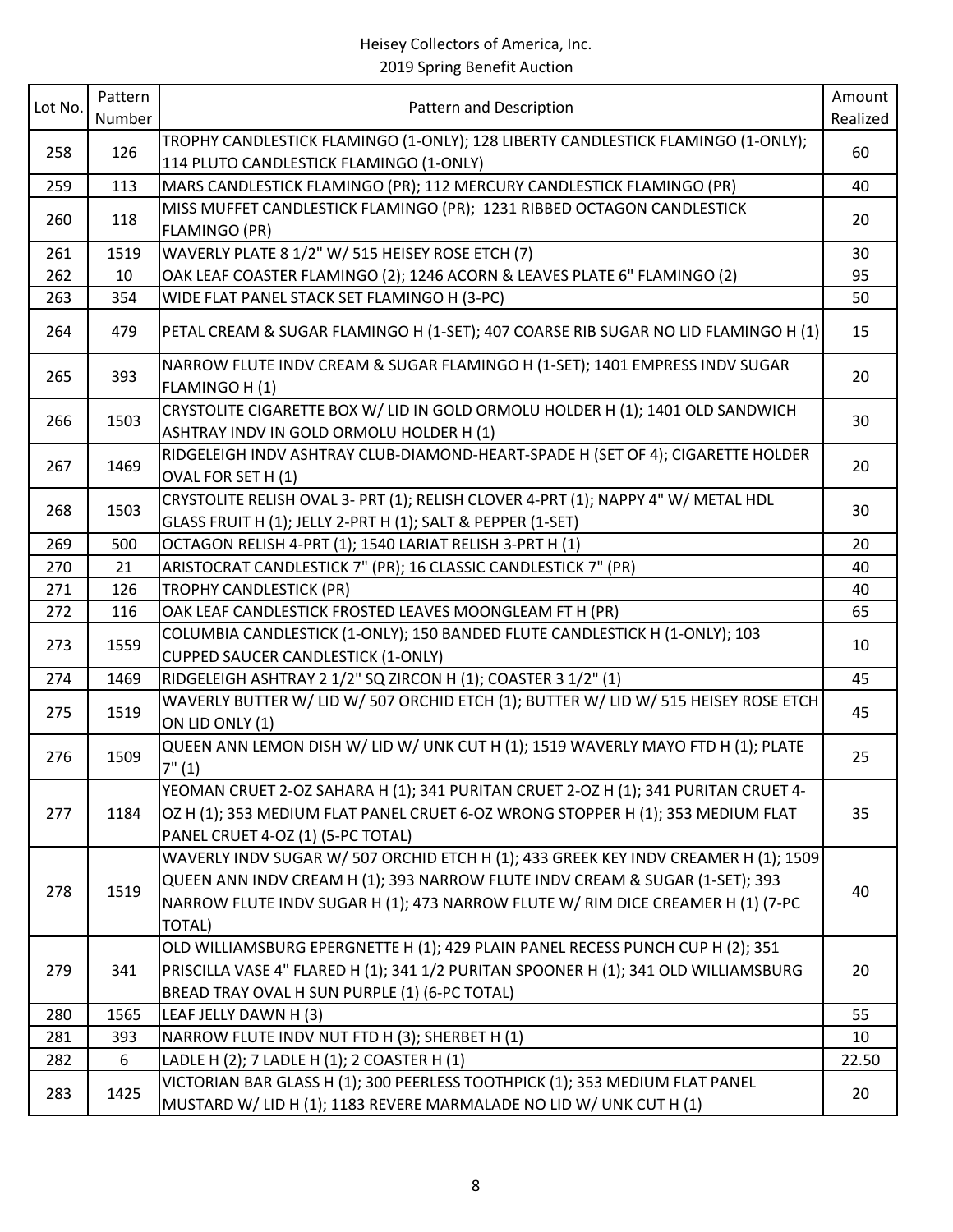Heisey Collectors of America, Inc.
2019 Spring Benefit Auction

| Lot No. | Pattern Number | Pattern and Description | Amount Realized |
|---|---|---|---|
| 258 | 126 | TROPHY CANDLESTICK FLAMINGO (1-ONLY); 128 LIBERTY CANDLESTICK FLAMINGO (1-ONLY); 114 PLUTO CANDLESTICK FLAMINGO (1-ONLY) | 60 |
| 259 | 113 | MARS CANDLESTICK FLAMINGO (PR); 112 MERCURY CANDLESTICK FLAMINGO (PR) | 40 |
| 260 | 118 | MISS MUFFET CANDLESTICK FLAMINGO (PR); 1231 RIBBED OCTAGON CANDLESTICK FLAMINGO (PR) | 20 |
| 261 | 1519 | WAVERLY PLATE 8 1/2" W/ 515 HEISEY ROSE ETCH (7) | 30 |
| 262 | 10 | OAK LEAF COASTER FLAMINGO (2); 1246 ACORN & LEAVES PLATE 6" FLAMINGO (2) | 95 |
| 263 | 354 | WIDE FLAT PANEL STACK SET FLAMINGO H (3-PC) | 50 |
| 264 | 479 | PETAL CREAM & SUGAR FLAMINGO H (1-SET); 407 COARSE RIB SUGAR NO LID FLAMINGO H (1) | 15 |
| 265 | 393 | NARROW FLUTE INDV CREAM & SUGAR FLAMINGO H (1-SET); 1401 EMPRESS INDV SUGAR FLAMINGO H (1) | 20 |
| 266 | 1503 | CRYSTOLITE CIGARETTE BOX W/ LID IN GOLD ORMOLU HOLDER H (1); 1401 OLD SANDWICH ASHTRAY INDV IN GOLD ORMOLU HOLDER H (1) | 30 |
| 267 | 1469 | RIDGELEIGH INDV ASHTRAY CLUB-DIAMOND-HEART-SPADE H (SET OF 4); CIGARETTE HOLDER OVAL FOR SET H (1) | 20 |
| 268 | 1503 | CRYSTOLITE RELISH OVAL 3- PRT (1); RELISH CLOVER 4-PRT (1); NAPPY 4" W/ METAL HDL GLASS FRUIT H (1); JELLY 2-PRT H (1); SALT & PEPPER (1-SET) | 30 |
| 269 | 500 | OCTAGON RELISH 4-PRT (1); 1540 LARIAT RELISH 3-PRT H (1) | 20 |
| 270 | 21 | ARISTOCRAT CANDLESTICK 7" (PR); 16 CLASSIC CANDLESTICK 7" (PR) | 40 |
| 271 | 126 | TROPHY CANDLESTICK (PR) | 40 |
| 272 | 116 | OAK LEAF CANDLESTICK FROSTED LEAVES MOONGLEAM FT H (PR) | 65 |
| 273 | 1559 | COLUMBIA CANDLESTICK (1-ONLY); 150 BANDED FLUTE CANDLESTICK H (1-ONLY); 103 CUPPED SAUCER CANDLESTICK (1-ONLY) | 10 |
| 274 | 1469 | RIDGELEIGH ASHTRAY 2 1/2" SQ ZIRCON H (1); COASTER 3 1/2" (1) | 45 |
| 275 | 1519 | WAVERLY BUTTER W/ LID W/ 507 ORCHID ETCH (1); BUTTER W/ LID W/ 515 HEISEY ROSE ETCH ON LID ONLY (1) | 45 |
| 276 | 1509 | QUEEN ANN LEMON DISH W/ LID W/ UNK CUT H (1); 1519 WAVERLY MAYO FTD H (1); PLATE 7" (1) | 25 |
| 277 | 1184 | YEOMAN CRUET 2-OZ SAHARA H (1); 341 PURITAN CRUET 2-OZ H (1); 341 PURITAN CRUET 4-OZ H (1); 353 MEDIUM FLAT PANEL CRUET 6-OZ WRONG STOPPER H (1); 353 MEDIUM FLAT PANEL CRUET 4-OZ (1) (5-PC TOTAL) | 35 |
| 278 | 1519 | WAVERLY INDV SUGAR W/ 507 ORCHID ETCH H (1); 433 GREEK KEY INDV CREAMER H (1); 1509 QUEEN ANN INDV CREAM H (1); 393 NARROW FLUTE INDV CREAM & SUGAR (1-SET); 393 NARROW FLUTE INDV SUGAR H (1); 473 NARROW FLUTE W/ RIM DICE CREAMER H (1) (7-PC TOTAL) | 40 |
| 279 | 341 | OLD WILLIAMSBURG EPERGNETTE H (1); 429 PLAIN PANEL RECESS PUNCH CUP H (2); 351 PRISCILLA VASE 4" FLARED H (1); 341 1/2 PURITAN SPOONER H (1); 341 OLD WILLIAMSBURG BREAD TRAY OVAL H SUN PURPLE (1) (6-PC TOTAL) | 20 |
| 280 | 1565 | LEAF JELLY DAWN H (3) | 55 |
| 281 | 393 | NARROW FLUTE INDV NUT FTD H (3); SHERBET H (1) | 10 |
| 282 | 6 | LADLE H (2); 7 LADLE H (1); 2 COASTER H (1) | 22.50 |
| 283 | 1425 | VICTORIAN BAR GLASS H (1); 300 PEERLESS TOOTHPICK (1); 353 MEDIUM FLAT PANEL MUSTARD W/ LID H (1); 1183 REVERE MARMALADE NO LID W/ UNK CUT H (1) | 20 |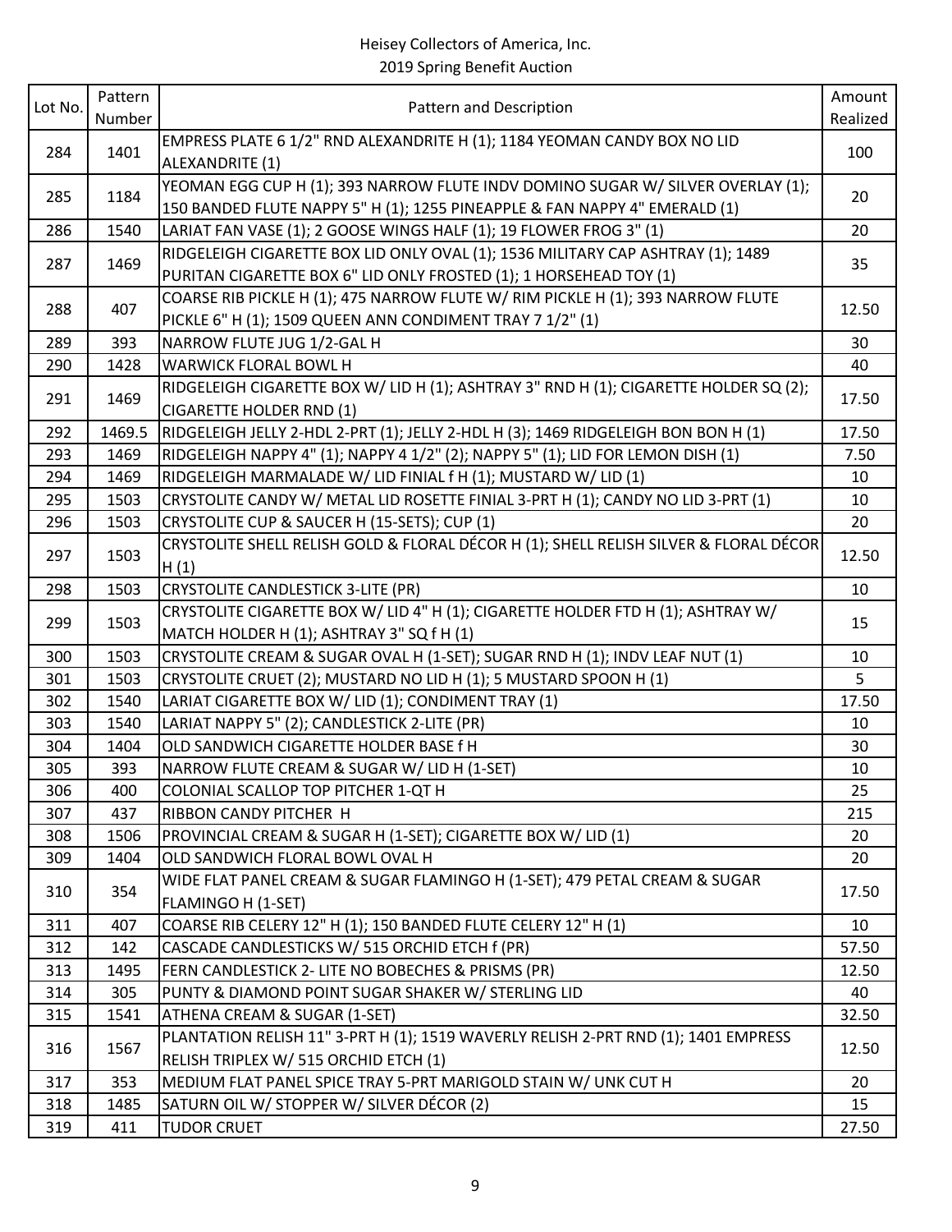| Lot No. | Pattern Number | Pattern and Description | Amount Realized |
|---|---|---|---|
| 284 | 1401 | EMPRESS PLATE 6 1/2" RND ALEXANDRITE H (1); 1184 YEOMAN CANDY BOX NO LID ALEXANDRITE (1) | 100 |
| 285 | 1184 | YEOMAN EGG CUP H (1); 393 NARROW FLUTE INDV DOMINO SUGAR W/ SILVER OVERLAY (1); 150 BANDED FLUTE NAPPY 5" H (1); 1255 PINEAPPLE & FAN NAPPY 4" EMERALD (1) | 20 |
| 286 | 1540 | LARIAT FAN VASE (1); 2 GOOSE WINGS HALF (1); 19 FLOWER FROG 3" (1) | 20 |
| 287 | 1469 | RIDGELEIGH CIGARETTE BOX LID ONLY OVAL (1); 1536 MILITARY CAP ASHTRAY (1); 1489 PURITAN CIGARETTE BOX 6" LID ONLY FROSTED (1); 1 HORSEHEAD TOY (1) | 35 |
| 288 | 407 | COARSE RIB PICKLE H (1); 475 NARROW FLUTE W/ RIM PICKLE H (1); 393 NARROW FLUTE PICKLE 6" H (1); 1509 QUEEN ANN CONDIMENT TRAY 7 1/2" (1) | 12.50 |
| 289 | 393 | NARROW FLUTE JUG 1/2-GAL H | 30 |
| 290 | 1428 | WARWICK FLORAL BOWL H | 40 |
| 291 | 1469 | RIDGELEIGH CIGARETTE BOX W/ LID H (1); ASHTRAY 3" RND H (1); CIGARETTE HOLDER SQ (2); CIGARETTE HOLDER RND (1) | 17.50 |
| 292 | 1469.5 | RIDGELEIGH JELLY 2-HDL 2-PRT (1); JELLY 2-HDL H (3); 1469 RIDGELEIGH BON BON H (1) | 17.50 |
| 293 | 1469 | RIDGELEIGH NAPPY 4" (1); NAPPY 4 1/2" (2); NAPPY 5" (1); LID FOR LEMON DISH (1) | 7.50 |
| 294 | 1469 | RIDGELEIGH MARMALADE W/ LID FINIAL f H (1); MUSTARD W/ LID (1) | 10 |
| 295 | 1503 | CRYSTOLITE CANDY W/ METAL LID ROSETTE FINIAL 3-PRT H (1); CANDY NO LID 3-PRT (1) | 10 |
| 296 | 1503 | CRYSTOLITE CUP & SAUCER H (15-SETS); CUP (1) | 20 |
| 297 | 1503 | CRYSTOLITE SHELL RELISH GOLD & FLORAL DÉCOR H (1); SHELL RELISH SILVER & FLORAL DÉCOR H (1) | 12.50 |
| 298 | 1503 | CRYSTOLITE CANDLESTICK 3-LITE (PR) | 10 |
| 299 | 1503 | CRYSTOLITE CIGARETTE BOX W/ LID 4" H (1); CIGARETTE HOLDER FTD H (1); ASHTRAY W/ MATCH HOLDER H (1); ASHTRAY 3" SQ f H (1) | 15 |
| 300 | 1503 | CRYSTOLITE CREAM & SUGAR OVAL H (1-SET); SUGAR RND H (1); INDV LEAF NUT (1) | 10 |
| 301 | 1503 | CRYSTOLITE CRUET (2); MUSTARD NO LID H (1); 5 MUSTARD SPOON H (1) | 5 |
| 302 | 1540 | LARIAT CIGARETTE BOX W/ LID (1); CONDIMENT TRAY (1) | 17.50 |
| 303 | 1540 | LARIAT NAPPY 5" (2); CANDLESTICK 2-LITE (PR) | 10 |
| 304 | 1404 | OLD SANDWICH CIGARETTE HOLDER BASE f H | 30 |
| 305 | 393 | NARROW FLUTE CREAM & SUGAR W/ LID H (1-SET) | 10 |
| 306 | 400 | COLONIAL SCALLOP TOP PITCHER 1-QT H | 25 |
| 307 | 437 | RIBBON CANDY PITCHER H | 215 |
| 308 | 1506 | PROVINCIAL CREAM & SUGAR H (1-SET); CIGARETTE BOX W/ LID (1) | 20 |
| 309 | 1404 | OLD SANDWICH FLORAL BOWL OVAL H | 20 |
| 310 | 354 | WIDE FLAT PANEL CREAM & SUGAR FLAMINGO H (1-SET); 479 PETAL CREAM & SUGAR FLAMINGO H (1-SET) | 17.50 |
| 311 | 407 | COARSE RIB CELERY 12" H (1); 150 BANDED FLUTE CELERY 12" H (1) | 10 |
| 312 | 142 | CASCADE CANDLESTICKS W/ 515 ORCHID ETCH f (PR) | 57.50 |
| 313 | 1495 | FERN CANDLESTICK 2- LITE NO BOBECHES & PRISMS (PR) | 12.50 |
| 314 | 305 | PUNTY & DIAMOND POINT SUGAR SHAKER W/ STERLING LID | 40 |
| 315 | 1541 | ATHENA CREAM & SUGAR (1-SET) | 32.50 |
| 316 | 1567 | PLANTATION RELISH 11" 3-PRT H (1); 1519 WAVERLY RELISH 2-PRT RND (1); 1401 EMPRESS RELISH TRIPLEX W/ 515 ORCHID ETCH (1) | 12.50 |
| 317 | 353 | MEDIUM FLAT PANEL SPICE TRAY 5-PRT MARIGOLD STAIN W/ UNK CUT H | 20 |
| 318 | 1485 | SATURN OIL W/ STOPPER W/ SILVER DÉCOR (2) | 15 |
| 319 | 411 | TUDOR CRUET | 27.50 |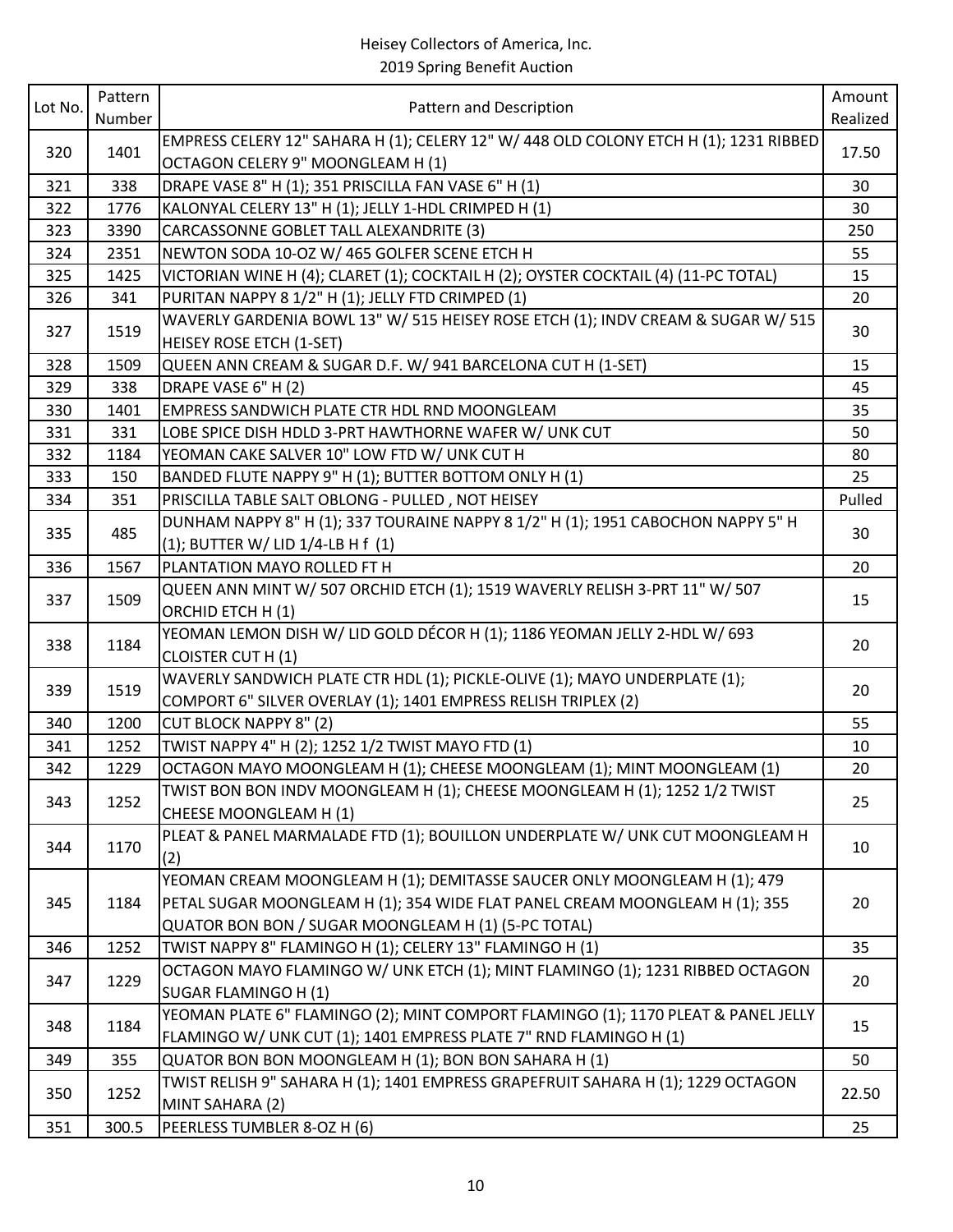Heisey Collectors of America, Inc.
2019 Spring Benefit Auction

| Lot No. | Pattern Number | Pattern and Description | Amount Realized |
|---|---|---|---|
| 320 | 1401 | EMPRESS CELERY 12" SAHARA H (1); CELERY 12" W/ 448 OLD COLONY ETCH H (1); 1231 RIBBED OCTAGON CELERY 9" MOONGLEAM H (1) | 17.50 |
| 321 | 338 | DRAPE VASE 8" H (1); 351 PRISCILLA FAN VASE 6" H (1) | 30 |
| 322 | 1776 | KALONYAL CELERY 13" H (1); JELLY 1-HDL CRIMPED H (1) | 30 |
| 323 | 3390 | CARCASSONNE GOBLET TALL ALEXANDRITE (3) | 250 |
| 324 | 2351 | NEWTON SODA 10-OZ W/ 465 GOLFER SCENE ETCH H | 55 |
| 325 | 1425 | VICTORIAN WINE H (4); CLARET (1); COCKTAIL H (2); OYSTER COCKTAIL (4) (11-PC TOTAL) | 15 |
| 326 | 341 | PURITAN NAPPY 8 1/2" H (1); JELLY FTD CRIMPED (1) | 20 |
| 327 | 1519 | WAVERLY GARDENIA BOWL 13" W/ 515 HEISEY ROSE ETCH (1); INDV CREAM & SUGAR W/ 515 HEISEY ROSE ETCH (1-SET) | 30 |
| 328 | 1509 | QUEEN ANN CREAM & SUGAR D.F. W/ 941 BARCELONA CUT H (1-SET) | 15 |
| 329 | 338 | DRAPE VASE 6" H (2) | 45 |
| 330 | 1401 | EMPRESS SANDWICH PLATE CTR HDL RND MOONGLEAM | 35 |
| 331 | 331 | LOBE SPICE DISH HDLD 3-PRT HAWTHORNE WAFER W/ UNK CUT | 50 |
| 332 | 1184 | YEOMAN CAKE SALVER 10" LOW FTD W/ UNK CUT H | 80 |
| 333 | 150 | BANDED FLUTE NAPPY 9" H (1); BUTTER BOTTOM ONLY H (1) | 25 |
| 334 | 351 | PRISCILLA TABLE SALT OBLONG - PULLED , NOT HEISEY | Pulled |
| 335 | 485 | DUNHAM NAPPY 8" H (1); 337 TOURAINE NAPPY 8 1/2" H (1); 1951 CABOCHON NAPPY 5" H (1); BUTTER W/ LID 1/4-LB H f (1) | 30 |
| 336 | 1567 | PLANTATION MAYO ROLLED FT H | 20 |
| 337 | 1509 | QUEEN ANN MINT W/ 507 ORCHID ETCH (1); 1519 WAVERLY RELISH 3-PRT 11" W/ 507 ORCHID ETCH H (1) | 15 |
| 338 | 1184 | YEOMAN LEMON DISH W/ LID GOLD DÉCOR H (1); 1186 YEOMAN JELLY 2-HDL W/ 693 CLOISTER CUT H (1) | 20 |
| 339 | 1519 | WAVERLY SANDWICH PLATE CTR HDL (1); PICKLE-OLIVE (1); MAYO UNDERPLATE (1); COMPORT 6" SILVER OVERLAY (1); 1401 EMPRESS RELISH TRIPLEX (2) | 20 |
| 340 | 1200 | CUT BLOCK NAPPY 8" (2) | 55 |
| 341 | 1252 | TWIST NAPPY 4" H (2); 1252 1/2 TWIST MAYO FTD (1) | 10 |
| 342 | 1229 | OCTAGON MAYO MOONGLEAM H (1); CHEESE MOONGLEAM (1); MINT MOONGLEAM (1) | 20 |
| 343 | 1252 | TWIST BON BON INDV MOONGLEAM H (1); CHEESE MOONGLEAM H (1); 1252 1/2 TWIST CHEESE MOONGLEAM H (1) | 25 |
| 344 | 1170 | PLEAT & PANEL MARMALADE FTD (1); BOUILLON UNDERPLATE W/ UNK CUT MOONGLEAM H (2) | 10 |
| 345 | 1184 | YEOMAN CREAM MOONGLEAM H (1); DEMITASSE SAUCER ONLY MOONGLEAM H (1); 479 PETAL SUGAR MOONGLEAM H (1); 354 WIDE FLAT PANEL CREAM MOONGLEAM H (1); 355 QUATOR BON BON / SUGAR MOONGLEAM H (1) (5-PC TOTAL) | 20 |
| 346 | 1252 | TWIST NAPPY 8" FLAMINGO H (1); CELERY 13" FLAMINGO H (1) | 35 |
| 347 | 1229 | OCTAGON MAYO FLAMINGO W/ UNK ETCH (1); MINT FLAMINGO (1); 1231 RIBBED OCTAGON SUGAR FLAMINGO H (1) | 20 |
| 348 | 1184 | YEOMAN PLATE 6" FLAMINGO (2); MINT COMPORT FLAMINGO (1); 1170 PLEAT & PANEL JELLY FLAMINGO W/ UNK CUT (1); 1401 EMPRESS PLATE 7" RND FLAMINGO H (1) | 15 |
| 349 | 355 | QUATOR BON BON MOONGLEAM H (1); BON BON SAHARA H (1) | 50 |
| 350 | 1252 | TWIST RELISH 9" SAHARA H (1); 1401 EMPRESS GRAPEFRUIT SAHARA H (1); 1229 OCTAGON MINT SAHARA (2) | 22.50 |
| 351 | 300.5 | PEERLESS TUMBLER 8-OZ H (6) | 25 |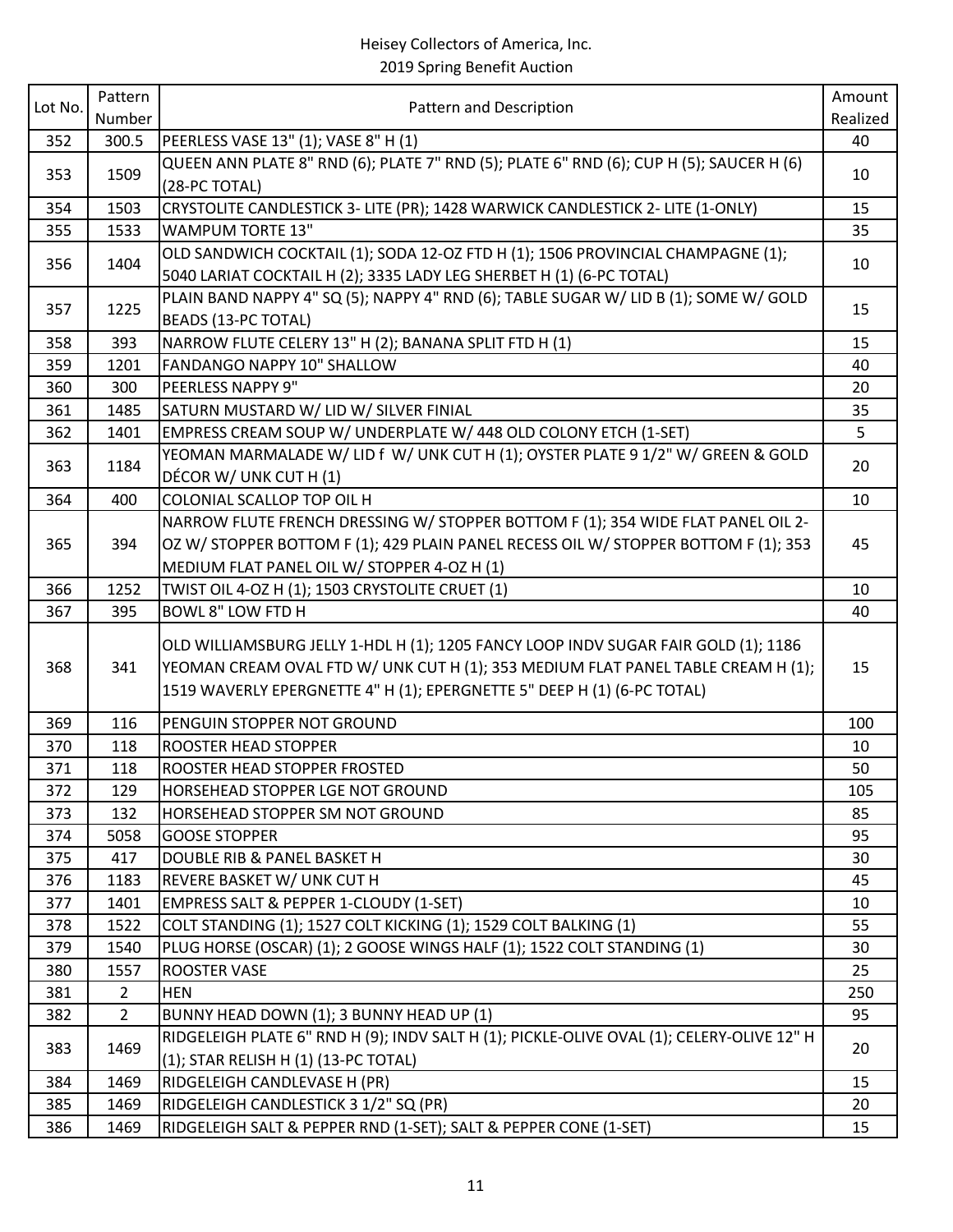Heisey Collectors of America, Inc.
2019 Spring Benefit Auction

| Lot No. | Pattern Number | Pattern and Description | Amount Realized |
|---|---|---|---|
| 352 | 300.5 | PEERLESS VASE 13" (1); VASE 8" H (1) | 40 |
| 353 | 1509 | QUEEN ANN PLATE 8" RND (6); PLATE 7" RND (5); PLATE 6" RND (6); CUP H (5); SAUCER H (6) (28-PC TOTAL) | 10 |
| 354 | 1503 | CRYSTOLITE CANDLESTICK 3- LITE (PR); 1428 WARWICK CANDLESTICK 2- LITE (1-ONLY) | 15 |
| 355 | 1533 | WAMPUM TORTE 13" | 35 |
| 356 | 1404 | OLD SANDWICH COCKTAIL (1); SODA 12-OZ FTD H (1); 1506 PROVINCIAL CHAMPAGNE (1); 5040 LARIAT COCKTAIL H (2); 3335 LADY LEG SHERBET H (1) (6-PC TOTAL) | 10 |
| 357 | 1225 | PLAIN BAND NAPPY 4" SQ (5); NAPPY 4" RND (6); TABLE SUGAR W/ LID B (1); SOME W/ GOLD BEADS (13-PC TOTAL) | 15 |
| 358 | 393 | NARROW FLUTE CELERY 13" H (2); BANANA SPLIT FTD H (1) | 15 |
| 359 | 1201 | FANDANGO NAPPY 10" SHALLOW | 40 |
| 360 | 300 | PEERLESS NAPPY 9" | 20 |
| 361 | 1485 | SATURN MUSTARD W/ LID W/ SILVER FINIAL | 35 |
| 362 | 1401 | EMPRESS CREAM SOUP W/ UNDERPLATE W/ 448 OLD COLONY ETCH (1-SET) | 5 |
| 363 | 1184 | YEOMAN MARMALADE W/ LID f W/ UNK CUT H (1); OYSTER PLATE 9 1/2" W/ GREEN & GOLD DÉCOR W/ UNK CUT H (1) | 20 |
| 364 | 400 | COLONIAL SCALLOP TOP OIL H | 10 |
| 365 | 394 | NARROW FLUTE FRENCH DRESSING W/ STOPPER BOTTOM F (1); 354 WIDE FLAT PANEL OIL 2-OZ W/ STOPPER BOTTOM F (1); 429 PLAIN PANEL RECESS OIL W/ STOPPER BOTTOM F (1); 353 MEDIUM FLAT PANEL OIL W/ STOPPER 4-OZ H (1) | 45 |
| 366 | 1252 | TWIST OIL 4-OZ H (1); 1503 CRYSTOLITE CRUET (1) | 10 |
| 367 | 395 | BOWL 8" LOW FTD H | 40 |
| 368 | 341 | OLD WILLIAMSBURG JELLY 1-HDL H (1); 1205 FANCY LOOP INDV SUGAR FAIR GOLD (1); 1186 YEOMAN CREAM OVAL FTD W/ UNK CUT H (1); 353 MEDIUM FLAT PANEL TABLE CREAM H (1); 1519 WAVERLY EPERGNETTE 4" H (1); EPERGNETTE 5" DEEP H (1) (6-PC TOTAL) | 15 |
| 369 | 116 | PENGUIN STOPPER NOT GROUND | 100 |
| 370 | 118 | ROOSTER HEAD STOPPER | 10 |
| 371 | 118 | ROOSTER HEAD STOPPER FROSTED | 50 |
| 372 | 129 | HORSEHEAD STOPPER LGE NOT GROUND | 105 |
| 373 | 132 | HORSEHEAD STOPPER SM NOT GROUND | 85 |
| 374 | 5058 | GOOSE STOPPER | 95 |
| 375 | 417 | DOUBLE RIB & PANEL BASKET H | 30 |
| 376 | 1183 | REVERE BASKET W/ UNK CUT H | 45 |
| 377 | 1401 | EMPRESS SALT & PEPPER 1-CLOUDY (1-SET) | 10 |
| 378 | 1522 | COLT STANDING (1); 1527 COLT KICKING (1); 1529 COLT BALKING (1) | 55 |
| 379 | 1540 | PLUG HORSE (OSCAR) (1); 2 GOOSE WINGS HALF (1); 1522 COLT STANDING (1) | 30 |
| 380 | 1557 | ROOSTER VASE | 25 |
| 381 | 2 | HEN | 250 |
| 382 | 2 | BUNNY HEAD DOWN (1); 3 BUNNY HEAD UP (1) | 95 |
| 383 | 1469 | RIDGELEIGH PLATE 6" RND H (9); INDV SALT H (1); PICKLE-OLIVE OVAL (1); CELERY-OLIVE 12" H (1); STAR RELISH H (1) (13-PC TOTAL) | 20 |
| 384 | 1469 | RIDGELEIGH CANDLEVASE H (PR) | 15 |
| 385 | 1469 | RIDGELEIGH CANDLESTICK 3 1/2" SQ (PR) | 20 |
| 386 | 1469 | RIDGELEIGH SALT & PEPPER RND (1-SET); SALT & PEPPER CONE (1-SET) | 15 |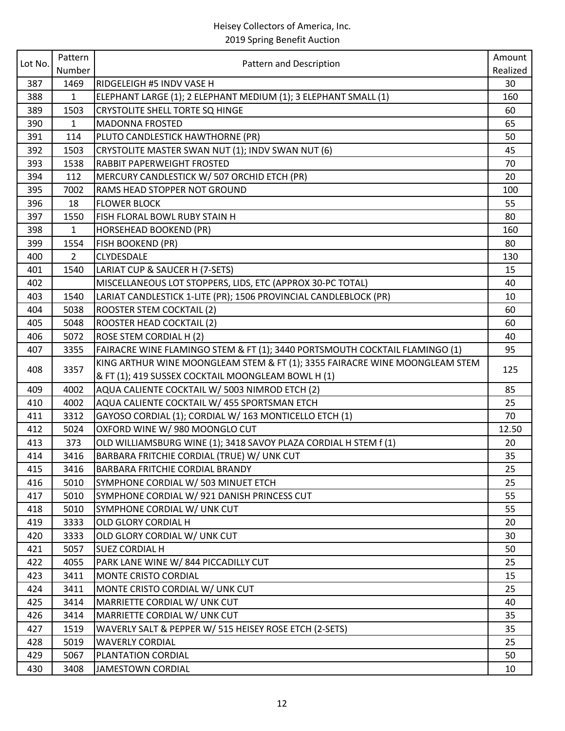Heisey Collectors of America, Inc.
2019 Spring Benefit Auction

| Lot No. | Pattern Number | Pattern and Description | Amount Realized |
|---|---|---|---|
| 387 | 1469 | RIDGELEIGH #5 INDV VASE H | 30 |
| 388 | 1 | ELEPHANT LARGE (1); 2 ELEPHANT MEDIUM (1); 3 ELEPHANT SMALL (1) | 160 |
| 389 | 1503 | CRYSTOLITE SHELL TORTE SQ HINGE | 60 |
| 390 | 1 | MADONNA FROSTED | 65 |
| 391 | 114 | PLUTO CANDLESTICK HAWTHORNE (PR) | 50 |
| 392 | 1503 | CRYSTOLITE MASTER SWAN NUT (1); INDV SWAN NUT (6) | 45 |
| 393 | 1538 | RABBIT PAPERWEIGHT FROSTED | 70 |
| 394 | 112 | MERCURY CANDLESTICK W/ 507 ORCHID ETCH (PR) | 20 |
| 395 | 7002 | RAMS HEAD STOPPER NOT GROUND | 100 |
| 396 | 18 | FLOWER BLOCK | 55 |
| 397 | 1550 | FISH FLORAL BOWL RUBY STAIN H | 80 |
| 398 | 1 | HORSEHEAD BOOKEND (PR) | 160 |
| 399 | 1554 | FISH BOOKEND (PR) | 80 |
| 400 | 2 | CLYDESDALE | 130 |
| 401 | 1540 | LARIAT CUP & SAUCER H (7-SETS) | 15 |
| 402 | | MISCELLANEOUS LOT STOPPERS, LIDS, ETC (APPROX 30-PC TOTAL) | 40 |
| 403 | 1540 | LARIAT CANDLESTICK 1-LITE (PR); 1506 PROVINCIAL CANDLEBLOCK (PR) | 10 |
| 404 | 5038 | ROOSTER STEM COCKTAIL (2) | 60 |
| 405 | 5048 | ROOSTER HEAD COCKTAIL (2) | 60 |
| 406 | 5072 | ROSE STEM CORDIAL H (2) | 40 |
| 407 | 3355 | FAIRACRE WINE FLAMINGO STEM & FT (1); 3440 PORTSMOUTH COCKTAIL FLAMINGO (1) | 95 |
| 408 | 3357 | KING ARTHUR WINE MOONGLEAM STEM & FT (1); 3355 FAIRACRE WINE MOONGLEAM STEM & FT (1); 419 SUSSEX COCKTAIL MOONGLEAM BOWL H (1) | 125 |
| 409 | 4002 | AQUA CALIENTE COCKTAIL W/ 5003 NIMROD ETCH (2) | 85 |
| 410 | 4002 | AQUA CALIENTE COCKTAIL W/ 455 SPORTSMAN ETCH | 25 |
| 411 | 3312 | GAYOSO CORDIAL (1); CORDIAL W/ 163 MONTICELLO ETCH (1) | 70 |
| 412 | 5024 | OXFORD WINE W/ 980 MOONGLO CUT | 12.50 |
| 413 | 373 | OLD WILLIAMSBURG WINE (1); 3418 SAVOY PLAZA CORDIAL H STEM f (1) | 20 |
| 414 | 3416 | BARBARA FRITCHIE CORDIAL (TRUE) W/ UNK CUT | 35 |
| 415 | 3416 | BARBARA FRITCHIE CORDIAL BRANDY | 25 |
| 416 | 5010 | SYMPHONE CORDIAL W/ 503 MINUET ETCH | 25 |
| 417 | 5010 | SYMPHONE CORDIAL W/ 921 DANISH PRINCESS CUT | 55 |
| 418 | 5010 | SYMPHONE CORDIAL W/ UNK CUT | 55 |
| 419 | 3333 | OLD GLORY CORDIAL H | 20 |
| 420 | 3333 | OLD GLORY CORDIAL W/ UNK CUT | 30 |
| 421 | 5057 | SUEZ CORDIAL H | 50 |
| 422 | 4055 | PARK LANE WINE W/ 844 PICCADILLY CUT | 25 |
| 423 | 3411 | MONTE CRISTO CORDIAL | 15 |
| 424 | 3411 | MONTE CRISTO CORDIAL W/ UNK CUT | 25 |
| 425 | 3414 | MARRIETTE CORDIAL W/ UNK CUT | 40 |
| 426 | 3414 | MARRIETTE CORDIAL W/ UNK CUT | 35 |
| 427 | 1519 | WAVERLY SALT & PEPPER W/ 515 HEISEY ROSE ETCH (2-SETS) | 35 |
| 428 | 5019 | WAVERLY CORDIAL | 25 |
| 429 | 5067 | PLANTATION CORDIAL | 50 |
| 430 | 3408 | JAMESTOWN CORDIAL | 10 |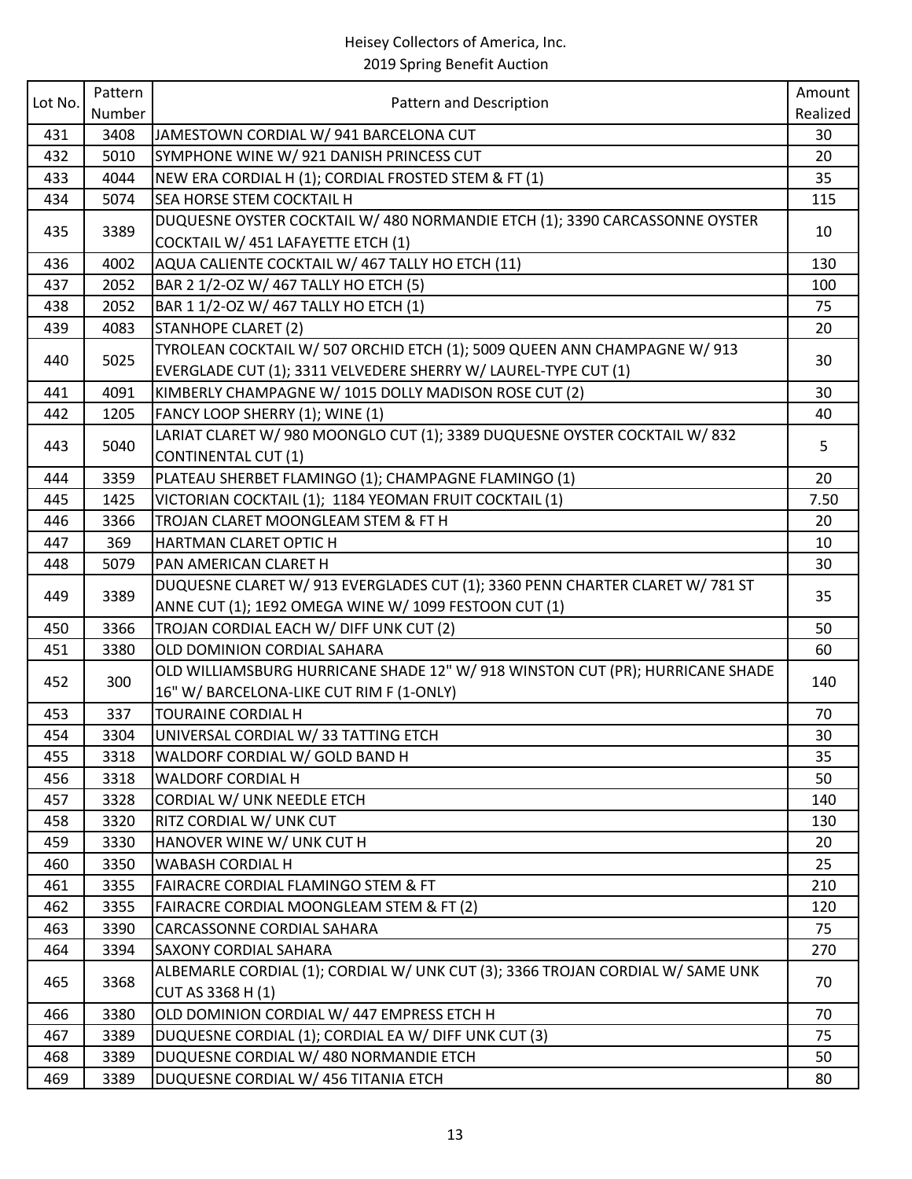| Lot No. | Pattern Number | Pattern and Description | Amount Realized |
|---|---|---|---|
| 431 | 3408 | JAMESTOWN CORDIAL W/ 941 BARCELONA CUT | 30 |
| 432 | 5010 | SYMPHONE WINE W/ 921 DANISH PRINCESS CUT | 20 |
| 433 | 4044 | NEW ERA CORDIAL H (1); CORDIAL FROSTED STEM & FT (1) | 35 |
| 434 | 5074 | SEA HORSE STEM COCKTAIL H | 115 |
| 435 | 3389 | DUQUESNE OYSTER COCKTAIL W/ 480 NORMANDIE ETCH (1); 3390 CARCASSONNE OYSTER COCKTAIL W/ 451 LAFAYETTE ETCH (1) | 10 |
| 436 | 4002 | AQUA CALIENTE COCKTAIL W/ 467 TALLY HO ETCH (11) | 130 |
| 437 | 2052 | BAR 2 1/2-OZ W/ 467 TALLY HO ETCH (5) | 100 |
| 438 | 2052 | BAR 1 1/2-OZ W/ 467 TALLY HO ETCH (1) | 75 |
| 439 | 4083 | STANHOPE CLARET (2) | 20 |
| 440 | 5025 | TYROLEAN COCKTAIL W/ 507 ORCHID ETCH (1); 5009 QUEEN ANN CHAMPAGNE W/ 913 EVERGLADE CUT (1); 3311 VELVEDERE SHERRY W/ LAUREL-TYPE CUT (1) | 30 |
| 441 | 4091 | KIMBERLY CHAMPAGNE W/ 1015 DOLLY MADISON ROSE CUT (2) | 30 |
| 442 | 1205 | FANCY LOOP SHERRY (1); WINE (1) | 40 |
| 443 | 5040 | LARIAT CLARET W/ 980 MOONGLO CUT (1); 3389 DUQUESNE OYSTER COCKTAIL W/ 832 CONTINENTAL CUT (1) | 5 |
| 444 | 3359 | PLATEAU SHERBET FLAMINGO (1); CHAMPAGNE FLAMINGO (1) | 20 |
| 445 | 1425 | VICTORIAN COCKTAIL (1); 1184 YEOMAN FRUIT COCKTAIL (1) | 7.50 |
| 446 | 3366 | TROJAN CLARET MOONGLEAM STEM & FT H | 20 |
| 447 | 369 | HARTMAN CLARET OPTIC H | 10 |
| 448 | 5079 | PAN AMERICAN CLARET H | 30 |
| 449 | 3389 | DUQUESNE CLARET W/ 913 EVERGLADES CUT (1); 3360 PENN CHARTER CLARET W/ 781 ST ANNE CUT (1); 1E92 OMEGA WINE W/ 1099 FESTOON CUT (1) | 35 |
| 450 | 3366 | TROJAN CORDIAL EACH W/ DIFF UNK CUT (2) | 50 |
| 451 | 3380 | OLD DOMINION CORDIAL SAHARA | 60 |
| 452 | 300 | OLD WILLIAMSBURG HURRICANE SHADE 12" W/ 918 WINSTON CUT (PR); HURRICANE SHADE 16" W/ BARCELONA-LIKE CUT RIM F (1-ONLY) | 140 |
| 453 | 337 | TOURAINE CORDIAL H | 70 |
| 454 | 3304 | UNIVERSAL CORDIAL W/ 33 TATTING ETCH | 30 |
| 455 | 3318 | WALDORF CORDIAL W/ GOLD BAND H | 35 |
| 456 | 3318 | WALDORF CORDIAL H | 50 |
| 457 | 3328 | CORDIAL W/ UNK NEEDLE ETCH | 140 |
| 458 | 3320 | RITZ CORDIAL W/ UNK CUT | 130 |
| 459 | 3330 | HANOVER WINE W/ UNK CUT H | 20 |
| 460 | 3350 | WABASH CORDIAL H | 25 |
| 461 | 3355 | FAIRACRE CORDIAL FLAMINGO STEM & FT | 210 |
| 462 | 3355 | FAIRACRE CORDIAL MOONGLEAM STEM & FT (2) | 120 |
| 463 | 3390 | CARCASSONNE CORDIAL SAHARA | 75 |
| 464 | 3394 | SAXONY CORDIAL SAHARA | 270 |
| 465 | 3368 | ALBEMARLE CORDIAL (1); CORDIAL W/ UNK CUT (3); 3366 TROJAN CORDIAL W/ SAME UNK CUT AS 3368 H (1) | 70 |
| 466 | 3380 | OLD DOMINION CORDIAL W/ 447 EMPRESS ETCH H | 70 |
| 467 | 3389 | DUQUESNE CORDIAL (1); CORDIAL EA W/ DIFF UNK CUT (3) | 75 |
| 468 | 3389 | DUQUESNE CORDIAL W/ 480 NORMANDIE ETCH | 50 |
| 469 | 3389 | DUQUESNE CORDIAL W/ 456 TITANIA ETCH | 80 |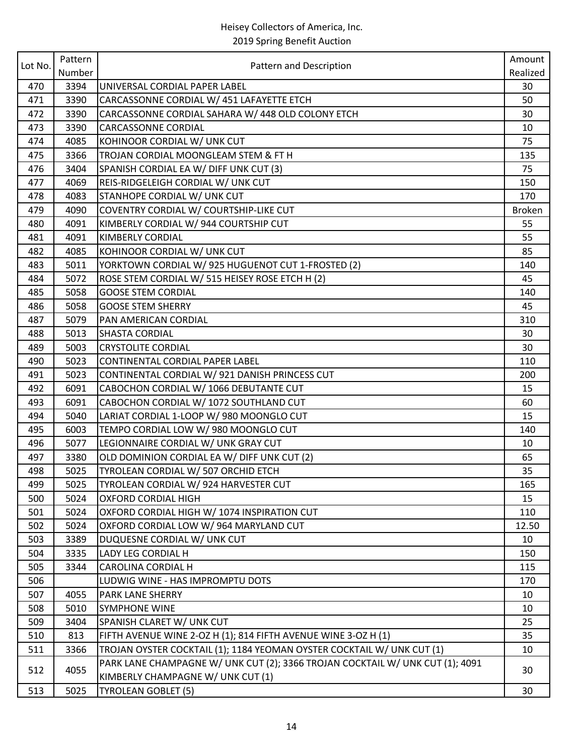Heisey Collectors of America, Inc.
2019 Spring Benefit Auction

| Lot No. | Pattern Number | Pattern and Description | Amount Realized |
|---|---|---|---|
| 470 | 3394 | UNIVERSAL CORDIAL PAPER LABEL | 30 |
| 471 | 3390 | CARCASSONNE CORDIAL W/ 451 LAFAYETTE ETCH | 50 |
| 472 | 3390 | CARCASSONNE CORDIAL SAHARA W/ 448 OLD COLONY ETCH | 30 |
| 473 | 3390 | CARCASSONNE CORDIAL | 10 |
| 474 | 4085 | KOHINOOR CORDIAL W/ UNK CUT | 75 |
| 475 | 3366 | TROJAN CORDIAL MOONGLEAM STEM & FT H | 135 |
| 476 | 3404 | SPANISH CORDIAL EA W/ DIFF UNK CUT (3) | 75 |
| 477 | 4069 | REIS-RIDGELEIGH CORDIAL W/ UNK CUT | 150 |
| 478 | 4083 | STANHOPE CORDIAL W/ UNK CUT | 170 |
| 479 | 4090 | COVENTRY CORDIAL W/ COURTSHIP-LIKE CUT | Broken |
| 480 | 4091 | KIMBERLY CORDIAL W/ 944 COURTSHIP CUT | 55 |
| 481 | 4091 | KIMBERLY CORDIAL | 55 |
| 482 | 4085 | KOHINOOR CORDIAL W/ UNK CUT | 85 |
| 483 | 5011 | YORKTOWN CORDIAL W/ 925 HUGUENOT CUT 1-FROSTED (2) | 140 |
| 484 | 5072 | ROSE STEM CORDIAL W/ 515 HEISEY ROSE ETCH H (2) | 45 |
| 485 | 5058 | GOOSE STEM CORDIAL | 140 |
| 486 | 5058 | GOOSE STEM SHERRY | 45 |
| 487 | 5079 | PAN AMERICAN CORDIAL | 310 |
| 488 | 5013 | SHASTA CORDIAL | 30 |
| 489 | 5003 | CRYSTOLITE CORDIAL | 30 |
| 490 | 5023 | CONTINENTAL CORDIAL PAPER LABEL | 110 |
| 491 | 5023 | CONTINENTAL CORDIAL W/ 921 DANISH PRINCESS CUT | 200 |
| 492 | 6091 | CABOCHON CORDIAL W/ 1066 DEBUTANTE CUT | 15 |
| 493 | 6091 | CABOCHON CORDIAL W/ 1072 SOUTHLAND CUT | 60 |
| 494 | 5040 | LARIAT CORDIAL 1-LOOP W/ 980 MOONGLO CUT | 15 |
| 495 | 6003 | TEMPO CORDIAL LOW W/ 980 MOONGLO CUT | 140 |
| 496 | 5077 | LEGIONNAIRE CORDIAL W/ UNK GRAY CUT | 10 |
| 497 | 3380 | OLD DOMINION CORDIAL EA W/ DIFF UNK CUT (2) | 65 |
| 498 | 5025 | TYROLEAN CORDIAL W/ 507 ORCHID ETCH | 35 |
| 499 | 5025 | TYROLEAN CORDIAL W/ 924 HARVESTER CUT | 165 |
| 500 | 5024 | OXFORD CORDIAL HIGH | 15 |
| 501 | 5024 | OXFORD CORDIAL HIGH W/ 1074 INSPIRATION CUT | 110 |
| 502 | 5024 | OXFORD CORDIAL LOW W/ 964 MARYLAND CUT | 12.50 |
| 503 | 3389 | DUQUESNE CORDIAL W/ UNK CUT | 10 |
| 504 | 3335 | LADY LEG CORDIAL H | 150 |
| 505 | 3344 | CAROLINA CORDIAL H | 115 |
| 506 | | LUDWIG WINE - HAS IMPROMPTU DOTS | 170 |
| 507 | 4055 | PARK LANE SHERRY | 10 |
| 508 | 5010 | SYMPHONE WINE | 10 |
| 509 | 3404 | SPANISH CLARET W/ UNK CUT | 25 |
| 510 | 813 | FIFTH AVENUE WINE 2-OZ H (1); 814 FIFTH AVENUE WINE 3-OZ H (1) | 35 |
| 511 | 3366 | TROJAN OYSTER COCKTAIL (1); 1184 YEOMAN OYSTER COCKTAIL W/ UNK CUT (1) | 10 |
| 512 | 4055 | PARK LANE CHAMPAGNE W/ UNK CUT (2); 3366 TROJAN COCKTAIL W/ UNK CUT (1); 4091 KIMBERLY CHAMPAGNE W/ UNK CUT (1) | 30 |
| 513 | 5025 | TYROLEAN GOBLET (5) | 30 |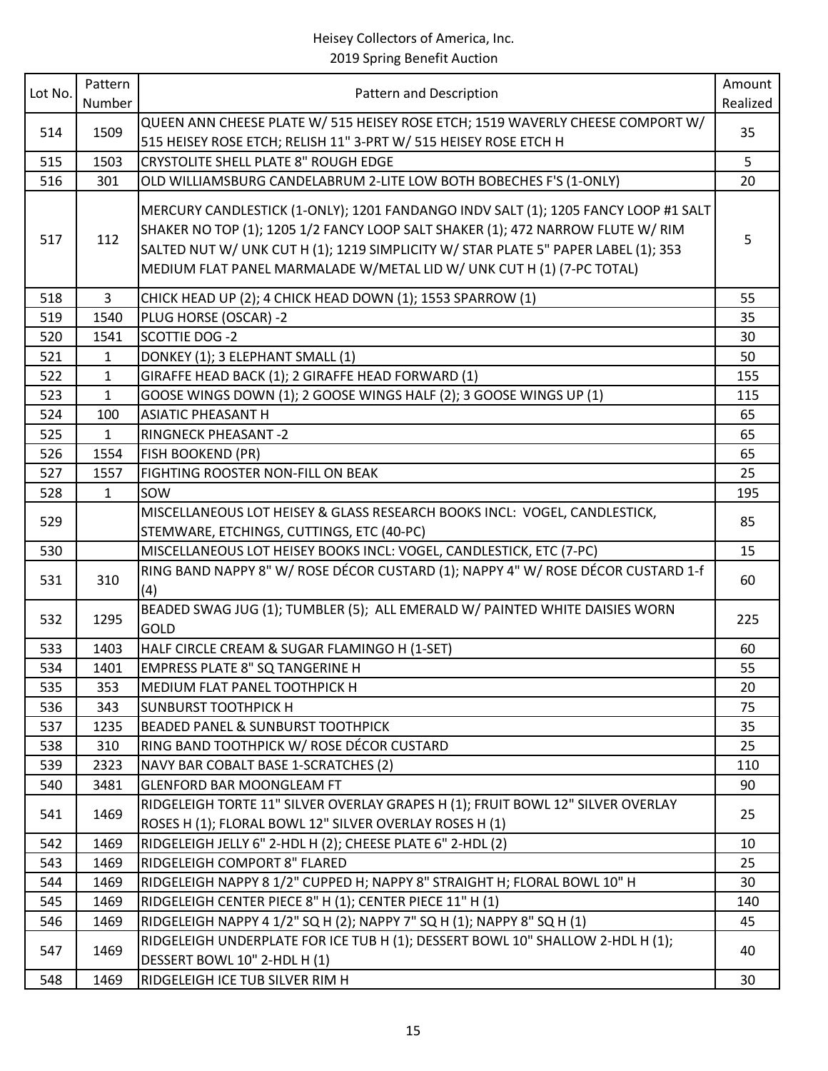Heisey Collectors of America, Inc.
2019 Spring Benefit Auction

| Lot No. | Pattern Number | Pattern and Description | Amount Realized |
|---|---|---|---|
| 514 | 1509 | QUEEN ANN CHEESE PLATE W/ 515 HEISEY ROSE ETCH; 1519 WAVERLY CHEESE COMPORT W/ 515 HEISEY ROSE ETCH; RELISH 11" 3-PRT W/ 515 HEISEY ROSE ETCH H | 35 |
| 515 | 1503 | CRYSTOLITE SHELL PLATE 8" ROUGH EDGE | 5 |
| 516 | 301 | OLD WILLIAMSBURG CANDELABRUM 2-LITE LOW BOTH BOBECHES F'S (1-ONLY) | 20 |
| 517 | 112 | MERCURY CANDLESTICK (1-ONLY); 1201 FANDANGO INDV SALT (1); 1205 FANCY LOOP #1 SALT SHAKER NO TOP (1); 1205 1/2 FANCY LOOP SALT SHAKER (1); 472 NARROW FLUTE W/ RIM SALTED NUT W/ UNK CUT H (1); 1219 SIMPLICITY W/ STAR PLATE 5" PAPER LABEL (1); 353 MEDIUM FLAT PANEL MARMALADE W/METAL LID W/ UNK CUT H (1) (7-PC TOTAL) | 5 |
| 518 | 3 | CHICK HEAD UP (2); 4 CHICK HEAD DOWN (1); 1553 SPARROW (1) | 55 |
| 519 | 1540 | PLUG HORSE (OSCAR) -2 | 35 |
| 520 | 1541 | SCOTTIE DOG -2 | 30 |
| 521 | 1 | DONKEY (1); 3 ELEPHANT SMALL (1) | 50 |
| 522 | 1 | GIRAFFE HEAD BACK (1); 2 GIRAFFE HEAD FORWARD (1) | 155 |
| 523 | 1 | GOOSE WINGS DOWN (1); 2 GOOSE WINGS HALF (2); 3 GOOSE WINGS UP (1) | 115 |
| 524 | 100 | ASIATIC PHEASANT H | 65 |
| 525 | 1 | RINGNECK PHEASANT -2 | 65 |
| 526 | 1554 | FISH BOOKEND (PR) | 65 |
| 527 | 1557 | FIGHTING ROOSTER NON-FILL ON BEAK | 25 |
| 528 | 1 | SOW | 195 |
| 529 | | MISCELLANEOUS LOT HEISEY & GLASS RESEARCH BOOKS INCL: VOGEL, CANDLESTICK, STEMWARE, ETCHINGS, CUTTINGS, ETC (40-PC) | 85 |
| 530 | | MISCELLANEOUS LOT HEISEY BOOKS INCL: VOGEL, CANDLESTICK, ETC (7-PC) | 15 |
| 531 | 310 | RING BAND NAPPY 8" W/ ROSE DÉCOR CUSTARD (1); NAPPY 4" W/ ROSE DÉCOR CUSTARD 1-f (4) | 60 |
| 532 | 1295 | BEADED SWAG JUG (1); TUMBLER (5); ALL EMERALD W/ PAINTED WHITE DAISIES WORN GOLD | 225 |
| 533 | 1403 | HALF CIRCLE CREAM & SUGAR FLAMINGO H (1-SET) | 60 |
| 534 | 1401 | EMPRESS PLATE 8" SQ TANGERINE H | 55 |
| 535 | 353 | MEDIUM FLAT PANEL TOOTHPICK H | 20 |
| 536 | 343 | SUNBURST TOOTHPICK H | 75 |
| 537 | 1235 | BEADED PANEL & SUNBURST TOOTHPICK | 35 |
| 538 | 310 | RING BAND TOOTHPICK W/ ROSE DÉCOR CUSTARD | 25 |
| 539 | 2323 | NAVY BAR COBALT BASE 1-SCRATCHES (2) | 110 |
| 540 | 3481 | GLENFORD BAR MOONGLEAM FT | 90 |
| 541 | 1469 | RIDGELEIGH TORTE 11" SILVER OVERLAY GRAPES H (1); FRUIT BOWL 12" SILVER OVERLAY ROSES H (1); FLORAL BOWL 12" SILVER OVERLAY ROSES H (1) | 25 |
| 542 | 1469 | RIDGELEIGH JELLY 6" 2-HDL H (2); CHEESE PLATE 6" 2-HDL (2) | 10 |
| 543 | 1469 | RIDGELEIGH COMPORT 8" FLARED | 25 |
| 544 | 1469 | RIDGELEIGH NAPPY 8 1/2" CUPPED H; NAPPY 8" STRAIGHT H; FLORAL BOWL 10" H | 30 |
| 545 | 1469 | RIDGELEIGH CENTER PIECE 8" H (1); CENTER PIECE 11" H (1) | 140 |
| 546 | 1469 | RIDGELEIGH NAPPY 4 1/2" SQ H (2); NAPPY 7" SQ H (1); NAPPY 8" SQ H (1) | 45 |
| 547 | 1469 | RIDGELEIGH UNDERPLATE FOR ICE TUB H (1); DESSERT BOWL 10" SHALLOW 2-HDL H (1); DESSERT BOWL 10" 2-HDL H (1) | 40 |
| 548 | 1469 | RIDGELEIGH ICE TUB SILVER RIM H | 30 |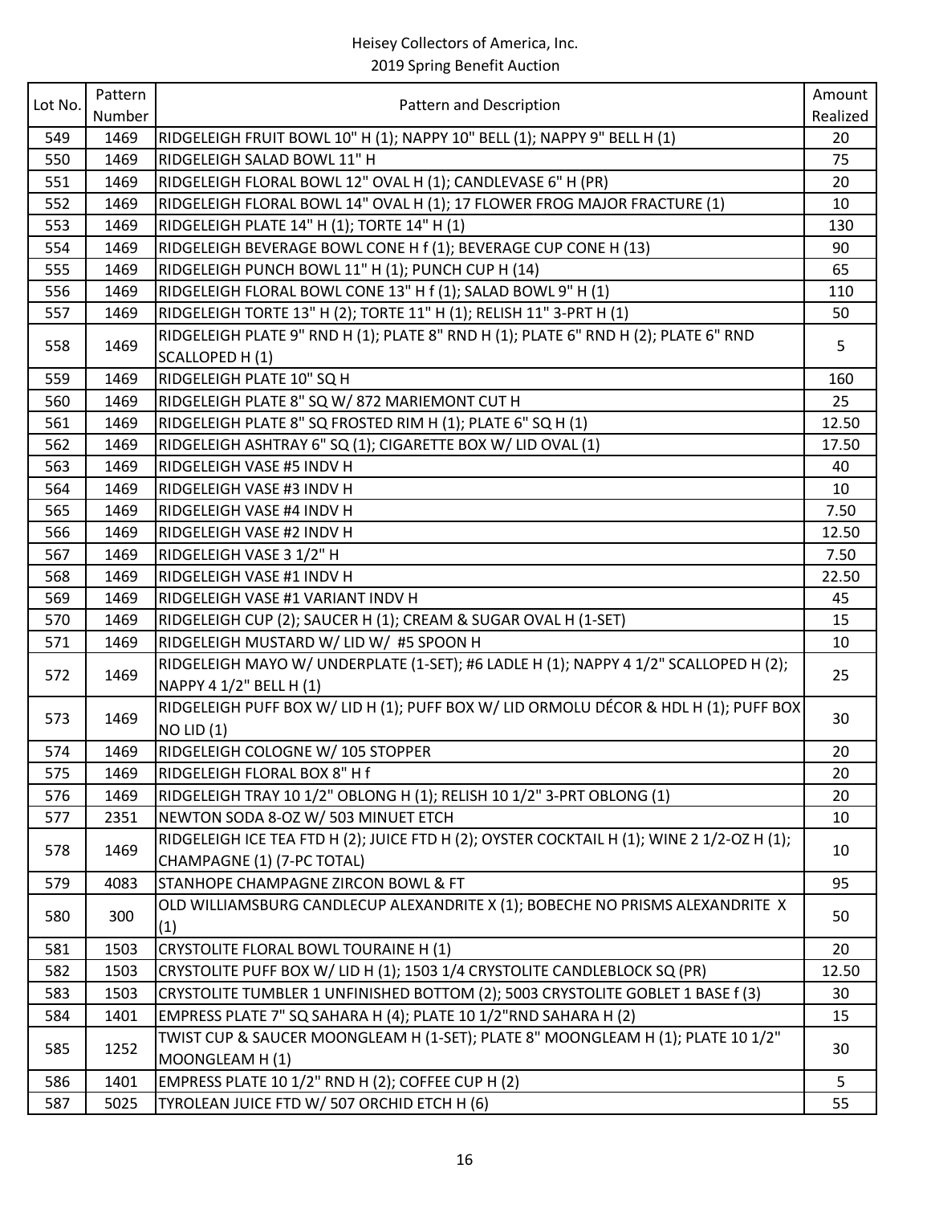# Heisey Collectors of America, Inc.
## 2019 Spring Benefit Auction

| Lot No. | Pattern Number | Pattern and Description | Amount Realized |
|---|---|---|---|
| 549 | 1469 | RIDGELEIGH FRUIT BOWL 10" H (1); NAPPY 10" BELL (1); NAPPY 9" BELL H (1) | 20 |
| 550 | 1469 | RIDGELEIGH SALAD BOWL 11" H | 75 |
| 551 | 1469 | RIDGELEIGH FLORAL BOWL 12" OVAL H (1); CANDLEVASE 6" H (PR) | 20 |
| 552 | 1469 | RIDGELEIGH FLORAL BOWL 14" OVAL H (1); 17 FLOWER FROG MAJOR FRACTURE (1) | 10 |
| 553 | 1469 | RIDGELEIGH PLATE 14" H (1); TORTE 14" H (1) | 130 |
| 554 | 1469 | RIDGELEIGH BEVERAGE BOWL CONE H f (1); BEVERAGE CUP CONE H (13) | 90 |
| 555 | 1469 | RIDGELEIGH PUNCH BOWL 11" H (1); PUNCH CUP H (14) | 65 |
| 556 | 1469 | RIDGELEIGH FLORAL BOWL CONE 13" H f (1); SALAD BOWL 9" H (1) | 110 |
| 557 | 1469 | RIDGELEIGH TORTE 13" H (2); TORTE 11" H (1); RELISH 11" 3-PRT H (1) | 50 |
| 558 | 1469 | RIDGELEIGH PLATE 9" RND H (1); PLATE 8" RND H (1); PLATE 6" RND H (2); PLATE 6" RND SCALLOPED H (1) | 5 |
| 559 | 1469 | RIDGELEIGH PLATE 10" SQ H | 160 |
| 560 | 1469 | RIDGELEIGH PLATE 8" SQ W/ 872 MARIEMONT CUT H | 25 |
| 561 | 1469 | RIDGELEIGH PLATE 8" SQ FROSTED RIM H (1); PLATE 6" SQ H (1) | 12.50 |
| 562 | 1469 | RIDGELEIGH ASHTRAY 6" SQ (1); CIGARETTE BOX W/ LID OVAL (1) | 17.50 |
| 563 | 1469 | RIDGELEIGH VASE #5 INDV H | 40 |
| 564 | 1469 | RIDGELEIGH VASE #3 INDV H | 10 |
| 565 | 1469 | RIDGELEIGH VASE #4 INDV H | 7.50 |
| 566 | 1469 | RIDGELEIGH VASE #2 INDV H | 12.50 |
| 567 | 1469 | RIDGELEIGH VASE 3 1/2" H | 7.50 |
| 568 | 1469 | RIDGELEIGH VASE #1 INDV H | 22.50 |
| 569 | 1469 | RIDGELEIGH VASE #1 VARIANT INDV H | 45 |
| 570 | 1469 | RIDGELEIGH CUP (2); SAUCER H (1); CREAM & SUGAR OVAL H (1-SET) | 15 |
| 571 | 1469 | RIDGELEIGH MUSTARD W/ LID W/ #5 SPOON H | 10 |
| 572 | 1469 | RIDGELEIGH MAYO W/ UNDERPLATE (1-SET); #6 LADLE H (1); NAPPY 4 1/2" SCALLOPED H (2); NAPPY 4 1/2" BELL H (1) | 25 |
| 573 | 1469 | RIDGELEIGH PUFF BOX W/ LID H (1); PUFF BOX W/ LID ORMOLU DÉCOR & HDL H (1); PUFF BOX NO LID (1) | 30 |
| 574 | 1469 | RIDGELEIGH COLOGNE W/ 105 STOPPER | 20 |
| 575 | 1469 | RIDGELEIGH FLORAL BOX 8" H f | 20 |
| 576 | 1469 | RIDGELEIGH TRAY 10 1/2" OBLONG H (1); RELISH 10 1/2" 3-PRT OBLONG (1) | 20 |
| 577 | 2351 | NEWTON SODA 8-OZ W/ 503 MINUET ETCH | 10 |
| 578 | 1469 | RIDGELEIGH ICE TEA FTD H (2); JUICE FTD H (2); OYSTER COCKTAIL H (1); WINE 2 1/2-OZ H (1); CHAMPAGNE (1) (7-PC TOTAL) | 10 |
| 579 | 4083 | STANHOPE CHAMPAGNE ZIRCON BOWL & FT | 95 |
| 580 | 300 | OLD WILLIAMSBURG CANDLECUP ALEXANDRITE X (1); BOBECHE NO PRISMS ALEXANDRITE X (1) | 50 |
| 581 | 1503 | CRYSTOLITE FLORAL BOWL TOURAINE H (1) | 20 |
| 582 | 1503 | CRYSTOLITE PUFF BOX W/ LID H (1); 1503 1/4 CRYSTOLITE CANDLEBLOCK SQ (PR) | 12.50 |
| 583 | 1503 | CRYSTOLITE TUMBLER 1 UNFINISHED BOTTOM (2); 5003 CRYSTOLITE GOBLET 1 BASE f (3) | 30 |
| 584 | 1401 | EMPRESS PLATE 7" SQ SAHARA H (4); PLATE 10 1/2"RND SAHARA H (2) | 15 |
| 585 | 1252 | TWIST CUP & SAUCER MOONGLEAM H (1-SET); PLATE 8" MOONGLEAM H (1); PLATE 10 1/2" MOONGLEAM H (1) | 30 |
| 586 | 1401 | EMPRESS PLATE 10 1/2" RND H (2); COFFEE CUP H (2) | 5 |
| 587 | 5025 | TYROLEAN JUICE FTD W/ 507 ORCHID ETCH H (6) | 55 |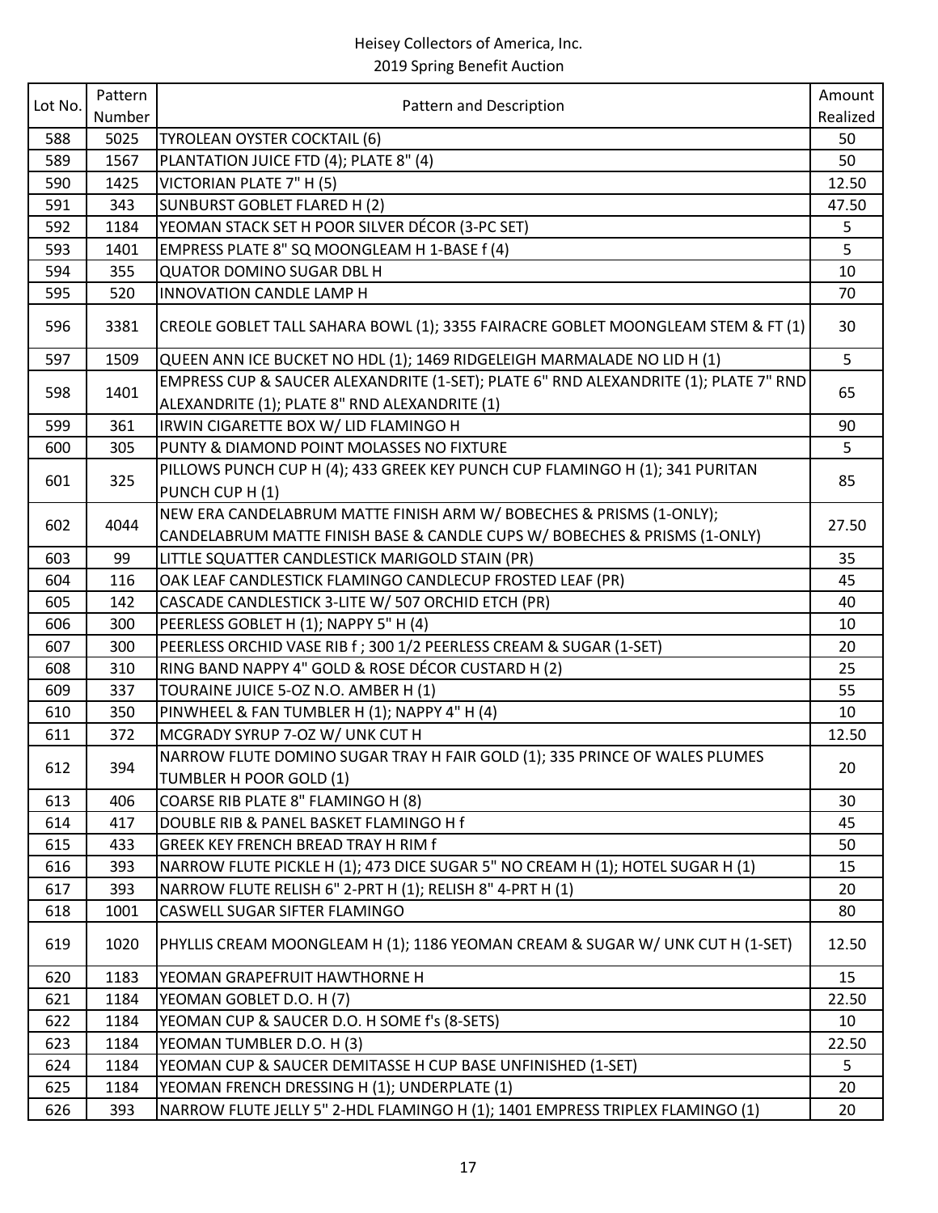Heisey Collectors of America, Inc.
2019 Spring Benefit Auction

| Lot No. | Pattern Number | Pattern and Description | Amount Realized |
|---|---|---|---|
| 588 | 5025 | TYROLEAN OYSTER COCKTAIL (6) | 50 |
| 589 | 1567 | PLANTATION JUICE FTD (4); PLATE 8" (4) | 50 |
| 590 | 1425 | VICTORIAN PLATE 7" H (5) | 12.50 |
| 591 | 343 | SUNBURST GOBLET FLARED H (2) | 47.50 |
| 592 | 1184 | YEOMAN STACK SET H POOR SILVER DÉCOR (3-PC SET) | 5 |
| 593 | 1401 | EMPRESS PLATE 8" SQ MOONGLEAM H 1-BASE f (4) | 5 |
| 594 | 355 | QUATOR DOMINO SUGAR DBL H | 10 |
| 595 | 520 | INNOVATION CANDLE LAMP H | 70 |
| 596 | 3381 | CREOLE GOBLET TALL SAHARA BOWL (1); 3355 FAIRACRE GOBLET MOONGLEAM STEM & FT (1) | 30 |
| 597 | 1509 | QUEEN ANN ICE BUCKET NO HDL (1); 1469 RIDGELEIGH MARMALADE NO LID H (1) | 5 |
| 598 | 1401 | EMPRESS CUP & SAUCER ALEXANDRITE (1-SET); PLATE 6" RND ALEXANDRITE (1); PLATE 7" RND ALEXANDRITE (1); PLATE 8" RND ALEXANDRITE (1) | 65 |
| 599 | 361 | IRWIN CIGARETTE BOX W/ LID FLAMINGO H | 90 |
| 600 | 305 | PUNTY & DIAMOND POINT MOLASSES NO FIXTURE | 5 |
| 601 | 325 | PILLOWS PUNCH CUP H (4); 433 GREEK KEY PUNCH CUP FLAMINGO H (1); 341 PURITAN PUNCH CUP H (1) | 85 |
| 602 | 4044 | NEW ERA CANDELABRUM MATTE FINISH ARM W/ BOBECHES & PRISMS (1-ONLY); CANDELABRUM MATTE FINISH BASE & CANDLE CUPS W/ BOBECHES & PRISMS (1-ONLY) | 27.50 |
| 603 | 99 | LITTLE SQUATTER CANDLESTICK MARIGOLD STAIN (PR) | 35 |
| 604 | 116 | OAK LEAF CANDLESTICK FLAMINGO CANDLECUP FROSTED LEAF (PR) | 45 |
| 605 | 142 | CASCADE CANDLESTICK 3-LITE W/ 507 ORCHID ETCH (PR) | 40 |
| 606 | 300 | PEERLESS GOBLET H (1); NAPPY 5" H (4) | 10 |
| 607 | 300 | PEERLESS ORCHID VASE RIB f ; 300 1/2 PEERLESS CREAM & SUGAR (1-SET) | 20 |
| 608 | 310 | RING BAND NAPPY 4" GOLD & ROSE DÉCOR CUSTARD H (2) | 25 |
| 609 | 337 | TOURAINE JUICE 5-OZ N.O. AMBER H (1) | 55 |
| 610 | 350 | PINWHEEL & FAN TUMBLER H (1); NAPPY 4" H (4) | 10 |
| 611 | 372 | MCGRADY SYRUP 7-OZ W/ UNK CUT H | 12.50 |
| 612 | 394 | NARROW FLUTE DOMINO SUGAR TRAY H FAIR GOLD (1); 335 PRINCE OF WALES PLUMES TUMBLER H POOR GOLD (1) | 20 |
| 613 | 406 | COARSE RIB PLATE 8" FLAMINGO H (8) | 30 |
| 614 | 417 | DOUBLE RIB & PANEL BASKET FLAMINGO H f | 45 |
| 615 | 433 | GREEK KEY FRENCH BREAD TRAY H RIM f | 50 |
| 616 | 393 | NARROW FLUTE PICKLE H (1); 473 DICE SUGAR 5" NO CREAM H (1); HOTEL SUGAR H (1) | 15 |
| 617 | 393 | NARROW FLUTE RELISH 6" 2-PRT H (1); RELISH 8" 4-PRT H (1) | 20 |
| 618 | 1001 | CASWELL SUGAR SIFTER FLAMINGO | 80 |
| 619 | 1020 | PHYLLIS CREAM MOONGLEAM H (1); 1186 YEOMAN CREAM & SUGAR W/ UNK CUT H (1-SET) | 12.50 |
| 620 | 1183 | YEOMAN GRAPEFRUIT HAWTHORNE H | 15 |
| 621 | 1184 | YEOMAN GOBLET D.O. H (7) | 22.50 |
| 622 | 1184 | YEOMAN CUP & SAUCER D.O. H SOME f's (8-SETS) | 10 |
| 623 | 1184 | YEOMAN TUMBLER D.O. H (3) | 22.50 |
| 624 | 1184 | YEOMAN CUP & SAUCER DEMITASSE H CUP BASE UNFINISHED (1-SET) | 5 |
| 625 | 1184 | YEOMAN FRENCH DRESSING H (1); UNDERPLATE (1) | 20 |
| 626 | 393 | NARROW FLUTE JELLY 5" 2-HDL FLAMINGO H (1); 1401 EMPRESS TRIPLEX FLAMINGO (1) | 20 |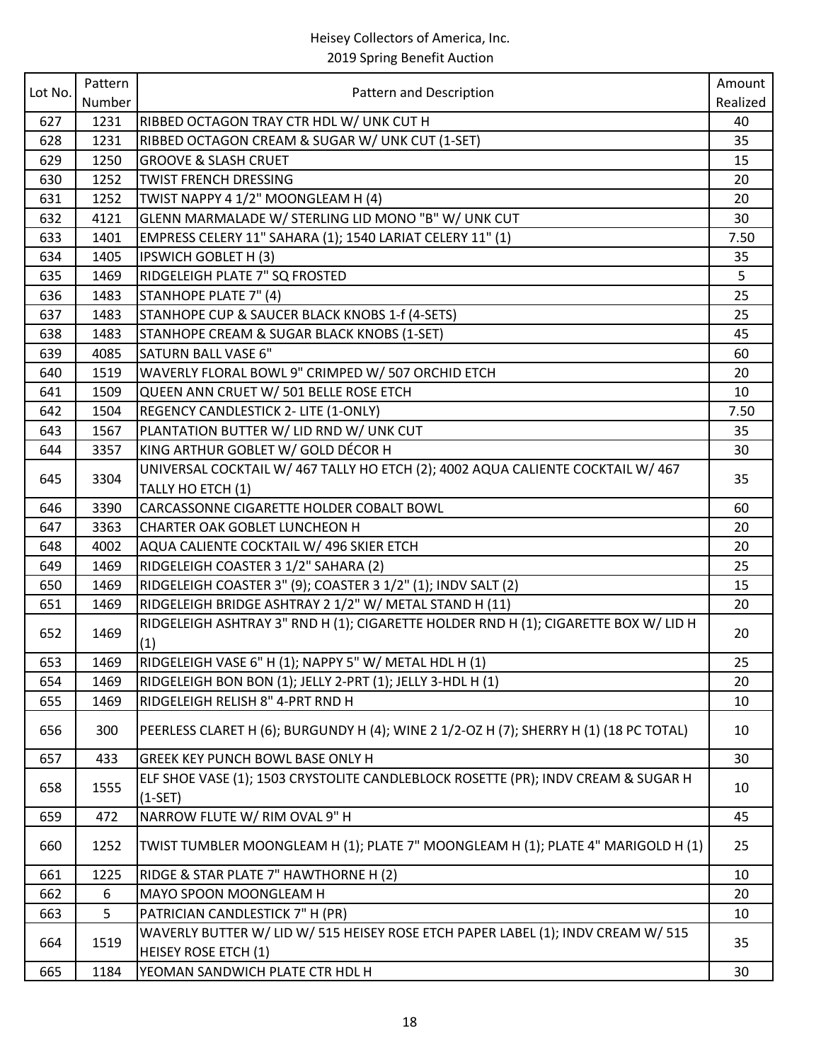Heisey Collectors of America, Inc.
2019 Spring Benefit Auction

| Lot No. | Pattern Number | Pattern and Description | Amount Realized |
|---|---|---|---|
| 627 | 1231 | RIBBED OCTAGON TRAY CTR HDL W/ UNK CUT H | 40 |
| 628 | 1231 | RIBBED OCTAGON CREAM & SUGAR W/ UNK CUT (1-SET) | 35 |
| 629 | 1250 | GROOVE & SLASH CRUET | 15 |
| 630 | 1252 | TWIST FRENCH DRESSING | 20 |
| 631 | 1252 | TWIST NAPPY 4 1/2" MOONGLEAM H (4) | 20 |
| 632 | 4121 | GLENN MARMALADE W/ STERLING LID MONO "B" W/ UNK CUT | 30 |
| 633 | 1401 | EMPRESS CELERY 11" SAHARA (1); 1540 LARIAT CELERY 11" (1) | 7.50 |
| 634 | 1405 | IPSWICH GOBLET H (3) | 35 |
| 635 | 1469 | RIDGELEIGH PLATE 7" SQ FROSTED | 5 |
| 636 | 1483 | STANHOPE PLATE 7" (4) | 25 |
| 637 | 1483 | STANHOPE CUP & SAUCER BLACK KNOBS 1-f (4-SETS) | 25 |
| 638 | 1483 | STANHOPE CREAM & SUGAR BLACK KNOBS (1-SET) | 45 |
| 639 | 4085 | SATURN BALL VASE 6" | 60 |
| 640 | 1519 | WAVERLY FLORAL BOWL 9" CRIMPED W/ 507 ORCHID ETCH | 20 |
| 641 | 1509 | QUEEN ANN CRUET W/ 501 BELLE ROSE ETCH | 10 |
| 642 | 1504 | REGENCY CANDLESTICK 2- LITE (1-ONLY) | 7.50 |
| 643 | 1567 | PLANTATION BUTTER W/ LID RND W/ UNK CUT | 35 |
| 644 | 3357 | KING ARTHUR GOBLET W/ GOLD DÉCOR H | 30 |
| 645 | 3304 | UNIVERSAL COCKTAIL W/ 467 TALLY HO ETCH (2); 4002 AQUA CALIENTE COCKTAIL W/ 467 TALLY HO ETCH (1) | 35 |
| 646 | 3390 | CARCASSONNE CIGARETTE HOLDER COBALT BOWL | 60 |
| 647 | 3363 | CHARTER OAK GOBLET LUNCHEON H | 20 |
| 648 | 4002 | AQUA CALIENTE COCKTAIL W/ 496 SKIER ETCH | 20 |
| 649 | 1469 | RIDGELEIGH COASTER 3 1/2" SAHARA (2) | 25 |
| 650 | 1469 | RIDGELEIGH COASTER 3" (9); COASTER 3 1/2" (1); INDV SALT (2) | 15 |
| 651 | 1469 | RIDGELEIGH BRIDGE ASHTRAY 2 1/2" W/ METAL STAND H (11) | 20 |
| 652 | 1469 | RIDGELEIGH ASHTRAY 3" RND H (1); CIGARETTE HOLDER RND H (1); CIGARETTE BOX W/ LID H (1) | 20 |
| 653 | 1469 | RIDGELEIGH VASE 6" H (1); NAPPY 5" W/ METAL HDL H (1) | 25 |
| 654 | 1469 | RIDGELEIGH BON BON (1); JELLY 2-PRT (1); JELLY 3-HDL H (1) | 20 |
| 655 | 1469 | RIDGELEIGH RELISH 8" 4-PRT RND H | 10 |
| 656 | 300 | PEERLESS CLARET H (6); BURGUNDY H (4); WINE 2 1/2-OZ H (7); SHERRY H (1) (18 PC TOTAL) | 10 |
| 657 | 433 | GREEK KEY PUNCH BOWL BASE ONLY H | 30 |
| 658 | 1555 | ELF SHOE VASE (1); 1503 CRYSTOLITE CANDLEBLOCK ROSETTE (PR); INDV CREAM & SUGAR H (1-SET) | 10 |
| 659 | 472 | NARROW FLUTE W/ RIM OVAL 9" H | 45 |
| 660 | 1252 | TWIST TUMBLER MOONGLEAM H (1); PLATE 7" MOONGLEAM H (1); PLATE 4" MARIGOLD H (1) | 25 |
| 661 | 1225 | RIDGE & STAR PLATE 7" HAWTHORNE H (2) | 10 |
| 662 | 6 | MAYO SPOON MOONGLEAM H | 20 |
| 663 | 5 | PATRICIAN CANDLESTICK 7" H (PR) | 10 |
| 664 | 1519 | WAVERLY BUTTER W/ LID W/ 515 HEISEY ROSE ETCH PAPER LABEL (1); INDV CREAM W/ 515 HEISEY ROSE ETCH (1) | 35 |
| 665 | 1184 | YEOMAN SANDWICH PLATE CTR HDL H | 30 |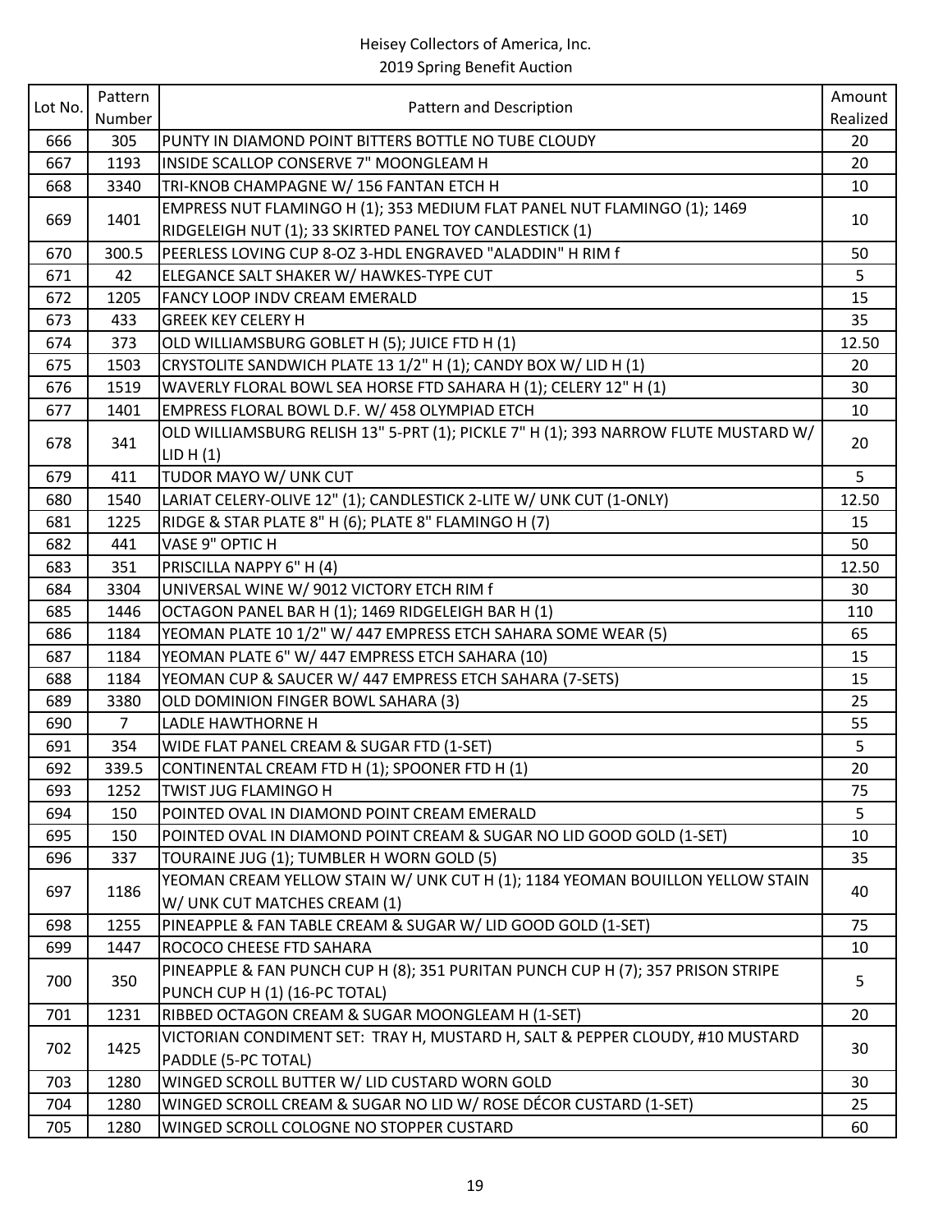Heisey Collectors of America, Inc.
2019 Spring Benefit Auction

| Lot No. | Pattern Number | Pattern and Description | Amount Realized |
|---|---|---|---|
| 666 | 305 | PUNTY IN DIAMOND POINT BITTERS BOTTLE NO TUBE CLOUDY | 20 |
| 667 | 1193 | INSIDE SCALLOP CONSERVE 7" MOONGLEAM H | 20 |
| 668 | 3340 | TRI-KNOB CHAMPAGNE W/ 156 FANTAN ETCH H | 10 |
| 669 | 1401 | EMPRESS NUT FLAMINGO H (1); 353 MEDIUM FLAT PANEL NUT FLAMINGO (1); 1469 RIDGELEIGH NUT (1); 33 SKIRTED PANEL TOY CANDLESTICK (1) | 10 |
| 670 | 300.5 | PEERLESS LOVING CUP 8-OZ 3-HDL ENGRAVED "ALADDIN" H RIM f | 50 |
| 671 | 42 | ELEGANCE SALT SHAKER W/ HAWKES-TYPE CUT | 5 |
| 672 | 1205 | FANCY LOOP INDV CREAM EMERALD | 15 |
| 673 | 433 | GREEK KEY CELERY H | 35 |
| 674 | 373 | OLD WILLIAMSBURG GOBLET H (5); JUICE FTD H (1) | 12.50 |
| 675 | 1503 | CRYSTOLITE SANDWICH PLATE 13 1/2" H (1); CANDY BOX W/ LID H (1) | 20 |
| 676 | 1519 | WAVERLY FLORAL BOWL SEA HORSE FTD SAHARA H (1); CELERY 12" H (1) | 30 |
| 677 | 1401 | EMPRESS FLORAL BOWL D.F. W/ 458 OLYMPIAD ETCH | 10 |
| 678 | 341 | OLD WILLIAMSBURG RELISH 13" 5-PRT (1); PICKLE 7" H (1); 393 NARROW FLUTE MUSTARD W/ LID H (1) | 20 |
| 679 | 411 | TUDOR MAYO W/ UNK CUT | 5 |
| 680 | 1540 | LARIAT CELERY-OLIVE 12" (1); CANDLESTICK 2-LITE W/ UNK CUT (1-ONLY) | 12.50 |
| 681 | 1225 | RIDGE & STAR PLATE 8" H (6); PLATE 8" FLAMINGO H (7) | 15 |
| 682 | 441 | VASE 9" OPTIC H | 50 |
| 683 | 351 | PRISCILLA NAPPY 6" H (4) | 12.50 |
| 684 | 3304 | UNIVERSAL WINE W/ 9012 VICTORY ETCH RIM f | 30 |
| 685 | 1446 | OCTAGON PANEL BAR H (1); 1469 RIDGELEIGH BAR H (1) | 110 |
| 686 | 1184 | YEOMAN PLATE 10 1/2" W/ 447 EMPRESS ETCH SAHARA SOME WEAR (5) | 65 |
| 687 | 1184 | YEOMAN PLATE 6" W/ 447 EMPRESS ETCH SAHARA (10) | 15 |
| 688 | 1184 | YEOMAN CUP & SAUCER W/ 447 EMPRESS ETCH SAHARA (7-SETS) | 15 |
| 689 | 3380 | OLD DOMINION FINGER BOWL SAHARA (3) | 25 |
| 690 | 7 | LADLE HAWTHORNE H | 55 |
| 691 | 354 | WIDE FLAT PANEL CREAM & SUGAR FTD (1-SET) | 5 |
| 692 | 339.5 | CONTINENTAL CREAM FTD H (1); SPOONER FTD H (1) | 20 |
| 693 | 1252 | TWIST JUG FLAMINGO H | 75 |
| 694 | 150 | POINTED OVAL IN DIAMOND POINT CREAM EMERALD | 5 |
| 695 | 150 | POINTED OVAL IN DIAMOND POINT CREAM & SUGAR NO LID GOOD GOLD (1-SET) | 10 |
| 696 | 337 | TOURAINE JUG (1); TUMBLER H WORN GOLD (5) | 35 |
| 697 | 1186 | YEOMAN CREAM YELLOW STAIN W/ UNK CUT H (1); 1184 YEOMAN BOUILLON YELLOW STAIN W/ UNK CUT MATCHES CREAM (1) | 40 |
| 698 | 1255 | PINEAPPLE & FAN TABLE CREAM & SUGAR W/ LID GOOD GOLD (1-SET) | 75 |
| 699 | 1447 | ROCOCO CHEESE FTD SAHARA | 10 |
| 700 | 350 | PINEAPPLE & FAN PUNCH CUP H (8); 351 PURITAN PUNCH CUP H (7); 357 PRISON STRIPE PUNCH CUP H (1) (16-PC TOTAL) | 5 |
| 701 | 1231 | RIBBED OCTAGON CREAM & SUGAR MOONGLEAM H (1-SET) | 20 |
| 702 | 1425 | VICTORIAN CONDIMENT SET: TRAY H, MUSTARD H, SALT & PEPPER CLOUDY, #10 MUSTARD PADDLE (5-PC TOTAL) | 30 |
| 703 | 1280 | WINGED SCROLL BUTTER W/ LID CUSTARD WORN GOLD | 30 |
| 704 | 1280 | WINGED SCROLL CREAM & SUGAR NO LID W/ ROSE DÉCOR CUSTARD (1-SET) | 25 |
| 705 | 1280 | WINGED SCROLL COLOGNE NO STOPPER CUSTARD | 60 |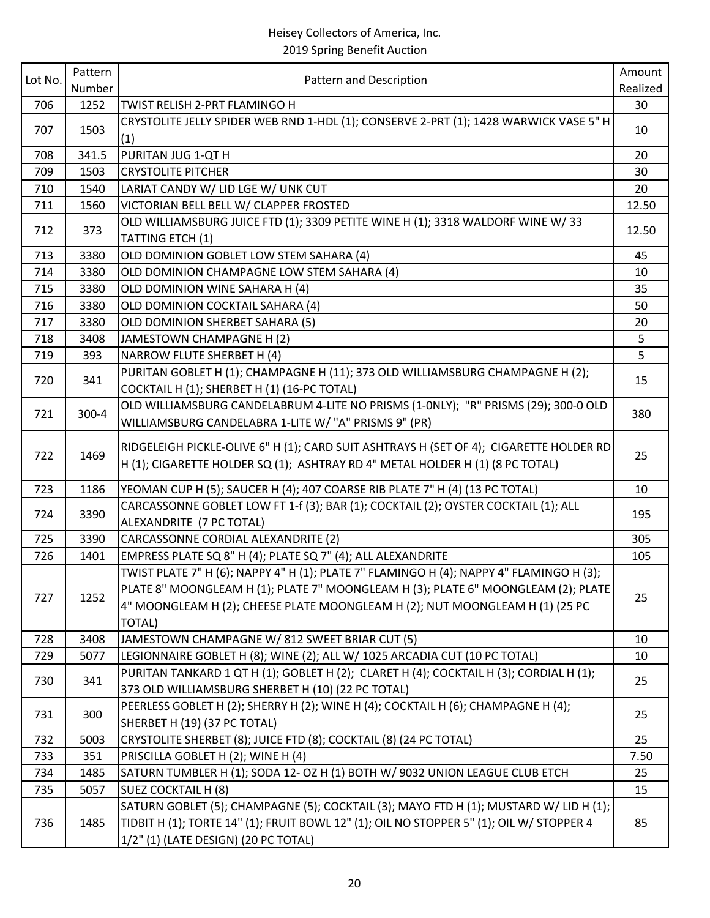Heisey Collectors of America, Inc.
2019 Spring Benefit Auction

| Lot No. | Pattern Number | Pattern and Description | Amount Realized |
|---|---|---|---|
| 706 | 1252 | TWIST RELISH 2-PRT FLAMINGO H | 30 |
| 707 | 1503 | CRYSTOLITE JELLY SPIDER WEB RND 1-HDL (1); CONSERVE 2-PRT (1); 1428 WARWICK VASE 5" H (1) | 10 |
| 708 | 341.5 | PURITAN JUG 1-QT H | 20 |
| 709 | 1503 | CRYSTOLITE PITCHER | 30 |
| 710 | 1540 | LARIAT CANDY W/ LID LGE W/ UNK CUT | 20 |
| 711 | 1560 | VICTORIAN BELL BELL W/ CLAPPER FROSTED | 12.50 |
| 712 | 373 | OLD WILLIAMSBURG JUICE FTD (1); 3309 PETITE WINE H (1); 3318 WALDORF WINE W/ 33 TATTING ETCH (1) | 12.50 |
| 713 | 3380 | OLD DOMINION GOBLET LOW STEM SAHARA (4) | 45 |
| 714 | 3380 | OLD DOMINION CHAMPAGNE LOW STEM SAHARA (4) | 10 |
| 715 | 3380 | OLD DOMINION WINE SAHARA H (4) | 35 |
| 716 | 3380 | OLD DOMINION COCKTAIL SAHARA (4) | 50 |
| 717 | 3380 | OLD DOMINION SHERBET SAHARA (5) | 20 |
| 718 | 3408 | JAMESTOWN CHAMPAGNE H (2) | 5 |
| 719 | 393 | NARROW FLUTE SHERBET H (4) | 5 |
| 720 | 341 | PURITAN GOBLET H (1); CHAMPAGNE H (11); 373 OLD WILLIAMSBURG CHAMPAGNE H (2); COCKTAIL H (1); SHERBET H (1) (16-PC TOTAL) | 15 |
| 721 | 300-4 | OLD WILLIAMSBURG CANDELABRUM 4-LITE NO PRISMS (1-0NLY); "R" PRISMS (29); 300-0 OLD WILLIAMSBURG CANDELABRA 1-LITE W/ "A" PRISMS 9" (PR) | 380 |
| 722 | 1469 | RIDGELEIGH PICKLE-OLIVE 6" H (1); CARD SUIT ASHTRAYS H (SET OF 4); CIGARETTE HOLDER RD H (1); CIGARETTE HOLDER SQ (1); ASHTRAY RD 4" METAL HOLDER H (1) (8 PC TOTAL) | 25 |
| 723 | 1186 | YEOMAN CUP H (5); SAUCER H (4); 407 COARSE RIB PLATE 7" H (4) (13 PC TOTAL) | 10 |
| 724 | 3390 | CARCASSONNE GOBLET LOW FT 1-f (3); BAR (1); COCKTAIL (2); OYSTER COCKTAIL (1); ALL ALEXANDRITE (7 PC TOTAL) | 195 |
| 725 | 3390 | CARCASSONNE CORDIAL ALEXANDRITE (2) | 305 |
| 726 | 1401 | EMPRESS PLATE SQ 8" H (4); PLATE SQ 7" (4); ALL ALEXANDRITE | 105 |
| 727 | 1252 | TWIST PLATE 7" H (6); NAPPY 4" H (1); PLATE 7" FLAMINGO H (4); NAPPY 4" FLAMINGO H (3); PLATE 8" MOONGLEAM H (1); PLATE 7" MOONGLEAM H (3); PLATE 6" MOONGLEAM (2); PLATE 4" MOONGLEAM H (2); CHEESE PLATE MOONGLEAM H (2); NUT MOONGLEAM H (1) (25 PC TOTAL) | 25 |
| 728 | 3408 | JAMESTOWN CHAMPAGNE W/ 812 SWEET BRIAR CUT (5) | 10 |
| 729 | 5077 | LEGIONNAIRE GOBLET H (8); WINE (2); ALL W/ 1025 ARCADIA CUT (10 PC TOTAL) | 10 |
| 730 | 341 | PURITAN TANKARD 1 QT H (1); GOBLET H (2); CLARET H (4); COCKTAIL H (3); CORDIAL H (1); 373 OLD WILLIAMSBURG SHERBET H (10) (22 PC TOTAL) | 25 |
| 731 | 300 | PEERLESS GOBLET H (2); SHERRY H (2); WINE H (4); COCKTAIL H (6); CHAMPAGNE H (4); SHERBET H (19) (37 PC TOTAL) | 25 |
| 732 | 5003 | CRYSTOLITE SHERBET (8); JUICE FTD (8); COCKTAIL (8) (24 PC TOTAL) | 25 |
| 733 | 351 | PRISCILLA GOBLET H (2); WINE H (4) | 7.50 |
| 734 | 1485 | SATURN TUMBLER H (1); SODA 12- OZ H (1) BOTH W/ 9032 UNION LEAGUE CLUB ETCH | 25 |
| 735 | 5057 | SUEZ COCKTAIL H (8) | 15 |
| 736 | 1485 | SATURN GOBLET (5); CHAMPAGNE (5); COCKTAIL (3); MAYO FTD H (1); MUSTARD W/ LID H (1); TIDBIT H (1); TORTE 14" (1); FRUIT BOWL 12" (1); OIL NO STOPPER 5" (1); OIL W/ STOPPER 4 1/2" (1) (LATE DESIGN) (20 PC TOTAL) | 85 |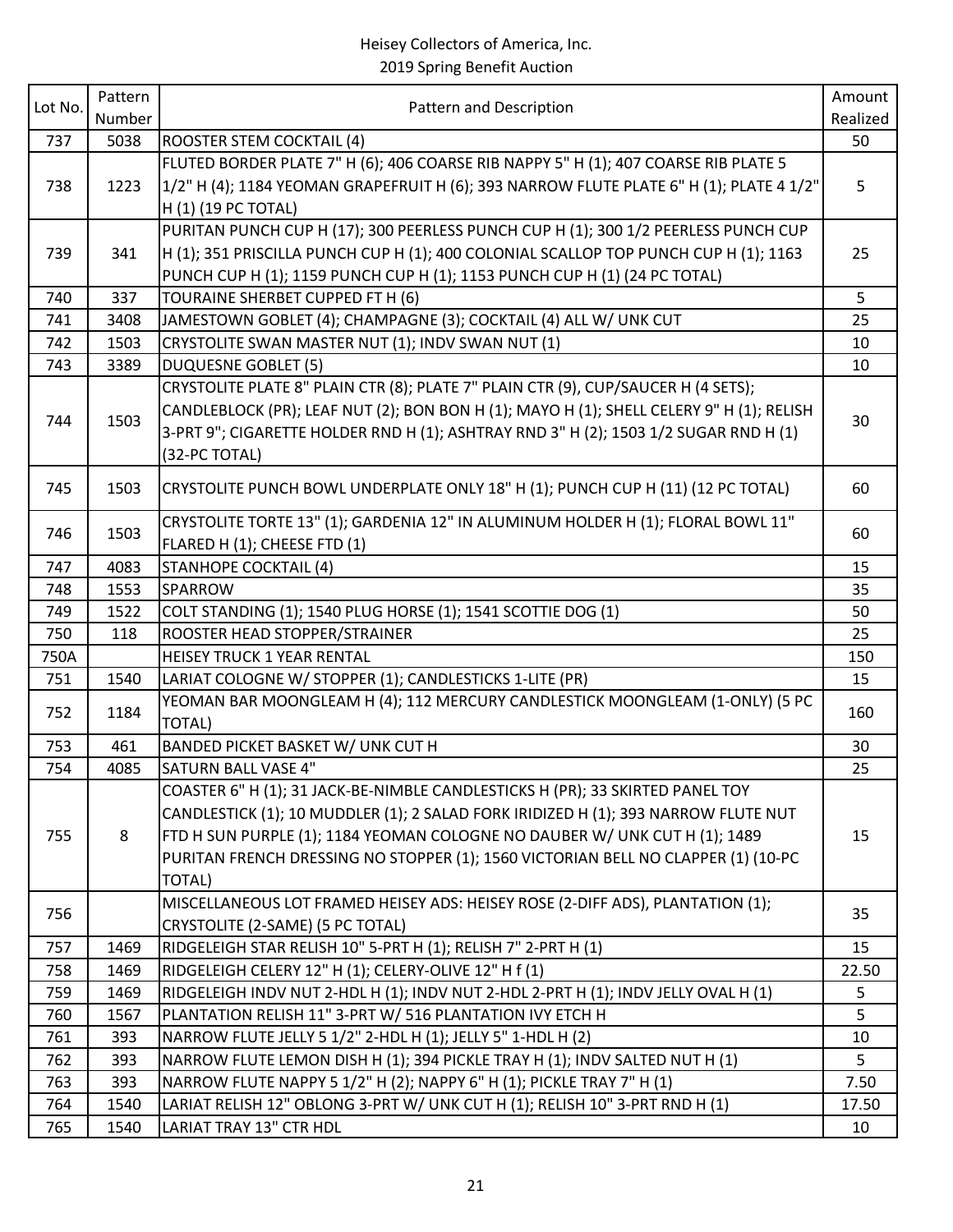Heisey Collectors of America, Inc.
2019 Spring Benefit Auction

| Lot No. | Pattern Number | Pattern and Description | Amount Realized |
|---|---|---|---|
| 737 | 5038 | ROOSTER STEM COCKTAIL (4) | 50 |
| 738 | 1223 | FLUTED BORDER PLATE 7" H (6); 406 COARSE RIB NAPPY 5" H (1); 407 COARSE RIB PLATE 5 1/2" H (4); 1184 YEOMAN GRAPEFRUIT H (6); 393 NARROW FLUTE PLATE 6" H (1); PLATE 4 1/2" H (1) (19 PC TOTAL) | 5 |
| 739 | 341 | PURITAN PUNCH CUP H (17); 300 PEERLESS PUNCH CUP H (1); 300 1/2 PEERLESS PUNCH CUP H (1); 351 PRISCILLA PUNCH CUP H (1); 400 COLONIAL SCALLOP TOP PUNCH CUP H (1); 1163 PUNCH CUP H (1); 1159 PUNCH CUP H (1); 1153 PUNCH CUP H (1) (24 PC TOTAL) | 25 |
| 740 | 337 | TOURAINE SHERBET CUPPED FT H (6) | 5 |
| 741 | 3408 | JAMESTOWN GOBLET (4); CHAMPAGNE (3); COCKTAIL (4) ALL W/ UNK CUT | 25 |
| 742 | 1503 | CRYSTOLITE SWAN MASTER NUT (1); INDV SWAN NUT (1) | 10 |
| 743 | 3389 | DUQUESNE GOBLET (5) | 10 |
| 744 | 1503 | CRYSTOLITE PLATE 8" PLAIN CTR (8); PLATE 7" PLAIN CTR (9), CUP/SAUCER H (4 SETS); CANDLEBLOCK (PR); LEAF NUT (2); BON BON H (1); MAYO H (1); SHELL CELERY 9" H (1); RELISH 3-PRT 9"; CIGARETTE HOLDER RND H (1); ASHTRAY RND 3" H (2); 1503 1/2 SUGAR RND H (1) (32-PC TOTAL) | 30 |
| 745 | 1503 | CRYSTOLITE PUNCH BOWL UNDERPLATE ONLY 18" H (1); PUNCH CUP H (11) (12 PC TOTAL) | 60 |
| 746 | 1503 | CRYSTOLITE TORTE 13" (1); GARDENIA 12" IN ALUMINUM HOLDER H (1); FLORAL BOWL 11" FLARED H (1); CHEESE FTD (1) | 60 |
| 747 | 4083 | STANHOPE COCKTAIL (4) | 15 |
| 748 | 1553 | SPARROW | 35 |
| 749 | 1522 | COLT STANDING (1); 1540 PLUG HORSE (1); 1541 SCOTTIE DOG (1) | 50 |
| 750 | 118 | ROOSTER HEAD STOPPER/STRAINER | 25 |
| 750A | | HEISEY TRUCK 1 YEAR RENTAL | 150 |
| 751 | 1540 | LARIAT COLOGNE W/ STOPPER (1); CANDLESTICKS 1-LITE (PR) | 15 |
| 752 | 1184 | YEOMAN BAR MOONGLEAM H (4); 112 MERCURY CANDLESTICK MOONGLEAM (1-ONLY) (5 PC TOTAL) | 160 |
| 753 | 461 | BANDED PICKET BASKET W/ UNK CUT H | 30 |
| 754 | 4085 | SATURN BALL VASE 4" | 25 |
| 755 | 8 | COASTER 6" H (1); 31 JACK-BE-NIMBLE CANDLESTICKS H (PR); 33 SKIRTED PANEL TOY CANDLESTICK (1); 10 MUDDLER (1); 2 SALAD FORK IRIDIZED H (1); 393 NARROW FLUTE NUT FTD H SUN PURPLE (1); 1184 YEOMAN COLOGNE NO DAUBER W/ UNK CUT H (1); 1489 PURITAN FRENCH DRESSING NO STOPPER (1); 1560 VICTORIAN BELL NO CLAPPER (1) (10-PC TOTAL) | 15 |
| 756 | | MISCELLANEOUS LOT FRAMED HEISEY ADS: HEISEY ROSE (2-DIFF ADS), PLANTATION (1); CRYSTOLITE (2-SAME) (5 PC TOTAL) | 35 |
| 757 | 1469 | RIDGELEIGH STAR RELISH 10" 5-PRT H (1); RELISH 7" 2-PRT H (1) | 15 |
| 758 | 1469 | RIDGELEIGH CELERY 12" H (1); CELERY-OLIVE 12" H f (1) | 22.50 |
| 759 | 1469 | RIDGELEIGH INDV NUT 2-HDL H (1); INDV NUT 2-HDL 2-PRT H (1); INDV JELLY OVAL H (1) | 5 |
| 760 | 1567 | PLANTATION RELISH 11" 3-PRT W/ 516 PLANTATION IVY ETCH H | 5 |
| 761 | 393 | NARROW FLUTE JELLY 5 1/2" 2-HDL H (1); JELLY 5" 1-HDL H (2) | 10 |
| 762 | 393 | NARROW FLUTE LEMON DISH H (1); 394 PICKLE TRAY H (1); INDV SALTED NUT H (1) | 5 |
| 763 | 393 | NARROW FLUTE NAPPY 5 1/2" H (2); NAPPY 6" H (1); PICKLE TRAY 7" H (1) | 7.50 |
| 764 | 1540 | LARIAT RELISH 12" OBLONG 3-PRT W/ UNK CUT H (1); RELISH 10" 3-PRT RND H (1) | 17.50 |
| 765 | 1540 | LARIAT TRAY 13" CTR HDL | 10 |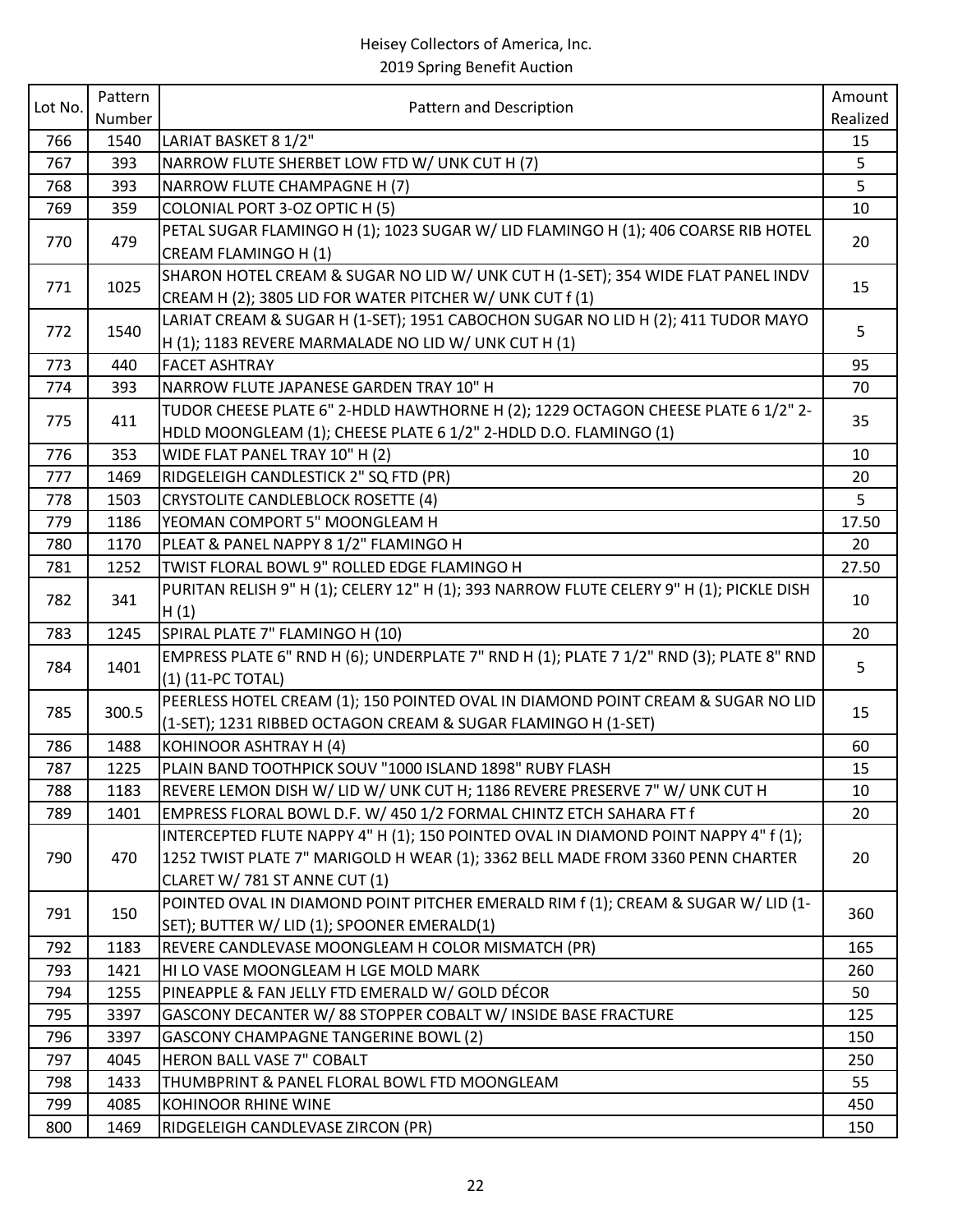| Lot No. | Pattern Number | Pattern and Description | Amount Realized |
|---|---|---|---|
| 766 | 1540 | LARIAT BASKET 8 1/2" | 15 |
| 767 | 393 | NARROW FLUTE SHERBET LOW FTD W/ UNK CUT H (7) | 5 |
| 768 | 393 | NARROW FLUTE CHAMPAGNE H (7) | 5 |
| 769 | 359 | COLONIAL PORT 3-OZ OPTIC H (5) | 10 |
| 770 | 479 | PETAL SUGAR FLAMINGO H (1); 1023 SUGAR W/ LID FLAMINGO H (1); 406 COARSE RIB HOTEL CREAM FLAMINGO H (1) | 20 |
| 771 | 1025 | SHARON HOTEL CREAM & SUGAR NO LID W/ UNK CUT H (1-SET); 354 WIDE FLAT PANEL INDV CREAM H (2); 3805 LID FOR WATER PITCHER W/ UNK CUT f (1) | 15 |
| 772 | 1540 | LARIAT CREAM & SUGAR H (1-SET); 1951 CABOCHON SUGAR NO LID H (2); 411 TUDOR MAYO H (1); 1183 REVERE MARMALADE NO LID W/ UNK CUT H (1) | 5 |
| 773 | 440 | FACET ASHTRAY | 95 |
| 774 | 393 | NARROW FLUTE JAPANESE GARDEN TRAY 10" H | 70 |
| 775 | 411 | TUDOR CHEESE PLATE 6" 2-HDLD HAWTHORNE H (2); 1229 OCTAGON CHEESE PLATE 6 1/2" 2-HDLD MOONGLEAM (1); CHEESE PLATE 6 1/2" 2-HDLD D.O. FLAMINGO (1) | 35 |
| 776 | 353 | WIDE FLAT PANEL TRAY 10" H (2) | 10 |
| 777 | 1469 | RIDGELEIGH CANDLESTICK 2" SQ FTD (PR) | 20 |
| 778 | 1503 | CRYSTOLITE CANDLEBLOCK ROSETTE (4) | 5 |
| 779 | 1186 | YEOMAN COMPORT 5" MOONGLEAM H | 17.50 |
| 780 | 1170 | PLEAT & PANEL NAPPY 8 1/2" FLAMINGO H | 20 |
| 781 | 1252 | TWIST FLORAL BOWL 9" ROLLED EDGE FLAMINGO H | 27.50 |
| 782 | 341 | PURITAN RELISH 9" H (1); CELERY 12" H (1); 393 NARROW FLUTE CELERY 9" H (1); PICKLE DISH H (1) | 10 |
| 783 | 1245 | SPIRAL PLATE 7" FLAMINGO H (10) | 20 |
| 784 | 1401 | EMPRESS PLATE 6" RND H (6); UNDERPLATE 7" RND H (1); PLATE 7 1/2" RND (3); PLATE 8" RND (1) (11-PC TOTAL) | 5 |
| 785 | 300.5 | PEERLESS HOTEL CREAM (1); 150 POINTED OVAL IN DIAMOND POINT CREAM & SUGAR NO LID (1-SET); 1231 RIBBED OCTAGON CREAM & SUGAR FLAMINGO H (1-SET) | 15 |
| 786 | 1488 | KOHINOOR ASHTRAY H (4) | 60 |
| 787 | 1225 | PLAIN BAND TOOTHPICK SOUV "1000 ISLAND 1898" RUBY FLASH | 15 |
| 788 | 1183 | REVERE LEMON DISH W/ LID W/ UNK CUT H; 1186 REVERE PRESERVE 7" W/ UNK CUT H | 10 |
| 789 | 1401 | EMPRESS FLORAL BOWL D.F. W/ 450 1/2 FORMAL CHINTZ ETCH SAHARA FT f | 20 |
| 790 | 470 | INTERCEPTED FLUTE NAPPY 4" H (1); 150 POINTED OVAL IN DIAMOND POINT NAPPY 4" f (1); 1252 TWIST PLATE 7" MARIGOLD H WEAR (1); 3362 BELL MADE FROM 3360 PENN CHARTER CLARET W/ 781 ST ANNE CUT (1) | 20 |
| 791 | 150 | POINTED OVAL IN DIAMOND POINT PITCHER EMERALD RIM f (1); CREAM & SUGAR W/ LID (1-SET); BUTTER W/ LID (1); SPOONER EMERALD(1) | 360 |
| 792 | 1183 | REVERE CANDLEVASE MOONGLEAM H COLOR MISMATCH (PR) | 165 |
| 793 | 1421 | HI LO VASE MOONGLEAM H LGE MOLD MARK | 260 |
| 794 | 1255 | PINEAPPLE & FAN JELLY FTD EMERALD W/ GOLD DÉCOR | 50 |
| 795 | 3397 | GASCONY DECANTER W/ 88 STOPPER COBALT W/ INSIDE BASE FRACTURE | 125 |
| 796 | 3397 | GASCONY CHAMPAGNE TANGERINE BOWL (2) | 150 |
| 797 | 4045 | HERON BALL VASE 7" COBALT | 250 |
| 798 | 1433 | THUMBPRINT & PANEL FLORAL BOWL FTD MOONGLEAM | 55 |
| 799 | 4085 | KOHINOOR RHINE WINE | 450 |
| 800 | 1469 | RIDGELEIGH CANDLEVASE ZIRCON (PR) | 150 |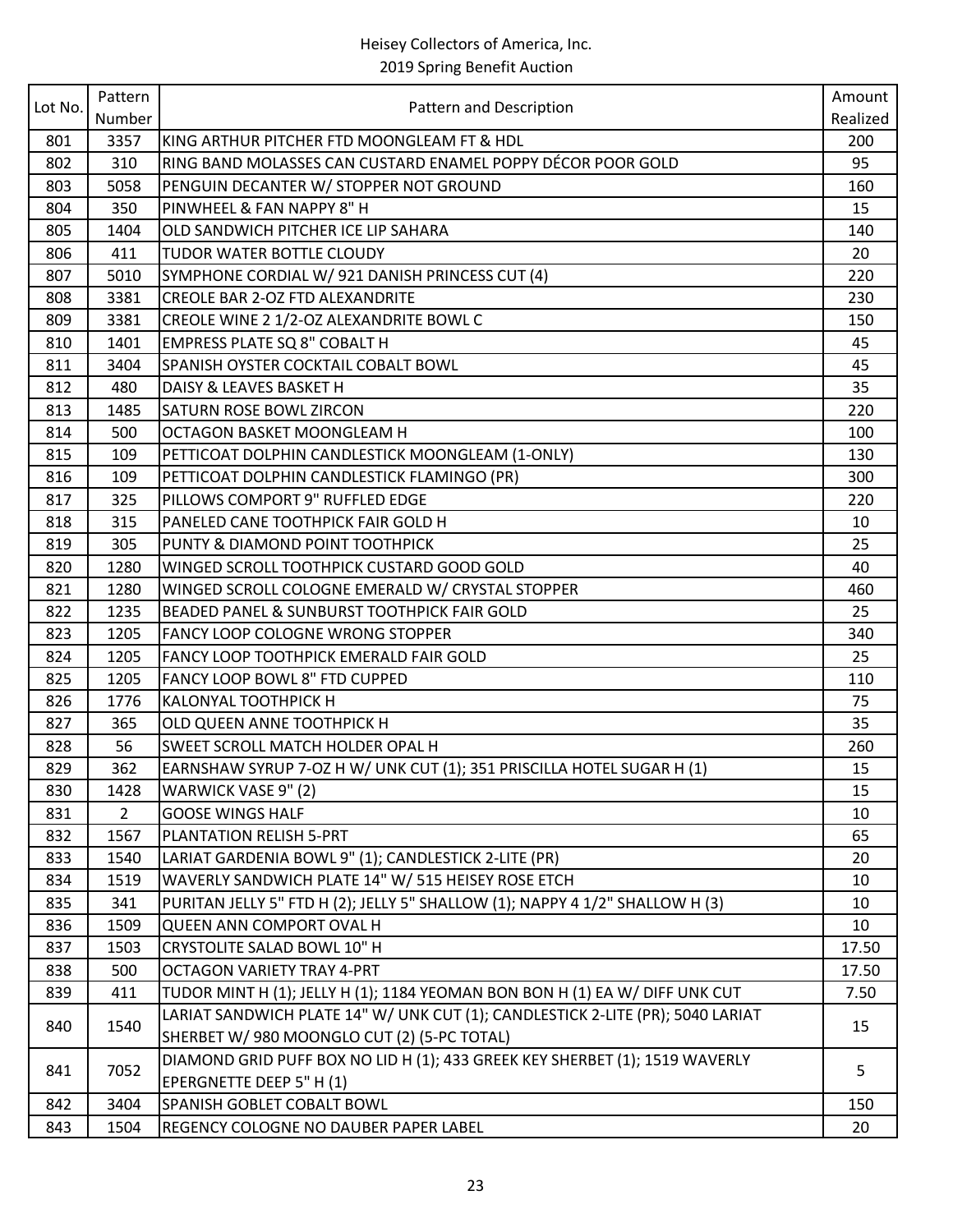Heisey Collectors of America, Inc.
2019 Spring Benefit Auction

| Lot No. | Pattern Number | Pattern and Description | Amount Realized |
|---|---|---|---|
| 801 | 3357 | KING ARTHUR PITCHER FTD MOONGLEAM FT & HDL | 200 |
| 802 | 310 | RING BAND MOLASSES CAN CUSTARD ENAMEL POPPY DÉCOR POOR GOLD | 95 |
| 803 | 5058 | PENGUIN DECANTER W/ STOPPER NOT GROUND | 160 |
| 804 | 350 | PINWHEEL & FAN NAPPY 8" H | 15 |
| 805 | 1404 | OLD SANDWICH PITCHER ICE LIP SAHARA | 140 |
| 806 | 411 | TUDOR WATER BOTTLE CLOUDY | 20 |
| 807 | 5010 | SYMPHONE CORDIAL W/ 921 DANISH PRINCESS CUT (4) | 220 |
| 808 | 3381 | CREOLE BAR 2-OZ FTD ALEXANDRITE | 230 |
| 809 | 3381 | CREOLE WINE 2 1/2-OZ ALEXANDRITE BOWL C | 150 |
| 810 | 1401 | EMPRESS PLATE SQ 8" COBALT H | 45 |
| 811 | 3404 | SPANISH OYSTER COCKTAIL COBALT BOWL | 45 |
| 812 | 480 | DAISY & LEAVES BASKET H | 35 |
| 813 | 1485 | SATURN ROSE BOWL ZIRCON | 220 |
| 814 | 500 | OCTAGON BASKET MOONGLEAM H | 100 |
| 815 | 109 | PETTICOAT DOLPHIN CANDLESTICK MOONGLEAM (1-ONLY) | 130 |
| 816 | 109 | PETTICOAT DOLPHIN CANDLESTICK FLAMINGO (PR) | 300 |
| 817 | 325 | PILLOWS COMPORT 9" RUFFLED EDGE | 220 |
| 818 | 315 | PANELED CANE TOOTHPICK FAIR GOLD H | 10 |
| 819 | 305 | PUNTY & DIAMOND POINT TOOTHPICK | 25 |
| 820 | 1280 | WINGED SCROLL TOOTHPICK CUSTARD GOOD GOLD | 40 |
| 821 | 1280 | WINGED SCROLL COLOGNE EMERALD W/ CRYSTAL STOPPER | 460 |
| 822 | 1235 | BEADED PANEL & SUNBURST TOOTHPICK FAIR GOLD | 25 |
| 823 | 1205 | FANCY LOOP COLOGNE WRONG STOPPER | 340 |
| 824 | 1205 | FANCY LOOP TOOTHPICK EMERALD FAIR GOLD | 25 |
| 825 | 1205 | FANCY LOOP BOWL 8" FTD CUPPED | 110 |
| 826 | 1776 | KALONYAL TOOTHPICK H | 75 |
| 827 | 365 | OLD QUEEN ANNE TOOTHPICK H | 35 |
| 828 | 56 | SWEET SCROLL MATCH HOLDER OPAL H | 260 |
| 829 | 362 | EARNSHAW SYRUP 7-OZ H W/ UNK CUT (1); 351 PRISCILLA HOTEL SUGAR H (1) | 15 |
| 830 | 1428 | WARWICK VASE 9" (2) | 15 |
| 831 | 2 | GOOSE WINGS HALF | 10 |
| 832 | 1567 | PLANTATION RELISH 5-PRT | 65 |
| 833 | 1540 | LARIAT GARDENIA BOWL 9" (1); CANDLESTICK 2-LITE (PR) | 20 |
| 834 | 1519 | WAVERLY SANDWICH PLATE 14" W/ 515 HEISEY ROSE ETCH | 10 |
| 835 | 341 | PURITAN JELLY 5" FTD H (2); JELLY 5" SHALLOW (1); NAPPY 4 1/2" SHALLOW H (3) | 10 |
| 836 | 1509 | QUEEN ANN COMPORT OVAL H | 10 |
| 837 | 1503 | CRYSTOLITE SALAD BOWL 10" H | 17.50 |
| 838 | 500 | OCTAGON VARIETY TRAY 4-PRT | 17.50 |
| 839 | 411 | TUDOR MINT H (1); JELLY H (1); 1184 YEOMAN BON BON H (1) EA W/ DIFF UNK CUT | 7.50 |
| 840 | 1540 | LARIAT SANDWICH PLATE 14" W/ UNK CUT (1); CANDLESTICK 2-LITE (PR); 5040 LARIAT SHERBET W/ 980 MOONGLO CUT (2) (5-PC TOTAL) | 15 |
| 841 | 7052 | DIAMOND GRID PUFF BOX NO LID H (1); 433 GREEK KEY SHERBET (1); 1519 WAVERLY EPERGNETTE DEEP 5" H (1) | 5 |
| 842 | 3404 | SPANISH GOBLET COBALT BOWL | 150 |
| 843 | 1504 | REGENCY COLOGNE NO DAUBER PAPER LABEL | 20 |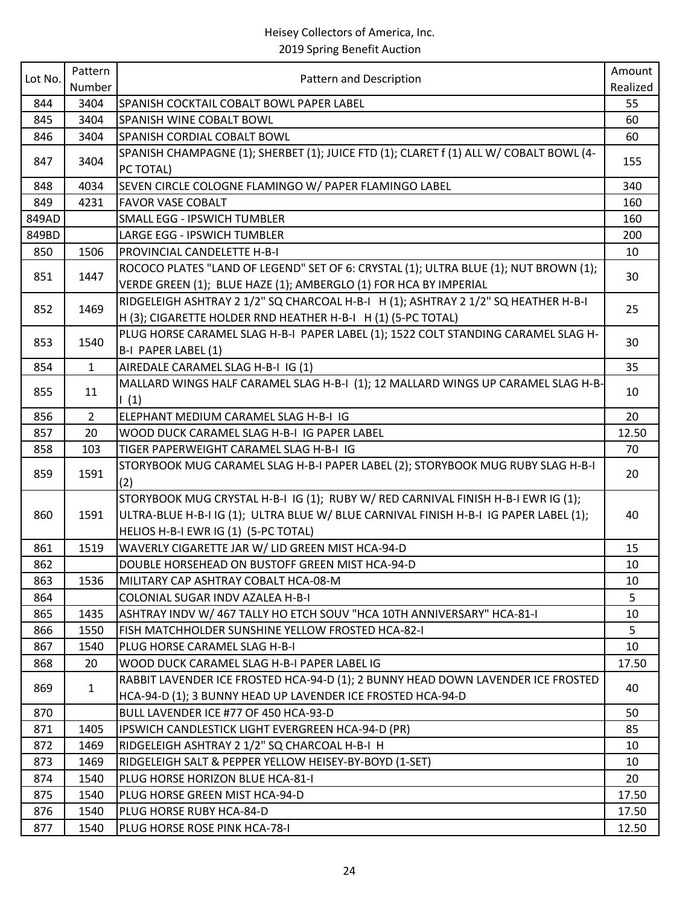Heisey Collectors of America, Inc.
2019 Spring Benefit Auction

| Lot No. | Pattern Number | Pattern and Description | Amount Realized |
|---|---|---|---|
| 844 | 3404 | SPANISH COCKTAIL COBALT BOWL PAPER LABEL | 55 |
| 845 | 3404 | SPANISH WINE COBALT BOWL | 60 |
| 846 | 3404 | SPANISH CORDIAL COBALT BOWL | 60 |
| 847 | 3404 | SPANISH CHAMPAGNE (1); SHERBET (1); JUICE FTD (1); CLARET f (1) ALL W/ COBALT BOWL (4-PC TOTAL) | 155 |
| 848 | 4034 | SEVEN CIRCLE COLOGNE FLAMINGO W/ PAPER FLAMINGO LABEL | 340 |
| 849 | 4231 | FAVOR VASE COBALT | 160 |
| 849AD | | SMALL EGG - IPSWICH TUMBLER | 160 |
| 849BD | | LARGE EGG - IPSWICH TUMBLER | 200 |
| 850 | 1506 | PROVINCIAL CANDELETTE H-B-I | 10 |
| 851 | 1447 | ROCOCO PLATES "LAND OF LEGEND" SET OF 6: CRYSTAL (1); ULTRA BLUE (1); NUT BROWN (1); VERDE GREEN (1); BLUE HAZE (1); AMBERGLO (1) FOR HCA BY IMPERIAL | 30 |
| 852 | 1469 | RIDGELEIGH ASHTRAY 2 1/2" SQ CHARCOAL H-B-I H (1); ASHTRAY 2 1/2" SQ HEATHER H-B-I H (3); CIGARETTE HOLDER RND HEATHER H-B-I H (1) (5-PC TOTAL) | 25 |
| 853 | 1540 | PLUG HORSE CARAMEL SLAG H-B-I PAPER LABEL (1); 1522 COLT STANDING CARAMEL SLAG H-B-I PAPER LABEL (1) | 30 |
| 854 | 1 | AIREDALE CARAMEL SLAG H-B-I IG (1) | 35 |
| 855 | 11 | MALLARD WINGS HALF CARAMEL SLAG H-B-I (1); 12 MALLARD WINGS UP CARAMEL SLAG H-B-I (1) | 10 |
| 856 | 2 | ELEPHANT MEDIUM CARAMEL SLAG H-B-I IG | 20 |
| 857 | 20 | WOOD DUCK CARAMEL SLAG H-B-I IG PAPER LABEL | 12.50 |
| 858 | 103 | TIGER PAPERWEIGHT CARAMEL SLAG H-B-I IG | 70 |
| 859 | 1591 | STORYBOOK MUG CARAMEL SLAG H-B-I PAPER LABEL (2); STORYBOOK MUG RUBY SLAG H-B-I (2) | 20 |
| 860 | 1591 | STORYBOOK MUG CRYSTAL H-B-I IG (1); RUBY W/ RED CARNIVAL FINISH H-B-I EWR IG (1); ULTRA-BLUE H-B-I IG (1); ULTRA BLUE W/ BLUE CARNIVAL FINISH H-B-I IG PAPER LABEL (1); HELIOS H-B-I EWR IG (1) (5-PC TOTAL) | 40 |
| 861 | 1519 | WAVERLY CIGARETTE JAR W/ LID GREEN MIST HCA-94-D | 15 |
| 862 | | DOUBLE HORSEHEAD ON BUSTOFF GREEN MIST HCA-94-D | 10 |
| 863 | 1536 | MILITARY CAP ASHTRAY COBALT HCA-08-M | 10 |
| 864 | | COLONIAL SUGAR INDV AZALEA H-B-I | 5 |
| 865 | 1435 | ASHTRAY INDV W/ 467 TALLY HO ETCH SOUV "HCA 10TH ANNIVERSARY" HCA-81-I | 10 |
| 866 | 1550 | FISH MATCHHOLDER SUNSHINE YELLOW FROSTED HCA-82-I | 5 |
| 867 | 1540 | PLUG HORSE CARAMEL SLAG H-B-I | 10 |
| 868 | 20 | WOOD DUCK CARAMEL SLAG H-B-I PAPER LABEL IG | 17.50 |
| 869 | 1 | RABBIT LAVENDER ICE FROSTED HCA-94-D (1); 2 BUNNY HEAD DOWN LAVENDER ICE FROSTED HCA-94-D (1); 3 BUNNY HEAD UP LAVENDER ICE FROSTED HCA-94-D | 40 |
| 870 | | BULL LAVENDER ICE #77 OF 450 HCA-93-D | 50 |
| 871 | 1405 | IPSWICH CANDLESTICK LIGHT EVERGREEN HCA-94-D (PR) | 85 |
| 872 | 1469 | RIDGELEIGH ASHTRAY 2 1/2" SQ CHARCOAL H-B-I H | 10 |
| 873 | 1469 | RIDGELEIGH SALT & PEPPER YELLOW HEISEY-BY-BOYD (1-SET) | 10 |
| 874 | 1540 | PLUG HORSE HORIZON BLUE HCA-81-I | 20 |
| 875 | 1540 | PLUG HORSE GREEN MIST HCA-94-D | 17.50 |
| 876 | 1540 | PLUG HORSE RUBY HCA-84-D | 17.50 |
| 877 | 1540 | PLUG HORSE ROSE PINK HCA-78-I | 12.50 |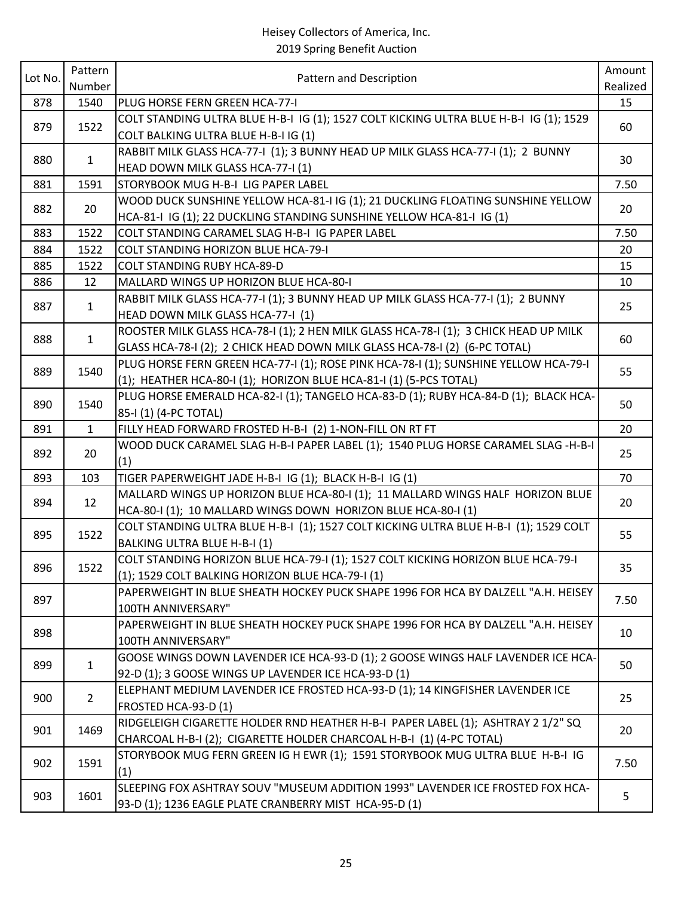Heisey Collectors of America, Inc.
2019 Spring Benefit Auction

| Lot No. | Pattern Number | Pattern and Description | Amount Realized |
|---|---|---|---|
| 878 | 1540 | PLUG HORSE FERN GREEN HCA-77-I | 15 |
| 879 | 1522 | COLT STANDING ULTRA BLUE H-B-I IG (1); 1527 COLT KICKING ULTRA BLUE H-B-I IG (1); 1529 COLT BALKING ULTRA BLUE H-B-I IG (1) | 60 |
| 880 | 1 | RABBIT MILK GLASS HCA-77-I (1); 3 BUNNY HEAD UP MILK GLASS HCA-77-I (1); 2 BUNNY HEAD DOWN MILK GLASS HCA-77-I (1) | 30 |
| 881 | 1591 | STORYBOOK MUG H-B-I LIG PAPER LABEL | 7.50 |
| 882 | 20 | WOOD DUCK SUNSHINE YELLOW HCA-81-I IG (1); 21 DUCKLING FLOATING SUNSHINE YELLOW HCA-81-I IG (1); 22 DUCKLING STANDING SUNSHINE YELLOW HCA-81-I IG (1) | 20 |
| 883 | 1522 | COLT STANDING CARAMEL SLAG H-B-I IG PAPER LABEL | 7.50 |
| 884 | 1522 | COLT STANDING HORIZON BLUE HCA-79-I | 20 |
| 885 | 1522 | COLT STANDING RUBY HCA-89-D | 15 |
| 886 | 12 | MALLARD WINGS UP HORIZON BLUE HCA-80-I | 10 |
| 887 | 1 | RABBIT MILK GLASS HCA-77-I (1); 3 BUNNY HEAD UP MILK GLASS HCA-77-I (1); 2 BUNNY HEAD DOWN MILK GLASS HCA-77-I (1) | 25 |
| 888 | 1 | ROOSTER MILK GLASS HCA-78-I (1); 2 HEN MILK GLASS HCA-78-I (1); 3 CHICK HEAD UP MILK GLASS HCA-78-I (2); 2 CHICK HEAD DOWN MILK GLASS HCA-78-I (2) (6-PC TOTAL) | 60 |
| 889 | 1540 | PLUG HORSE FERN GREEN HCA-77-I (1); ROSE PINK HCA-78-I (1); SUNSHINE YELLOW HCA-79-I (1); HEATHER HCA-80-I (1); HORIZON BLUE HCA-81-I (1) (5-PCS TOTAL) | 55 |
| 890 | 1540 | PLUG HORSE EMERALD HCA-82-I (1); TANGELO HCA-83-D (1); RUBY HCA-84-D (1); BLACK HCA-85-I (1) (4-PC TOTAL) | 50 |
| 891 | 1 | FILLY HEAD FORWARD FROSTED H-B-I (2) 1-NON-FILL ON RT FT | 20 |
| 892 | 20 | WOOD DUCK CARAMEL SLAG H-B-I PAPER LABEL (1); 1540 PLUG HORSE CARAMEL SLAG -H-B-I (1) | 25 |
| 893 | 103 | TIGER PAPERWEIGHT JADE H-B-I IG (1); BLACK H-B-I IG (1) | 70 |
| 894 | 12 | MALLARD WINGS UP HORIZON BLUE HCA-80-I (1); 11 MALLARD WINGS HALF HORIZON BLUE HCA-80-I (1); 10 MALLARD WINGS DOWN HORIZON BLUE HCA-80-I (1) | 20 |
| 895 | 1522 | COLT STANDING ULTRA BLUE H-B-I (1); 1527 COLT KICKING ULTRA BLUE H-B-I (1); 1529 COLT BALKING ULTRA BLUE H-B-I (1) | 55 |
| 896 | 1522 | COLT STANDING HORIZON BLUE HCA-79-I (1); 1527 COLT KICKING HORIZON BLUE HCA-79-I (1); 1529 COLT BALKING HORIZON BLUE HCA-79-I (1) | 35 |
| 897 | | PAPERWEIGHT IN BLUE SHEATH HOCKEY PUCK SHAPE 1996 FOR HCA BY DALZELL "A.H. HEISEY 100TH ANNIVERSARY" | 7.50 |
| 898 | | PAPERWEIGHT IN BLUE SHEATH HOCKEY PUCK SHAPE 1996 FOR HCA BY DALZELL "A.H. HEISEY 100TH ANNIVERSARY" | 10 |
| 899 | 1 | GOOSE WINGS DOWN LAVENDER ICE HCA-93-D (1); 2 GOOSE WINGS HALF LAVENDER ICE HCA-92-D (1); 3 GOOSE WINGS UP LAVENDER ICE HCA-93-D (1) | 50 |
| 900 | 2 | ELEPHANT MEDIUM LAVENDER ICE FROSTED HCA-93-D (1); 14 KINGFISHER LAVENDER ICE FROSTED HCA-93-D (1) | 25 |
| 901 | 1469 | RIDGELEIGH CIGARETTE HOLDER RND HEATHER H-B-I PAPER LABEL (1); ASHTRAY 2 1/2" SQ CHARCOAL H-B-I (2); CIGARETTE HOLDER CHARCOAL H-B-I (1) (4-PC TOTAL) | 20 |
| 902 | 1591 | STORYBOOK MUG FERN GREEN IG H EWR (1); 1591 STORYBOOK MUG ULTRA BLUE H-B-I IG (1) | 7.50 |
| 903 | 1601 | SLEEPING FOX ASHTRAY SOUV "MUSEUM ADDITION 1993" LAVENDER ICE FROSTED FOX HCA-93-D (1); 1236 EAGLE PLATE CRANBERRY MIST HCA-95-D (1) | 5 |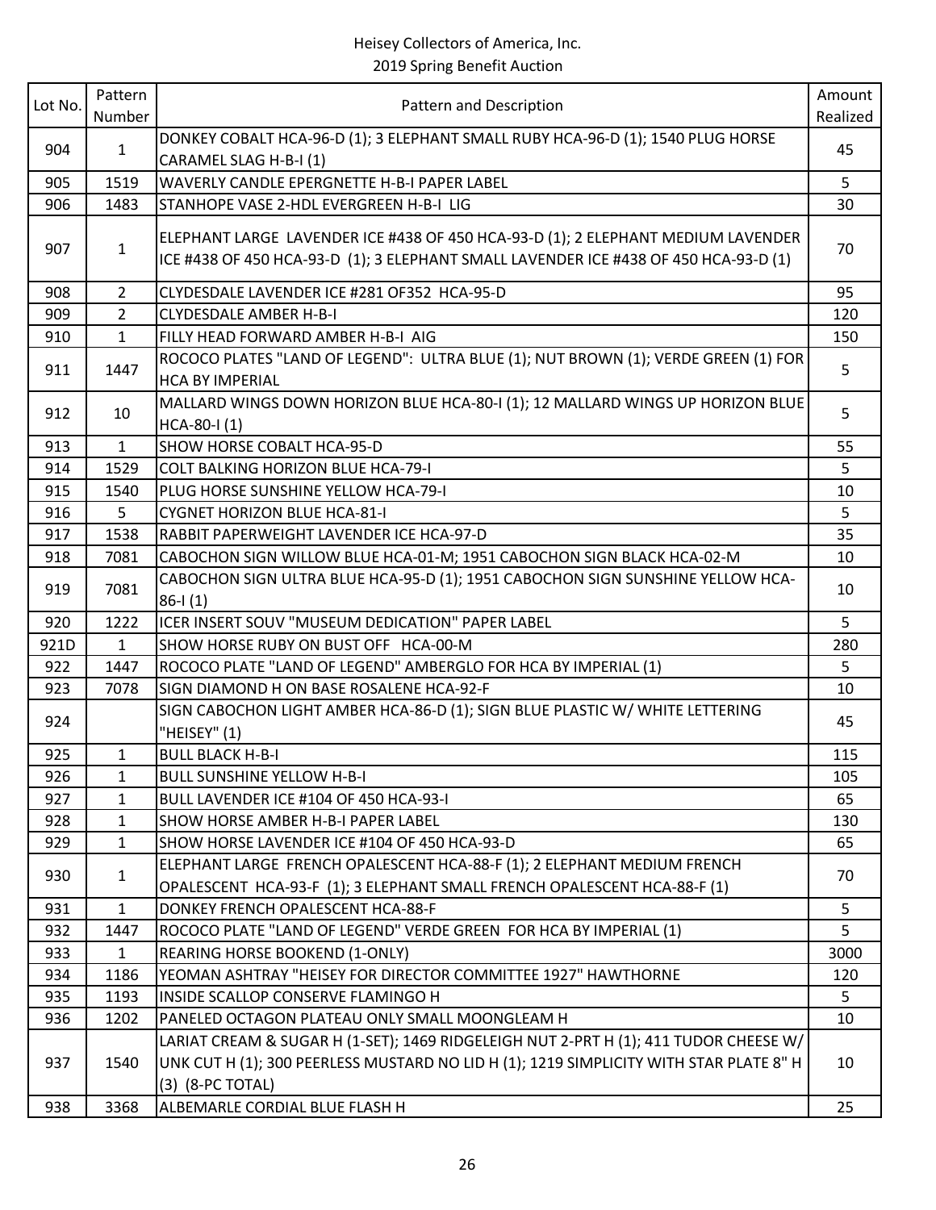Heisey Collectors of America, Inc.
2019 Spring Benefit Auction

| Lot No. | Pattern Number | Pattern and Description | Amount Realized |
|---|---|---|---|
| 904 | 1 | DONKEY COBALT HCA-96-D (1); 3 ELEPHANT SMALL RUBY HCA-96-D (1); 1540 PLUG HORSE CARAMEL SLAG H-B-I (1) | 45 |
| 905 | 1519 | WAVERLY CANDLE EPERGNETTE H-B-I PAPER LABEL | 5 |
| 906 | 1483 | STANHOPE VASE 2-HDL EVERGREEN H-B-I LIG | 30 |
| 907 | 1 | ELEPHANT LARGE LAVENDER ICE #438 OF 450 HCA-93-D (1); 2 ELEPHANT MEDIUM LAVENDER ICE #438 OF 450 HCA-93-D (1); 3 ELEPHANT SMALL LAVENDER ICE #438 OF 450 HCA-93-D (1) | 70 |
| 908 | 2 | CLYDESDALE LAVENDER ICE #281 OF352 HCA-95-D | 95 |
| 909 | 2 | CLYDESDALE AMBER H-B-I | 120 |
| 910 | 1 | FILLY HEAD FORWARD AMBER H-B-I AIG | 150 |
| 911 | 1447 | ROCOCO PLATES "LAND OF LEGEND": ULTRA BLUE (1); NUT BROWN (1); VERDE GREEN (1) FOR HCA BY IMPERIAL | 5 |
| 912 | 10 | MALLARD WINGS DOWN HORIZON BLUE HCA-80-I (1); 12 MALLARD WINGS UP HORIZON BLUE HCA-80-I (1) | 5 |
| 913 | 1 | SHOW HORSE COBALT HCA-95-D | 55 |
| 914 | 1529 | COLT BALKING HORIZON BLUE HCA-79-I | 5 |
| 915 | 1540 | PLUG HORSE SUNSHINE YELLOW HCA-79-I | 10 |
| 916 | 5 | CYGNET HORIZON BLUE HCA-81-I | 5 |
| 917 | 1538 | RABBIT PAPERWEIGHT LAVENDER ICE HCA-97-D | 35 |
| 918 | 7081 | CABOCHON SIGN WILLOW BLUE HCA-01-M; 1951 CABOCHON SIGN BLACK HCA-02-M | 10 |
| 919 | 7081 | CABOCHON SIGN ULTRA BLUE HCA-95-D (1); 1951 CABOCHON SIGN SUNSHINE YELLOW HCA-86-I (1) | 10 |
| 920 | 1222 | ICER INSERT SOUV "MUSEUM DEDICATION" PAPER LABEL | 5 |
| 921D | 1 | SHOW HORSE RUBY ON BUST OFF HCA-00-M | 280 |
| 922 | 1447 | ROCOCO PLATE "LAND OF LEGEND" AMBERGLO FOR HCA BY IMPERIAL (1) | 5 |
| 923 | 7078 | SIGN DIAMOND H ON BASE ROSALENE HCA-92-F | 10 |
| 924 | | SIGN CABOCHON LIGHT AMBER HCA-86-D (1); SIGN BLUE PLASTIC W/ WHITE LETTERING "HEISEY" (1) | 45 |
| 925 | 1 | BULL BLACK H-B-I | 115 |
| 926 | 1 | BULL SUNSHINE YELLOW H-B-I | 105 |
| 927 | 1 | BULL LAVENDER ICE #104 OF 450 HCA-93-I | 65 |
| 928 | 1 | SHOW HORSE AMBER H-B-I PAPER LABEL | 130 |
| 929 | 1 | SHOW HORSE LAVENDER ICE #104 OF 450 HCA-93-D | 65 |
| 930 | 1 | ELEPHANT LARGE FRENCH OPALESCENT HCA-88-F (1); 2 ELEPHANT MEDIUM FRENCH OPALESCENT HCA-93-F (1); 3 ELEPHANT SMALL FRENCH OPALESCENT HCA-88-F (1) | 70 |
| 931 | 1 | DONKEY FRENCH OPALESCENT HCA-88-F | 5 |
| 932 | 1447 | ROCOCO PLATE "LAND OF LEGEND" VERDE GREEN FOR HCA BY IMPERIAL (1) | 5 |
| 933 | 1 | REARING HORSE BOOKEND (1-ONLY) | 3000 |
| 934 | 1186 | YEOMAN ASHTRAY "HEISEY FOR DIRECTOR COMMITTEE 1927" HAWTHORNE | 120 |
| 935 | 1193 | INSIDE SCALLOP CONSERVE FLAMINGO H | 5 |
| 936 | 1202 | PANELED OCTAGON PLATEAU ONLY SMALL MOONGLEAM H | 10 |
| 937 | 1540 | LARIAT CREAM & SUGAR H (1-SET); 1469 RIDGELEIGH NUT 2-PRT H (1); 411 TUDOR CHEESE W/ UNK CUT H (1); 300 PEERLESS MUSTARD NO LID H (1); 1219 SIMPLICITY WITH STAR PLATE 8" H (3) (8-PC TOTAL) | 10 |
| 938 | 3368 | ALBEMARLE CORDIAL BLUE FLASH H | 25 |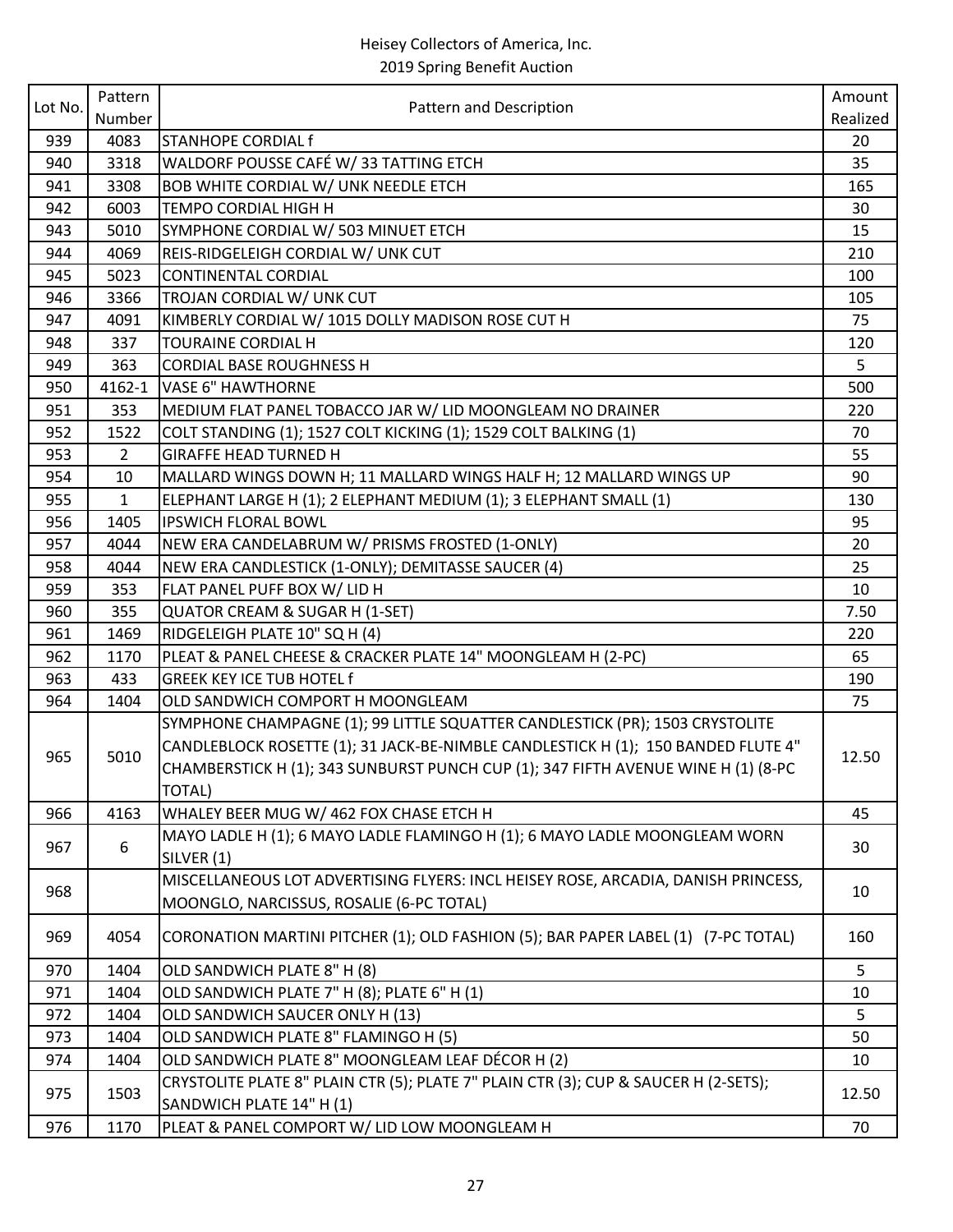Heisey Collectors of America, Inc.
2019 Spring Benefit Auction

| Lot No. | Pattern Number | Pattern and Description | Amount Realized |
|---|---|---|---|
| 939 | 4083 | STANHOPE CORDIAL f | 20 |
| 940 | 3318 | WALDORF POUSSE CAFÉ W/ 33 TATTING ETCH | 35 |
| 941 | 3308 | BOB WHITE CORDIAL W/ UNK NEEDLE ETCH | 165 |
| 942 | 6003 | TEMPO CORDIAL HIGH H | 30 |
| 943 | 5010 | SYMPHONE CORDIAL W/ 503 MINUET ETCH | 15 |
| 944 | 4069 | REIS-RIDGELEIGH CORDIAL W/ UNK CUT | 210 |
| 945 | 5023 | CONTINENTAL CORDIAL | 100 |
| 946 | 3366 | TROJAN CORDIAL W/ UNK CUT | 105 |
| 947 | 4091 | KIMBERLY CORDIAL W/ 1015 DOLLY MADISON ROSE CUT H | 75 |
| 948 | 337 | TOURAINE CORDIAL H | 120 |
| 949 | 363 | CORDIAL BASE ROUGHNESS H | 5 |
| 950 | 4162-1 | VASE 6" HAWTHORNE | 500 |
| 951 | 353 | MEDIUM FLAT PANEL TOBACCO JAR W/ LID MOONGLEAM NO DRAINER | 220 |
| 952 | 1522 | COLT STANDING (1); 1527 COLT KICKING (1); 1529 COLT BALKING (1) | 70 |
| 953 | 2 | GIRAFFE HEAD TURNED H | 55 |
| 954 | 10 | MALLARD WINGS DOWN H; 11 MALLARD WINGS HALF H; 12 MALLARD WINGS UP | 90 |
| 955 | 1 | ELEPHANT LARGE H (1); 2 ELEPHANT MEDIUM (1); 3 ELEPHANT SMALL (1) | 130 |
| 956 | 1405 | IPSWICH FLORAL BOWL | 95 |
| 957 | 4044 | NEW ERA CANDELABRUM W/ PRISMS FROSTED (1-ONLY) | 20 |
| 958 | 4044 | NEW ERA CANDLESTICK (1-ONLY); DEMITASSE SAUCER (4) | 25 |
| 959 | 353 | FLAT PANEL PUFF BOX W/ LID H | 10 |
| 960 | 355 | QUATOR CREAM & SUGAR H (1-SET) | 7.50 |
| 961 | 1469 | RIDGELEIGH PLATE 10" SQ H (4) | 220 |
| 962 | 1170 | PLEAT & PANEL CHEESE & CRACKER PLATE 14" MOONGLEAM H (2-PC) | 65 |
| 963 | 433 | GREEK KEY ICE TUB HOTEL f | 190 |
| 964 | 1404 | OLD SANDWICH COMPORT H MOONGLEAM | 75 |
| 965 | 5010 | SYMPHONE CHAMPAGNE (1); 99 LITTLE SQUATTER CANDLESTICK (PR); 1503 CRYSTOLITE CANDLEBLOCK ROSETTE (1); 31 JACK-BE-NIMBLE CANDLESTICK H (1); 150 BANDED FLUTE 4" CHAMBERSTICK H (1); 343 SUNBURST PUNCH CUP (1); 347 FIFTH AVENUE WINE H (1) (8-PC TOTAL) | 12.50 |
| 966 | 4163 | WHALEY BEER MUG W/ 462 FOX CHASE ETCH H | 45 |
| 967 | 6 | MAYO LADLE H (1); 6 MAYO LADLE FLAMINGO H (1); 6 MAYO LADLE MOONGLEAM WORN SILVER (1) | 30 |
| 968 | | MISCELLANEOUS LOT ADVERTISING FLYERS: INCL HEISEY ROSE, ARCADIA, DANISH PRINCESS, MOONGLO, NARCISSUS, ROSALIE (6-PC TOTAL) | 10 |
| 969 | 4054 | CORONATION MARTINI PITCHER (1); OLD FASHION (5); BAR PAPER LABEL (1) (7-PC TOTAL) | 160 |
| 970 | 1404 | OLD SANDWICH PLATE 8" H (8) | 5 |
| 971 | 1404 | OLD SANDWICH PLATE 7" H (8); PLATE 6" H (1) | 10 |
| 972 | 1404 | OLD SANDWICH SAUCER ONLY H (13) | 5 |
| 973 | 1404 | OLD SANDWICH PLATE 8" FLAMINGO H (5) | 50 |
| 974 | 1404 | OLD SANDWICH PLATE 8" MOONGLEAM LEAF DÉCOR H (2) | 10 |
| 975 | 1503 | CRYSTOLITE PLATE 8" PLAIN CTR (5); PLATE 7" PLAIN CTR (3); CUP & SAUCER H (2-SETS); SANDWICH PLATE 14" H (1) | 12.50 |
| 976 | 1170 | PLEAT & PANEL COMPORT W/ LID LOW MOONGLEAM H | 70 |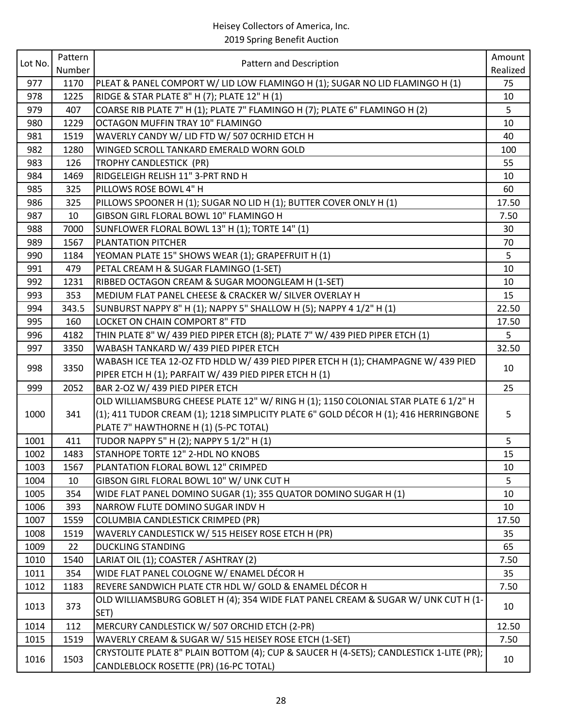Heisey Collectors of America, Inc.
2019 Spring Benefit Auction

| Lot No. | Pattern Number | Pattern and Description | Amount Realized |
|---|---|---|---|
| 977 | 1170 | PLEAT & PANEL COMPORT W/ LID LOW FLAMINGO H (1); SUGAR NO LID FLAMINGO H (1) | 75 |
| 978 | 1225 | RIDGE & STAR PLATE 8" H (7); PLATE 12" H (1) | 10 |
| 979 | 407 | COARSE RIB PLATE 7" H (1); PLATE 7" FLAMINGO H (7); PLATE 6" FLAMINGO H (2) | 5 |
| 980 | 1229 | OCTAGON MUFFIN TRAY 10" FLAMINGO | 10 |
| 981 | 1519 | WAVERLY CANDY W/ LID FTD W/ 507 0CRHID ETCH H | 40 |
| 982 | 1280 | WINGED SCROLL TANKARD EMERALD WORN GOLD | 100 |
| 983 | 126 | TROPHY CANDLESTICK (PR) | 55 |
| 984 | 1469 | RIDGELEIGH RELISH 11" 3-PRT RND H | 10 |
| 985 | 325 | PILLOWS ROSE BOWL 4" H | 60 |
| 986 | 325 | PILLOWS SPOONER H (1); SUGAR NO LID H (1); BUTTER COVER ONLY H (1) | 17.50 |
| 987 | 10 | GIBSON GIRL FLORAL BOWL 10" FLAMINGO H | 7.50 |
| 988 | 7000 | SUNFLOWER FLORAL BOWL 13" H (1); TORTE 14" (1) | 30 |
| 989 | 1567 | PLANTATION PITCHER | 70 |
| 990 | 1184 | YEOMAN PLATE 15" SHOWS WEAR (1); GRAPEFRUIT H (1) | 5 |
| 991 | 479 | PETAL CREAM H & SUGAR FLAMINGO (1-SET) | 10 |
| 992 | 1231 | RIBBED OCTAGON CREAM & SUGAR MOONGLEAM H (1-SET) | 10 |
| 993 | 353 | MEDIUM FLAT PANEL CHEESE & CRACKER W/ SILVER OVERLAY H | 15 |
| 994 | 343.5 | SUNBURST NAPPY 8" H (1); NAPPY 5" SHALLOW H (5); NAPPY 4 1/2" H (1) | 22.50 |
| 995 | 160 | LOCKET ON CHAIN COMPORT 8" FTD | 17.50 |
| 996 | 4182 | THIN PLATE 8" W/ 439 PIED PIPER ETCH (8); PLATE 7" W/ 439 PIED PIPER ETCH (1) | 5 |
| 997 | 3350 | WABASH TANKARD W/ 439 PIED PIPER ETCH | 32.50 |
| 998 | 3350 | WABASH ICE TEA 12-OZ FTD HDLD W/ 439 PIED PIPER ETCH H (1); CHAMPAGNE W/ 439 PIED PIPER ETCH H (1); PARFAIT W/ 439 PIED PIPER ETCH H (1) | 10 |
| 999 | 2052 | BAR 2-OZ W/ 439 PIED PIPER ETCH | 25 |
| 1000 | 341 | OLD WILLIAMSBURG CHEESE PLATE 12" W/ RING H (1); 1150 COLONIAL STAR PLATE 6 1/2" H (1); 411 TUDOR CREAM (1); 1218 SIMPLICITY PLATE 6" GOLD DÉCOR H (1); 416 HERRINGBONE PLATE 7" HAWTHORNE H (1) (5-PC TOTAL) | 5 |
| 1001 | 411 | TUDOR NAPPY 5" H (2); NAPPY 5 1/2" H (1) | 5 |
| 1002 | 1483 | STANHOPE TORTE 12" 2-HDL NO KNOBS | 15 |
| 1003 | 1567 | PLANTATION FLORAL BOWL 12" CRIMPED | 10 |
| 1004 | 10 | GIBSON GIRL FLORAL BOWL 10" W/ UNK CUT H | 5 |
| 1005 | 354 | WIDE FLAT PANEL DOMINO SUGAR (1); 355 QUATOR DOMINO SUGAR H (1) | 10 |
| 1006 | 393 | NARROW FLUTE DOMINO SUGAR INDV H | 10 |
| 1007 | 1559 | COLUMBIA CANDLESTICK CRIMPED (PR) | 17.50 |
| 1008 | 1519 | WAVERLY CANDLESTICK W/ 515 HEISEY ROSE ETCH H (PR) | 35 |
| 1009 | 22 | DUCKLING STANDING | 65 |
| 1010 | 1540 | LARIAT OIL (1); COASTER / ASHTRAY (2) | 7.50 |
| 1011 | 354 | WIDE FLAT PANEL COLOGNE W/ ENAMEL DÉCOR H | 35 |
| 1012 | 1183 | REVERE SANDWICH PLATE CTR HDL W/ GOLD & ENAMEL DÉCOR H | 7.50 |
| 1013 | 373 | OLD WILLIAMSBURG GOBLET H (4); 354 WIDE FLAT PANEL CREAM & SUGAR W/ UNK CUT H (1-SET) | 10 |
| 1014 | 112 | MERCURY CANDLESTICK W/ 507 ORCHID ETCH (2-PR) | 12.50 |
| 1015 | 1519 | WAVERLY CREAM & SUGAR W/ 515 HEISEY ROSE ETCH (1-SET) | 7.50 |
| 1016 | 1503 | CRYSTOLITE PLATE 8" PLAIN BOTTOM (4); CUP & SAUCER H (4-SETS); CANDLESTICK 1-LITE (PR); CANDLEBLOCK ROSETTE (PR) (16-PC TOTAL) | 10 |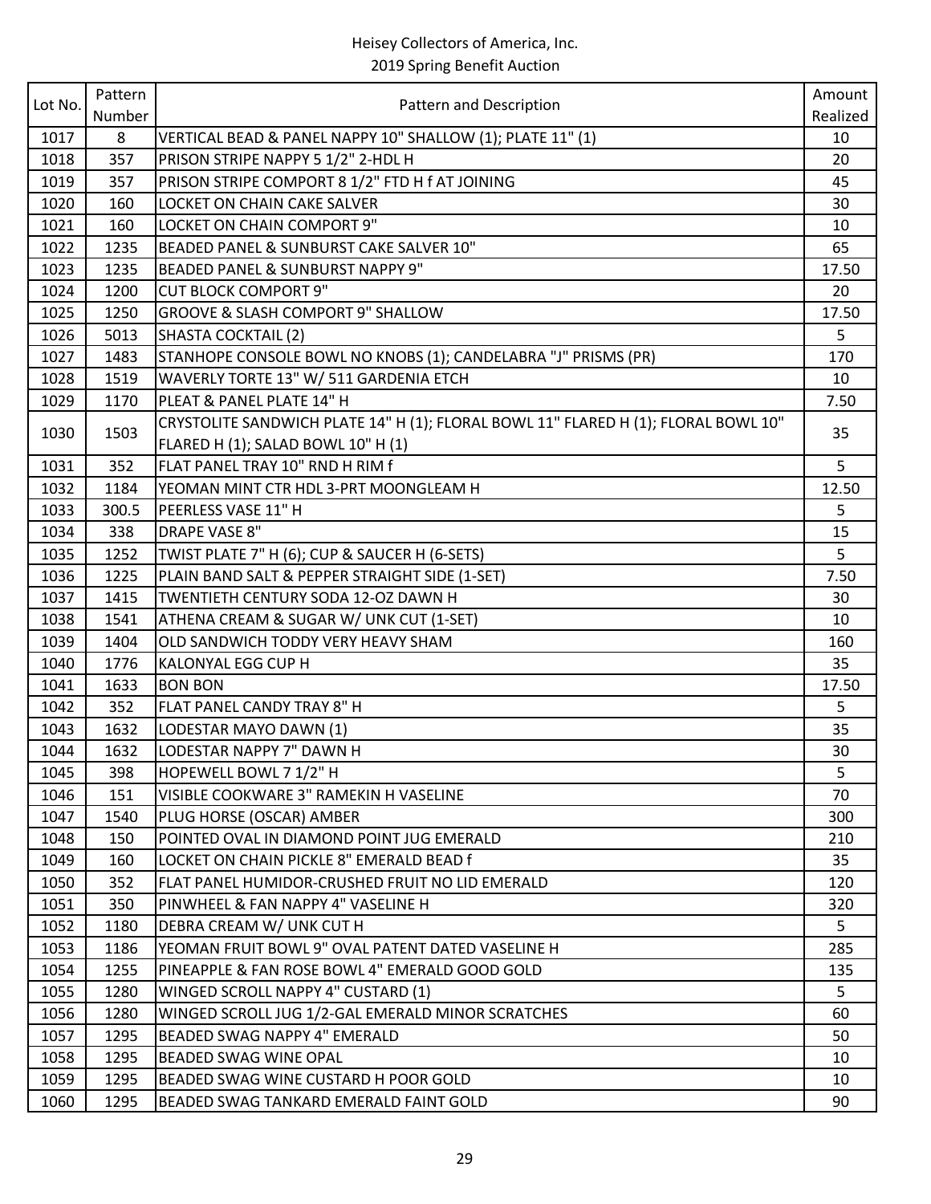Heisey Collectors of America, Inc.
2019 Spring Benefit Auction

| Lot No. | Pattern Number | Pattern and Description | Amount Realized |
|---|---|---|---|
| 1017 | 8 | VERTICAL BEAD & PANEL NAPPY 10" SHALLOW (1); PLATE 11" (1) | 10 |
| 1018 | 357 | PRISON STRIPE NAPPY 5 1/2" 2-HDL H | 20 |
| 1019 | 357 | PRISON STRIPE COMPORT 8 1/2" FTD H f AT JOINING | 45 |
| 1020 | 160 | LOCKET ON CHAIN CAKE SALVER | 30 |
| 1021 | 160 | LOCKET ON CHAIN COMPORT 9" | 10 |
| 1022 | 1235 | BEADED PANEL & SUNBURST CAKE SALVER 10" | 65 |
| 1023 | 1235 | BEADED PANEL & SUNBURST NAPPY 9" | 17.50 |
| 1024 | 1200 | CUT BLOCK COMPORT 9" | 20 |
| 1025 | 1250 | GROOVE & SLASH COMPORT 9" SHALLOW | 17.50 |
| 1026 | 5013 | SHASTA COCKTAIL (2) | 5 |
| 1027 | 1483 | STANHOPE CONSOLE BOWL NO KNOBS (1); CANDELABRA "J" PRISMS (PR) | 170 |
| 1028 | 1519 | WAVERLY TORTE 13" W/ 511 GARDENIA ETCH | 10 |
| 1029 | 1170 | PLEAT & PANEL PLATE 14" H | 7.50 |
| 1030 | 1503 | CRYSTOLITE SANDWICH PLATE 14" H (1); FLORAL BOWL 11" FLARED H (1); FLORAL BOWL 10" FLARED H (1); SALAD BOWL 10" H (1) | 35 |
| 1031 | 352 | FLAT PANEL TRAY 10" RND H RIM f | 5 |
| 1032 | 1184 | YEOMAN MINT CTR HDL 3-PRT MOONGLEAM H | 12.50 |
| 1033 | 300.5 | PEERLESS VASE 11" H | 5 |
| 1034 | 338 | DRAPE VASE 8" | 15 |
| 1035 | 1252 | TWIST PLATE 7" H (6); CUP & SAUCER H (6-SETS) | 5 |
| 1036 | 1225 | PLAIN BAND SALT & PEPPER STRAIGHT SIDE (1-SET) | 7.50 |
| 1037 | 1415 | TWENTIETH CENTURY SODA 12-OZ DAWN H | 30 |
| 1038 | 1541 | ATHENA CREAM & SUGAR W/ UNK CUT (1-SET) | 10 |
| 1039 | 1404 | OLD SANDWICH TODDY VERY HEAVY SHAM | 160 |
| 1040 | 1776 | KALONYAL EGG CUP H | 35 |
| 1041 | 1633 | BON BON | 17.50 |
| 1042 | 352 | FLAT PANEL CANDY TRAY 8" H | 5 |
| 1043 | 1632 | LODESTAR MAYO DAWN (1) | 35 |
| 1044 | 1632 | LODESTAR NAPPY 7" DAWN H | 30 |
| 1045 | 398 | HOPEWELL BOWL 7 1/2" H | 5 |
| 1046 | 151 | VISIBLE COOKWARE 3" RAMEKIN H VASELINE | 70 |
| 1047 | 1540 | PLUG HORSE (OSCAR) AMBER | 300 |
| 1048 | 150 | POINTED OVAL IN DIAMOND POINT JUG EMERALD | 210 |
| 1049 | 160 | LOCKET ON CHAIN PICKLE 8" EMERALD BEAD f | 35 |
| 1050 | 352 | FLAT PANEL HUMIDOR-CRUSHED FRUIT NO LID EMERALD | 120 |
| 1051 | 350 | PINWHEEL & FAN NAPPY 4" VASELINE H | 320 |
| 1052 | 1180 | DEBRA CREAM W/ UNK CUT H | 5 |
| 1053 | 1186 | YEOMAN FRUIT BOWL 9" OVAL PATENT DATED VASELINE H | 285 |
| 1054 | 1255 | PINEAPPLE & FAN ROSE BOWL 4" EMERALD GOOD GOLD | 135 |
| 1055 | 1280 | WINGED SCROLL NAPPY 4" CUSTARD (1) | 5 |
| 1056 | 1280 | WINGED SCROLL JUG 1/2-GAL EMERALD MINOR SCRATCHES | 60 |
| 1057 | 1295 | BEADED SWAG NAPPY 4" EMERALD | 50 |
| 1058 | 1295 | BEADED SWAG WINE OPAL | 10 |
| 1059 | 1295 | BEADED SWAG WINE CUSTARD H POOR GOLD | 10 |
| 1060 | 1295 | BEADED SWAG TANKARD EMERALD FAINT GOLD | 90 |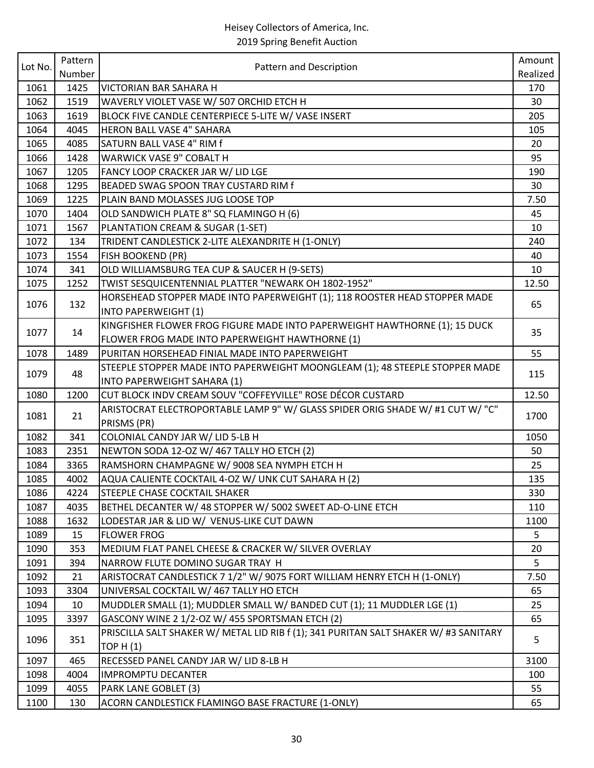Heisey Collectors of America, Inc.
2019 Spring Benefit Auction

| Lot No. | Pattern Number | Pattern and Description | Amount Realized |
|---|---|---|---|
| 1061 | 1425 | VICTORIAN BAR SAHARA H | 170 |
| 1062 | 1519 | WAVERLY VIOLET VASE W/ 507 ORCHID ETCH H | 30 |
| 1063 | 1619 | BLOCK FIVE CANDLE CENTERPIECE 5-LITE W/ VASE INSERT | 205 |
| 1064 | 4045 | HERON BALL VASE 4" SAHARA | 105 |
| 1065 | 4085 | SATURN BALL VASE 4" RIM f | 20 |
| 1066 | 1428 | WARWICK VASE 9" COBALT H | 95 |
| 1067 | 1205 | FANCY LOOP CRACKER JAR W/ LID LGE | 190 |
| 1068 | 1295 | BEADED SWAG SPOON TRAY CUSTARD RIM f | 30 |
| 1069 | 1225 | PLAIN BAND MOLASSES JUG LOOSE TOP | 7.50 |
| 1070 | 1404 | OLD SANDWICH PLATE 8" SQ FLAMINGO H (6) | 45 |
| 1071 | 1567 | PLANTATION CREAM & SUGAR (1-SET) | 10 |
| 1072 | 134 | TRIDENT CANDLESTICK 2-LITE ALEXANDRITE H (1-ONLY) | 240 |
| 1073 | 1554 | FISH BOOKEND (PR) | 40 |
| 1074 | 341 | OLD WILLIAMSBURG TEA CUP & SAUCER H (9-SETS) | 10 |
| 1075 | 1252 | TWIST SESQUICENTENNIAL PLATTER "NEWARK OH 1802-1952" | 12.50 |
| 1076 | 132 | HORSEHEAD STOPPER MADE INTO PAPERWEIGHT (1); 118 ROOSTER HEAD STOPPER MADE INTO PAPERWEIGHT (1) | 65 |
| 1077 | 14 | KINGFISHER FLOWER FROG FIGURE MADE INTO PAPERWEIGHT HAWTHORNE (1); 15 DUCK FLOWER FROG MADE INTO PAPERWEIGHT HAWTHORNE (1) | 35 |
| 1078 | 1489 | PURITAN HORSEHEAD FINIAL MADE INTO PAPERWEIGHT | 55 |
| 1079 | 48 | STEEPLE STOPPER MADE INTO PAPERWEIGHT MOONGLEAM (1); 48 STEEPLE STOPPER MADE INTO PAPERWEIGHT SAHARA (1) | 115 |
| 1080 | 1200 | CUT BLOCK INDV CREAM SOUV "COFFEYVILLE" ROSE DÉCOR CUSTARD | 12.50 |
| 1081 | 21 | ARISTOCRAT ELECTROPORTABLE LAMP 9" W/ GLASS SPIDER ORIG SHADE W/ #1 CUT W/ "C" PRISMS (PR) | 1700 |
| 1082 | 341 | COLONIAL CANDY JAR W/ LID 5-LB H | 1050 |
| 1083 | 2351 | NEWTON SODA 12-OZ W/ 467 TALLY HO ETCH (2) | 50 |
| 1084 | 3365 | RAMSHORN CHAMPAGNE W/ 9008 SEA NYMPH ETCH H | 25 |
| 1085 | 4002 | AQUA CALIENTE COCKTAIL 4-OZ W/ UNK CUT SAHARA H (2) | 135 |
| 1086 | 4224 | STEEPLE CHASE COCKTAIL SHAKER | 330 |
| 1087 | 4035 | BETHEL DECANTER W/ 48 STOPPER W/ 5002 SWEET AD-O-LINE ETCH | 110 |
| 1088 | 1632 | LODESTAR JAR & LID W/ VENUS-LIKE CUT DAWN | 1100 |
| 1089 | 15 | FLOWER FROG | 5 |
| 1090 | 353 | MEDIUM FLAT PANEL CHEESE & CRACKER W/ SILVER OVERLAY | 20 |
| 1091 | 394 | NARROW FLUTE DOMINO SUGAR TRAY H | 5 |
| 1092 | 21 | ARISTOCRAT CANDLESTICK 7 1/2" W/ 9075 FORT WILLIAM HENRY ETCH H (1-ONLY) | 7.50 |
| 1093 | 3304 | UNIVERSAL COCKTAIL W/ 467 TALLY HO ETCH | 65 |
| 1094 | 10 | MUDDLER SMALL (1); MUDDLER SMALL W/ BANDED CUT (1); 11 MUDDLER LGE (1) | 25 |
| 1095 | 3397 | GASCONY WINE 2 1/2-OZ W/ 455 SPORTSMAN ETCH (2) | 65 |
| 1096 | 351 | PRISCILLA SALT SHAKER W/ METAL LID RIB f (1); 341 PURITAN SALT SHAKER W/ #3 SANITARY TOP H (1) | 5 |
| 1097 | 465 | RECESSED PANEL CANDY JAR W/ LID 8-LB H | 3100 |
| 1098 | 4004 | IMPROMPTU DECANTER | 100 |
| 1099 | 4055 | PARK LANE GOBLET (3) | 55 |
| 1100 | 130 | ACORN CANDLESTICK FLAMINGO BASE FRACTURE (1-ONLY) | 65 |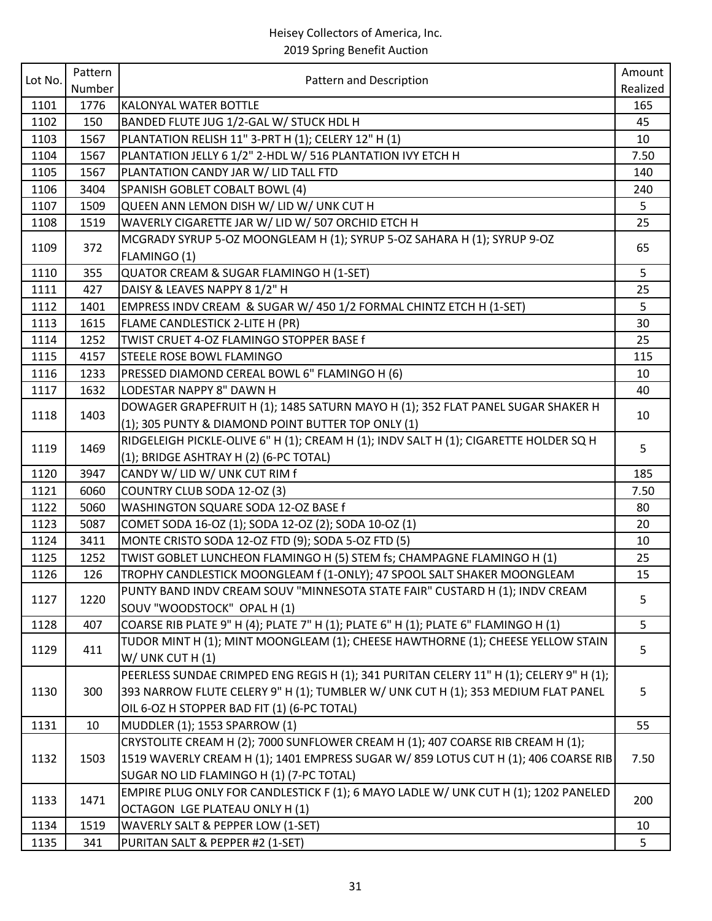Heisey Collectors of America, Inc.
2019 Spring Benefit Auction

| Lot No. | Pattern Number | Pattern and Description | Amount Realized |
|---|---|---|---|
| 1101 | 1776 | KALONYAL WATER BOTTLE | 165 |
| 1102 | 150 | BANDED FLUTE JUG 1/2-GAL W/ STUCK HDL H | 45 |
| 1103 | 1567 | PLANTATION RELISH 11" 3-PRT H (1); CELERY 12" H (1) | 10 |
| 1104 | 1567 | PLANTATION JELLY 6 1/2" 2-HDL W/ 516 PLANTATION IVY ETCH H | 7.50 |
| 1105 | 1567 | PLANTATION CANDY JAR W/ LID TALL FTD | 140 |
| 1106 | 3404 | SPANISH GOBLET COBALT BOWL (4) | 240 |
| 1107 | 1509 | QUEEN ANN LEMON DISH W/ LID W/ UNK CUT H | 5 |
| 1108 | 1519 | WAVERLY CIGARETTE JAR W/ LID W/ 507 ORCHID ETCH H | 25 |
| 1109 | 372 | MCGRADY SYRUP 5-OZ MOONGLEAM H (1); SYRUP 5-OZ SAHARA H (1); SYRUP 9-OZ FLAMINGO (1) | 65 |
| 1110 | 355 | QUATOR CREAM & SUGAR FLAMINGO H (1-SET) | 5 |
| 1111 | 427 | DAISY & LEAVES NAPPY 8 1/2" H | 25 |
| 1112 | 1401 | EMPRESS INDV CREAM & SUGAR W/ 450 1/2 FORMAL CHINTZ ETCH H (1-SET) | 5 |
| 1113 | 1615 | FLAME CANDLESTICK 2-LITE H (PR) | 30 |
| 1114 | 1252 | TWIST CRUET 4-OZ FLAMINGO STOPPER BASE f | 25 |
| 1115 | 4157 | STEELE ROSE BOWL FLAMINGO | 115 |
| 1116 | 1233 | PRESSED DIAMOND CEREAL BOWL 6" FLAMINGO H (6) | 10 |
| 1117 | 1632 | LODESTAR NAPPY 8" DAWN H | 40 |
| 1118 | 1403 | DOWAGER GRAPEFRUIT H (1); 1485 SATURN MAYO H (1); 352 FLAT PANEL SUGAR SHAKER H (1); 305 PUNTY & DIAMOND POINT BUTTER TOP ONLY (1) | 10 |
| 1119 | 1469 | RIDGELEIGH PICKLE-OLIVE 6" H (1); CREAM H (1); INDV SALT H (1); CIGARETTE HOLDER SQ H (1); BRIDGE ASHTRAY H (2) (6-PC TOTAL) | 5 |
| 1120 | 3947 | CANDY W/ LID W/ UNK CUT RIM f | 185 |
| 1121 | 6060 | COUNTRY CLUB SODA 12-OZ (3) | 7.50 |
| 1122 | 5060 | WASHINGTON SQUARE SODA 12-OZ BASE f | 80 |
| 1123 | 5087 | COMET SODA 16-OZ (1); SODA 12-OZ (2); SODA 10-OZ (1) | 20 |
| 1124 | 3411 | MONTE CRISTO SODA 12-OZ FTD (9); SODA 5-OZ FTD (5) | 10 |
| 1125 | 1252 | TWIST GOBLET LUNCHEON FLAMINGO H (5) STEM fs; CHAMPAGNE FLAMINGO H (1) | 25 |
| 1126 | 126 | TROPHY CANDLESTICK MOONGLEAM f (1-ONLY); 47 SPOOL SALT SHAKER MOONGLEAM | 15 |
| 1127 | 1220 | PUNTY BAND INDV CREAM SOUV "MINNESOTA STATE FAIR" CUSTARD H (1); INDV CREAM SOUV "WOODSTOCK" OPAL H (1) | 5 |
| 1128 | 407 | COARSE RIB PLATE 9" H (4); PLATE 7" H (1); PLATE 6" H (1); PLATE 6" FLAMINGO H (1) | 5 |
| 1129 | 411 | TUDOR MINT H (1); MINT MOONGLEAM (1); CHEESE HAWTHORNE (1); CHEESE YELLOW STAIN W/ UNK CUT H (1) | 5 |
| 1130 | 300 | PEERLESS SUNDAE CRIMPED ENG REGIS H (1); 341 PURITAN CELERY 11" H (1); CELERY 9" H (1); 393 NARROW FLUTE CELERY 9" H (1); TUMBLER W/ UNK CUT H (1); 353 MEDIUM FLAT PANEL OIL 6-OZ H STOPPER BAD FIT (1) (6-PC TOTAL) | 5 |
| 1131 | 10 | MUDDLER (1); 1553 SPARROW (1) | 55 |
| 1132 | 1503 | CRYSTOLITE CREAM H (2); 7000 SUNFLOWER CREAM H (1); 407 COARSE RIB CREAM H (1); 1519 WAVERLY CREAM H (1); 1401 EMPRESS SUGAR W/ 859 LOTUS CUT H (1); 406 COARSE RIB SUGAR NO LID FLAMINGO H (1) (7-PC TOTAL) | 7.50 |
| 1133 | 1471 | EMPIRE PLUG ONLY FOR CANDLESTICK F (1); 6 MAYO LADLE W/ UNK CUT H (1); 1202 PANELED OCTAGON LGE PLATEAU ONLY H (1) | 200 |
| 1134 | 1519 | WAVERLY SALT & PEPPER LOW (1-SET) | 10 |
| 1135 | 341 | PURITAN SALT & PEPPER #2 (1-SET) | 5 |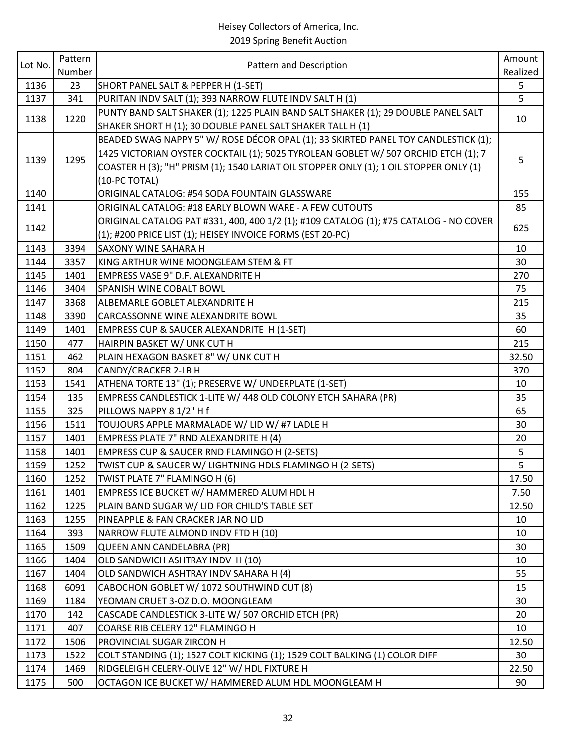Heisey Collectors of America, Inc.
2019 Spring Benefit Auction

| Lot No. | Pattern Number | Pattern and Description | Amount Realized |
|---|---|---|---|
| 1136 | 23 | SHORT PANEL SALT & PEPPER H (1-SET) | 5 |
| 1137 | 341 | PURITAN INDV SALT (1); 393 NARROW FLUTE INDV SALT H (1) | 5 |
| 1138 | 1220 | PUNTY BAND SALT SHAKER (1); 1225 PLAIN BAND SALT SHAKER (1); 29 DOUBLE PANEL SALT SHAKER SHORT H (1); 30 DOUBLE PANEL SALT SHAKER TALL H (1) | 10 |
| 1139 | 1295 | BEADED SWAG NAPPY 5" W/ ROSE DÉCOR OPAL (1); 33 SKIRTED PANEL TOY CANDLESTICK (1); 1425 VICTORIAN OYSTER COCKTAIL (1); 5025 TYROLEAN GOBLET W/ 507 ORCHID ETCH (1); 7 COASTER H (3); "H" PRISM (1); 1540 LARIAT OIL STOPPER ONLY (1); 1 OIL STOPPER ONLY (1) (10-PC TOTAL) | 5 |
| 1140 | | ORIGINAL CATALOG: #54 SODA FOUNTAIN GLASSWARE | 155 |
| 1141 | | ORIGINAL CATALOG: #18 EARLY BLOWN WARE - A FEW CUTOUTS | 85 |
| 1142 | | ORIGINAL CATALOG PAT #331, 400, 400 1/2 (1); #109 CATALOG (1); #75 CATALOG - NO COVER (1); #200 PRICE LIST (1); HEISEY INVOICE FORMS (EST 20-PC) | 625 |
| 1143 | 3394 | SAXONY WINE SAHARA H | 10 |
| 1144 | 3357 | KING ARTHUR WINE MOONGLEAM STEM & FT | 30 |
| 1145 | 1401 | EMPRESS VASE 9" D.F. ALEXANDRITE H | 270 |
| 1146 | 3404 | SPANISH WINE COBALT BOWL | 75 |
| 1147 | 3368 | ALBEMARLE GOBLET ALEXANDRITE H | 215 |
| 1148 | 3390 | CARCASSONNE WINE ALEXANDRITE BOWL | 35 |
| 1149 | 1401 | EMPRESS CUP & SAUCER ALEXANDRITE H (1-SET) | 60 |
| 1150 | 477 | HAIRPIN BASKET W/ UNK CUT H | 215 |
| 1151 | 462 | PLAIN HEXAGON BASKET 8" W/ UNK CUT H | 32.50 |
| 1152 | 804 | CANDY/CRACKER 2-LB H | 370 |
| 1153 | 1541 | ATHENA TORTE 13" (1); PRESERVE W/ UNDERPLATE (1-SET) | 10 |
| 1154 | 135 | EMPRESS CANDLESTICK 1-LITE W/ 448 OLD COLONY ETCH SAHARA (PR) | 35 |
| 1155 | 325 | PILLOWS NAPPY 8 1/2" H f | 65 |
| 1156 | 1511 | TOUJOURS APPLE MARMALADE W/ LID W/ #7 LADLE H | 30 |
| 1157 | 1401 | EMPRESS PLATE 7" RND ALEXANDRITE H (4) | 20 |
| 1158 | 1401 | EMPRESS CUP & SAUCER RND FLAMINGO H (2-SETS) | 5 |
| 1159 | 1252 | TWIST CUP & SAUCER W/ LIGHTNING HDLS FLAMINGO H (2-SETS) | 5 |
| 1160 | 1252 | TWIST PLATE 7" FLAMINGO H (6) | 17.50 |
| 1161 | 1401 | EMPRESS ICE BUCKET W/ HAMMERED ALUM HDL H | 7.50 |
| 1162 | 1225 | PLAIN BAND SUGAR W/ LID FOR CHILD'S TABLE SET | 12.50 |
| 1163 | 1255 | PINEAPPLE & FAN CRACKER JAR NO LID | 10 |
| 1164 | 393 | NARROW FLUTE ALMOND INDV FTD H (10) | 10 |
| 1165 | 1509 | QUEEN ANN CANDELABRA (PR) | 30 |
| 1166 | 1404 | OLD SANDWICH ASHTRAY INDV H (10) | 10 |
| 1167 | 1404 | OLD SANDWICH ASHTRAY INDV SAHARA H (4) | 55 |
| 1168 | 6091 | CABOCHON GOBLET W/ 1072 SOUTHWIND CUT (8) | 15 |
| 1169 | 1184 | YEOMAN CRUET 3-OZ D.O. MOONGLEAM | 30 |
| 1170 | 142 | CASCADE CANDLESTICK 3-LITE W/ 507 ORCHID ETCH (PR) | 20 |
| 1171 | 407 | COARSE RIB CELERY 12" FLAMINGO H | 10 |
| 1172 | 1506 | PROVINCIAL SUGAR ZIRCON H | 12.50 |
| 1173 | 1522 | COLT STANDING (1); 1527 COLT KICKING (1); 1529 COLT BALKING (1) COLOR DIFF | 30 |
| 1174 | 1469 | RIDGELEIGH CELERY-OLIVE 12" W/ HDL FIXTURE H | 22.50 |
| 1175 | 500 | OCTAGON ICE BUCKET W/ HAMMERED ALUM HDL MOONGLEAM H | 90 |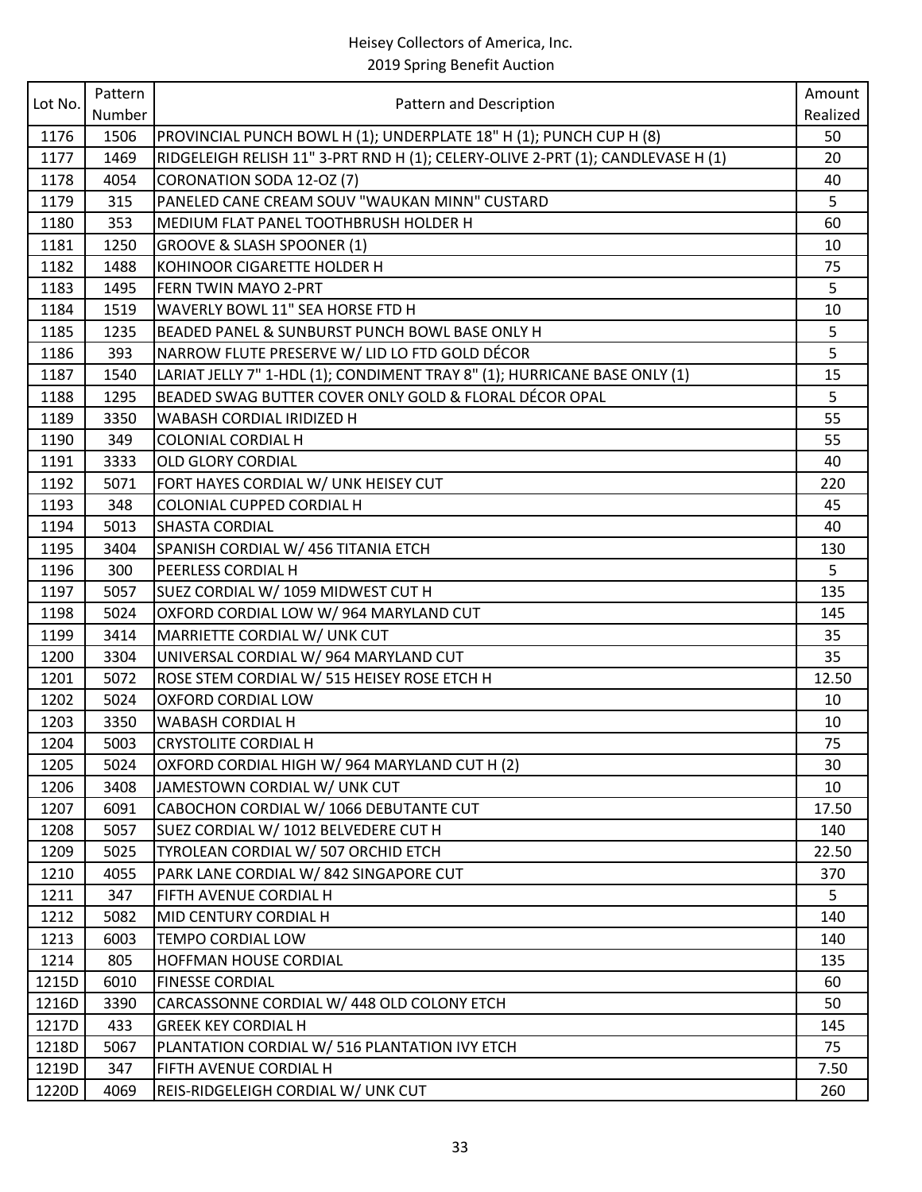Heisey Collectors of America, Inc.
2019 Spring Benefit Auction

| Lot No. | Pattern Number | Pattern and Description | Amount Realized |
|---|---|---|---|
| 1176 | 1506 | PROVINCIAL PUNCH BOWL H (1); UNDERPLATE 18" H (1); PUNCH CUP H (8) | 50 |
| 1177 | 1469 | RIDGELEIGH RELISH 11" 3-PRT RND H (1); CELERY-OLIVE 2-PRT (1); CANDLEVASE H (1) | 20 |
| 1178 | 4054 | CORONATION SODA 12-OZ (7) | 40 |
| 1179 | 315 | PANELED CANE CREAM SOUV "WAUKAN MINN" CUSTARD | 5 |
| 1180 | 353 | MEDIUM FLAT PANEL TOOTHBRUSH HOLDER H | 60 |
| 1181 | 1250 | GROOVE & SLASH SPOONER (1) | 10 |
| 1182 | 1488 | KOHINOOR CIGARETTE HOLDER H | 75 |
| 1183 | 1495 | FERN TWIN MAYO 2-PRT | 5 |
| 1184 | 1519 | WAVERLY BOWL 11" SEA HORSE FTD H | 10 |
| 1185 | 1235 | BEADED PANEL & SUNBURST PUNCH BOWL BASE ONLY H | 5 |
| 1186 | 393 | NARROW FLUTE PRESERVE W/ LID LO FTD GOLD DÉCOR | 5 |
| 1187 | 1540 | LARIAT JELLY 7" 1-HDL (1); CONDIMENT TRAY 8" (1); HURRICANE BASE ONLY (1) | 15 |
| 1188 | 1295 | BEADED SWAG BUTTER COVER ONLY GOLD & FLORAL DÉCOR OPAL | 5 |
| 1189 | 3350 | WABASH CORDIAL IRIDIZED H | 55 |
| 1190 | 349 | COLONIAL CORDIAL H | 55 |
| 1191 | 3333 | OLD GLORY CORDIAL | 40 |
| 1192 | 5071 | FORT HAYES CORDIAL W/ UNK HEISEY CUT | 220 |
| 1193 | 348 | COLONIAL CUPPED CORDIAL H | 45 |
| 1194 | 5013 | SHASTA CORDIAL | 40 |
| 1195 | 3404 | SPANISH CORDIAL W/ 456 TITANIA ETCH | 130 |
| 1196 | 300 | PEERLESS CORDIAL H | 5 |
| 1197 | 5057 | SUEZ CORDIAL W/ 1059 MIDWEST CUT H | 135 |
| 1198 | 5024 | OXFORD CORDIAL LOW W/ 964 MARYLAND CUT | 145 |
| 1199 | 3414 | MARRIETTE CORDIAL W/ UNK CUT | 35 |
| 1200 | 3304 | UNIVERSAL CORDIAL W/ 964 MARYLAND CUT | 35 |
| 1201 | 5072 | ROSE STEM CORDIAL W/ 515 HEISEY ROSE ETCH H | 12.50 |
| 1202 | 5024 | OXFORD CORDIAL LOW | 10 |
| 1203 | 3350 | WABASH CORDIAL H | 10 |
| 1204 | 5003 | CRYSTOLITE CORDIAL H | 75 |
| 1205 | 5024 | OXFORD CORDIAL HIGH W/ 964 MARYLAND CUT H (2) | 30 |
| 1206 | 3408 | JAMESTOWN CORDIAL W/ UNK CUT | 10 |
| 1207 | 6091 | CABOCHON CORDIAL W/ 1066 DEBUTANTE CUT | 17.50 |
| 1208 | 5057 | SUEZ CORDIAL W/ 1012 BELVEDERE CUT H | 140 |
| 1209 | 5025 | TYROLEAN CORDIAL W/ 507 ORCHID ETCH | 22.50 |
| 1210 | 4055 | PARK LANE CORDIAL W/ 842 SINGAPORE CUT | 370 |
| 1211 | 347 | FIFTH AVENUE CORDIAL H | 5 |
| 1212 | 5082 | MID CENTURY CORDIAL H | 140 |
| 1213 | 6003 | TEMPO CORDIAL LOW | 140 |
| 1214 | 805 | HOFFMAN HOUSE CORDIAL | 135 |
| 1215D | 6010 | FINESSE CORDIAL | 60 |
| 1216D | 3390 | CARCASSONNE CORDIAL W/ 448 OLD COLONY ETCH | 50 |
| 1217D | 433 | GREEK KEY CORDIAL H | 145 |
| 1218D | 5067 | PLANTATION CORDIAL W/ 516 PLANTATION IVY ETCH | 75 |
| 1219D | 347 | FIFTH AVENUE CORDIAL H | 7.50 |
| 1220D | 4069 | REIS-RIDGELEIGH CORDIAL W/ UNK CUT | 260 |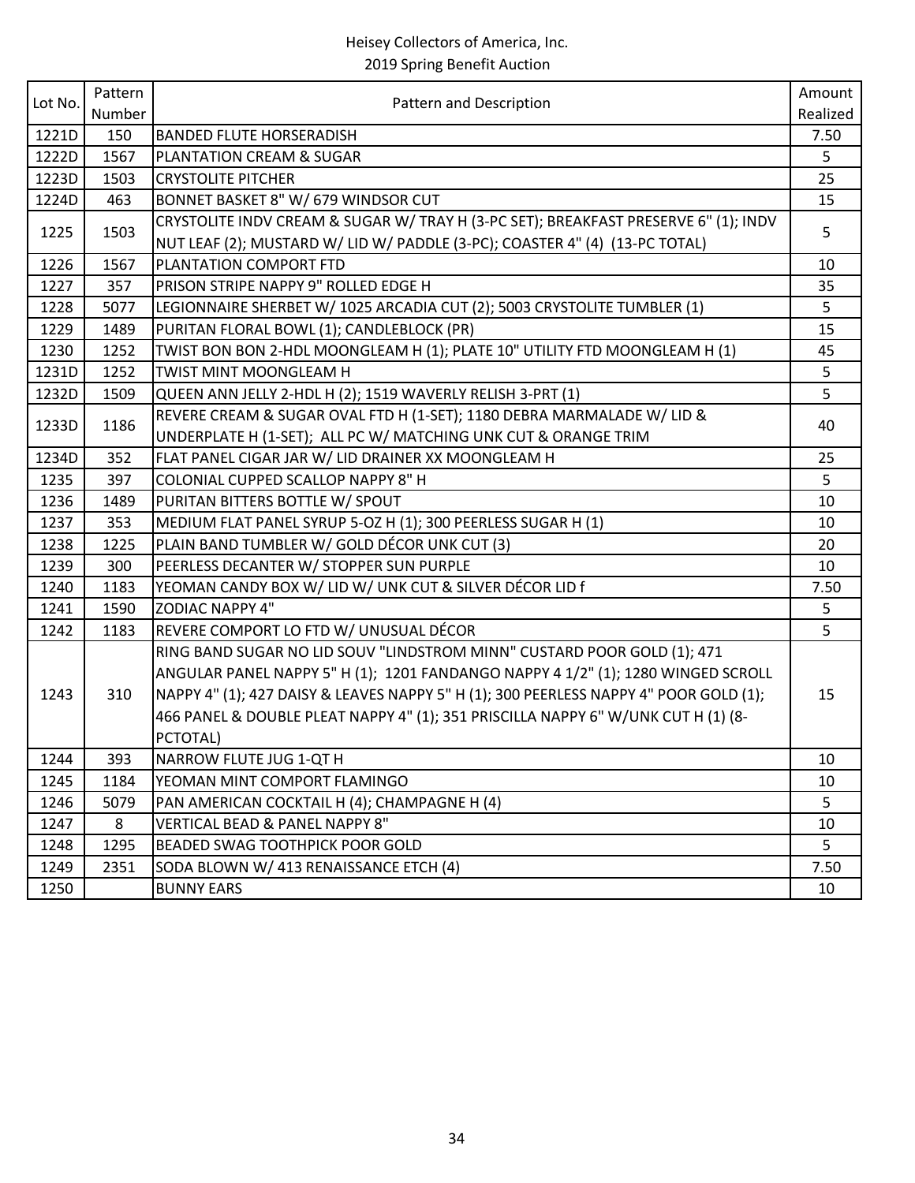Heisey Collectors of America, Inc.
2019 Spring Benefit Auction

| Lot No. | Pattern Number | Pattern and Description | Amount Realized |
|---|---|---|---|
| 1221D | 150 | BANDED FLUTE HORSERADISH | 7.50 |
| 1222D | 1567 | PLANTATION CREAM & SUGAR | 5 |
| 1223D | 1503 | CRYSTOLITE PITCHER | 25 |
| 1224D | 463 | BONNET BASKET 8" W/ 679 WINDSOR CUT | 15 |
| 1225 | 1503 | CRYSTOLITE INDV CREAM & SUGAR W/ TRAY H (3-PC SET); BREAKFAST PRESERVE 6" (1); INDV NUT LEAF (2); MUSTARD W/ LID W/ PADDLE (3-PC); COASTER 4" (4) (13-PC TOTAL) | 5 |
| 1226 | 1567 | PLANTATION COMPORT FTD | 10 |
| 1227 | 357 | PRISON STRIPE NAPPY 9" ROLLED EDGE H | 35 |
| 1228 | 5077 | LEGIONNAIRE SHERBET W/ 1025 ARCADIA CUT (2); 5003 CRYSTOLITE TUMBLER (1) | 5 |
| 1229 | 1489 | PURITAN FLORAL BOWL (1); CANDLEBLOCK (PR) | 15 |
| 1230 | 1252 | TWIST BON BON 2-HDL MOONGLEAM H (1); PLATE 10" UTILITY FTD MOONGLEAM H (1) | 45 |
| 1231D | 1252 | TWIST MINT MOONGLEAM H | 5 |
| 1232D | 1509 | QUEEN ANN JELLY 2-HDL H (2); 1519 WAVERLY RELISH 3-PRT (1) | 5 |
| 1233D | 1186 | REVERE CREAM & SUGAR OVAL FTD H (1-SET); 1180 DEBRA MARMALADE W/ LID & UNDERPLATE H (1-SET); ALL PC W/ MATCHING UNK CUT & ORANGE TRIM | 40 |
| 1234D | 352 | FLAT PANEL CIGAR JAR W/ LID DRAINER XX MOONGLEAM H | 25 |
| 1235 | 397 | COLONIAL CUPPED SCALLOP NAPPY 8" H | 5 |
| 1236 | 1489 | PURITAN BITTERS BOTTLE W/ SPOUT | 10 |
| 1237 | 353 | MEDIUM FLAT PANEL SYRUP 5-OZ H (1); 300 PEERLESS SUGAR H (1) | 10 |
| 1238 | 1225 | PLAIN BAND TUMBLER W/ GOLD DÉCOR UNK CUT (3) | 20 |
| 1239 | 300 | PEERLESS DECANTER W/ STOPPER SUN PURPLE | 10 |
| 1240 | 1183 | YEOMAN CANDY BOX W/ LID W/ UNK CUT & SILVER DÉCOR LID f | 7.50 |
| 1241 | 1590 | ZODIAC NAPPY 4" | 5 |
| 1242 | 1183 | REVERE COMPORT LO FTD W/ UNUSUAL DÉCOR | 5 |
| 1243 | 310 | RING BAND SUGAR NO LID SOUV "LINDSTROM MINN" CUSTARD POOR GOLD (1); 471 ANGULAR PANEL NAPPY 5" H (1); 1201 FANDANGO NAPPY 4 1/2" (1); 1280 WINGED SCROLL NAPPY 4" (1); 427 DAISY & LEAVES NAPPY 5" H (1); 300 PEERLESS NAPPY 4" POOR GOLD (1); 466 PANEL & DOUBLE PLEAT NAPPY 4" (1); 351 PRISCILLA NAPPY 6" W/UNK CUT H (1) (8-PCTOTAL) | 15 |
| 1244 | 393 | NARROW FLUTE JUG 1-QT H | 10 |
| 1245 | 1184 | YEOMAN MINT COMPORT FLAMINGO | 10 |
| 1246 | 5079 | PAN AMERICAN COCKTAIL H (4); CHAMPAGNE H (4) | 5 |
| 1247 | 8 | VERTICAL BEAD & PANEL NAPPY 8" | 10 |
| 1248 | 1295 | BEADED SWAG TOOTHPICK POOR GOLD | 5 |
| 1249 | 2351 | SODA BLOWN W/ 413 RENAISSANCE ETCH (4) | 7.50 |
| 1250 | | BUNNY EARS | 10 |